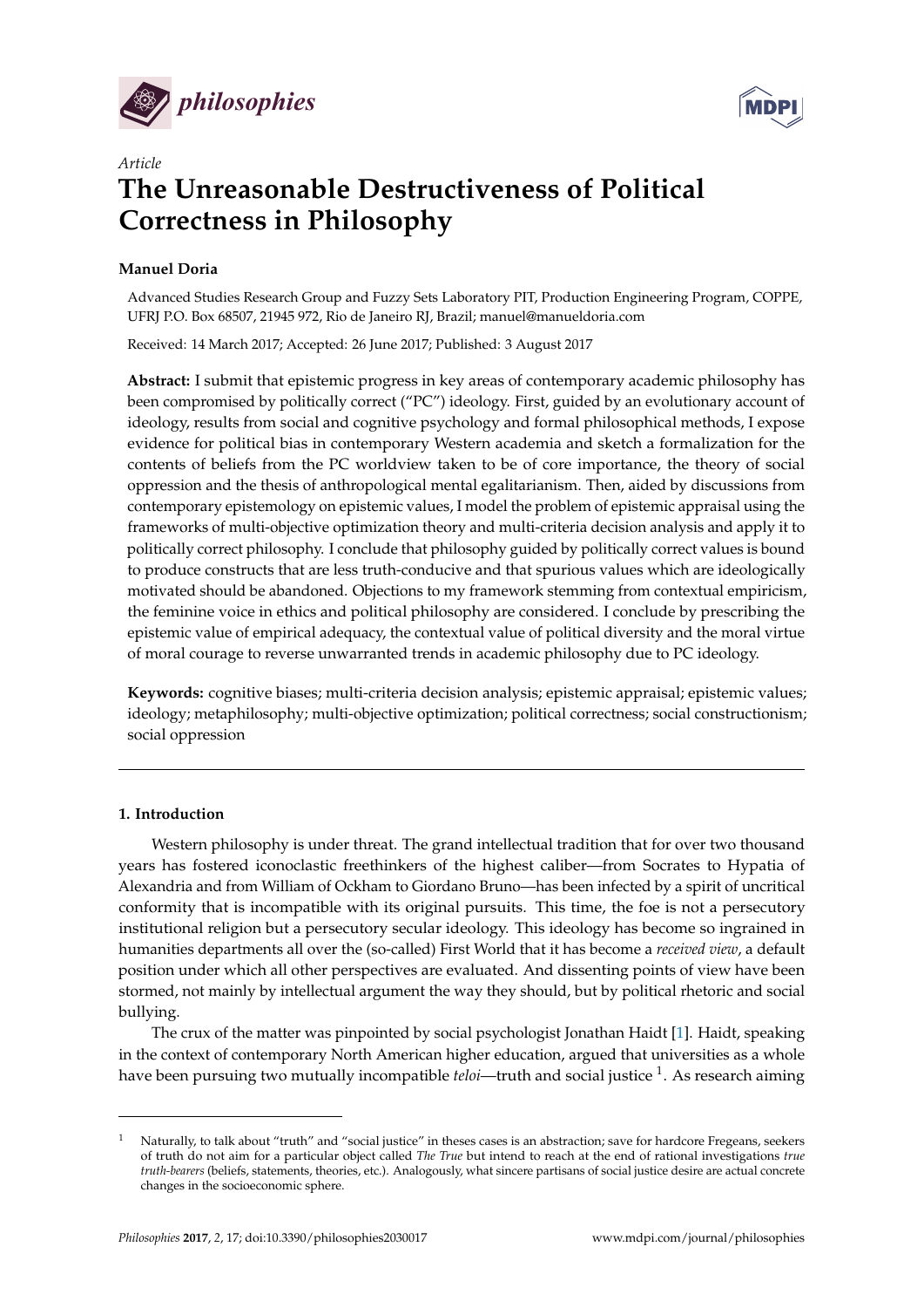*Article*

# The Unreasonable Destructiveness of Political Correctness in Philosophy

**Manuel Doria**

Advanced Studies Research Group and Fuzzy Sets Laboratory PIT, Production Engineering Program, COPPE, UFRJ P.O. Box 68507, 21945 972, Rio de Janeiro RJ, Brazil; manuel@manueldoria.com

Received: 14 March 2017; Accepted: 26 June 2017; Published: 3 August 2017

**Abstract:** I submit that epistemic progress in key areas of contemporary academic philosophy has been compromised by politically correct ("PC") ideology. First, guided by an evolutionary account of ideology, results from social and cognitive psychology and formal philosophical methods, I expose evidence for political bias in contemporary Western academia and sketch a formalization for the contents of beliefs from the PC worldview taken to be of core importance, the theory of social oppression and the thesis of anthropological mental egalitarianism. Then, aided by discussions from contemporary epistemology on epistemic values, I model the problem of epistemic appraisal using the frameworks of multi-objective optimization theory and multi-criteria decision analysis and apply it to politically correct philosophy. I conclude that philosophy guided by politically correct values is bound to produce constructs that are less truth-conducive and that spurious values which are ideologically motivated should be abandoned. Objections to my framework stemming from contextual empiricism, the feminine voice in ethics and political philosophy are considered. I conclude by prescribing the epistemic value of empirical adequacy, the contextual value of political diversity and the moral virtue of moral courage to reverse unwarranted trends in academic philosophy due to PC ideology.

**Keywords:** cognitive biases; multi-criteria decision analysis; epistemic appraisal; epistemic values; ideology; metaphilosophy; multi-objective optimization; political correctness; social constructionism; social oppression

## 1. Introduction

Western philosophy is under threat. The grand intellectual tradition that for over two thousand years has fostered iconoclastic freethinkers of the highest caliber—from Socrates to Hypatia of Alexandria and from William of Ockham to Giordano Bruno—has been infected by a spirit of uncritical conformity that is incompatible with its original pursuits. This time, the foe is not a persecutory institutional religion but a persecutory secular ideology. This ideology has become so ingrained in humanities departments all over the (so-called) First World that it has become a *received view*, a default position under which all other perspectives are evaluated. And dissenting points of view have been stormed, not mainly by intellectual argument the way they should, but by political rhetoric and social bullying.

The crux of the matter was pinpointed by social psychologist Jonathan Haidt [1]. Haidt, speaking in the context of contemporary North American higher education, argued that universities as a whole have been pursuing two mutually incompatible *teloi*—truth and social justice [1]. As research aiming

[1] Naturally, to talk about "truth" and "social justice" in theses cases is an abstraction; save for hardcore Fregeans, seekers of truth do not aim for a particular object called *The True* but intend to reach at the end of rational investigations *true truth-bearers* (beliefs, statements, theories, etc.). Analogously, what sincere partisans of social justice desire are actual concrete changes in the socioeconomic sphere.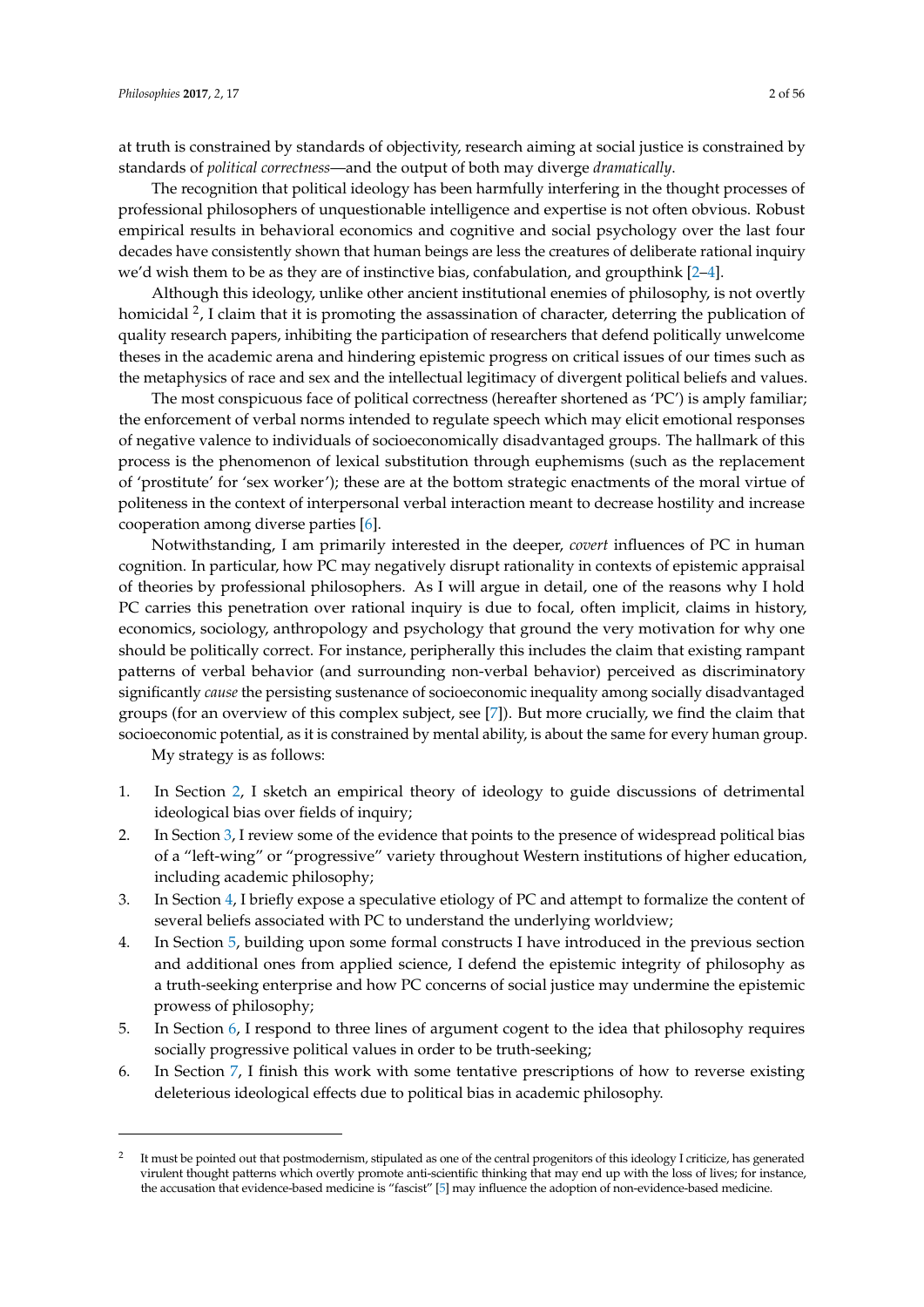at truth is constrained by standards of objectivity, research aiming at social justice is constrained by standards of *political correctness*—and the output of both may diverge *dramatically*.

The recognition that political ideology has been harmfully interfering in the thought processes of professional philosophers of unquestionable intelligence and expertise is not often obvious. Robust empirical results in behavioral economics and cognitive and social psychology over the last four decades have consistently shown that human beings are less the creatures of deliberate rational inquiry we'd wish them to be as they are of instinctive bias, confabulation, and groupthink [2–4].

Although this ideology, unlike other ancient institutional enemies of philosophy, is not overtly homicidal [2], I claim that it is promoting the assassination of character, deterring the publication of quality research papers, inhibiting the participation of researchers that defend politically unwelcome theses in the academic arena and hindering epistemic progress on critical issues of our times such as the metaphysics of race and sex and the intellectual legitimacy of divergent political beliefs and values.

The most conspicuous face of political correctness (hereafter shortened as 'PC') is amply familiar; the enforcement of verbal norms intended to regulate speech which may elicit emotional responses of negative valence to individuals of socioeconomically disadvantaged groups. The hallmark of this process is the phenomenon of lexical substitution through euphemisms (such as the replacement of 'prostitute' for 'sex worker'); these are at the bottom strategic enactments of the moral virtue of politeness in the context of interpersonal verbal interaction meant to decrease hostility and increase cooperation among diverse parties [6].

Notwithstanding, I am primarily interested in the deeper, *covert* influences of PC in human cognition. In particular, how PC may negatively disrupt rationality in contexts of epistemic appraisal of theories by professional philosophers. As I will argue in detail, one of the reasons why I hold PC carries this penetration over rational inquiry is due to focal, often implicit, claims in history, economics, sociology, anthropology and psychology that ground the very motivation for why one should be politically correct. For instance, peripherally this includes the claim that existing rampant patterns of verbal behavior (and surrounding non-verbal behavior) perceived as discriminatory significantly *cause* the persisting sustenance of socioeconomic inequality among socially disadvantaged groups (for an overview of this complex subject, see [7]). But more crucially, we find the claim that socioeconomic potential, as it is constrained by mental ability, is about the same for every human group.

My strategy is as follows:

1. In Section 2, I sketch an empirical theory of ideology to guide discussions of detrimental ideological bias over fields of inquiry;
2. In Section 3, I review some of the evidence that points to the presence of widespread political bias of a "left-wing" or "progressive" variety throughout Western institutions of higher education, including academic philosophy;
3. In Section 4, I briefly expose a speculative etiology of PC and attempt to formalize the content of several beliefs associated with PC to understand the underlying worldview;
4. In Section 5, building upon some formal constructs I have introduced in the previous section and additional ones from applied science, I defend the epistemic integrity of philosophy as a truth-seeking enterprise and how PC concerns of social justice may undermine the epistemic prowess of philosophy;
5. In Section 6, I respond to three lines of argument cogent to the idea that philosophy requires socially progressive political values in order to be truth-seeking;
6. In Section 7, I finish this work with some tentative prescriptions of how to reverse existing deleterious ideological effects due to political bias in academic philosophy.

---

[2] It must be pointed out that postmodernism, stipulated as one of the central progenitors of this ideology I criticize, has generated virulent thought patterns which overtly promote anti-scientific thinking that may end up with the loss of lives; for instance, the accusation that evidence-based medicine is "fascist" [5] may influence the adoption of non-evidence-based medicine.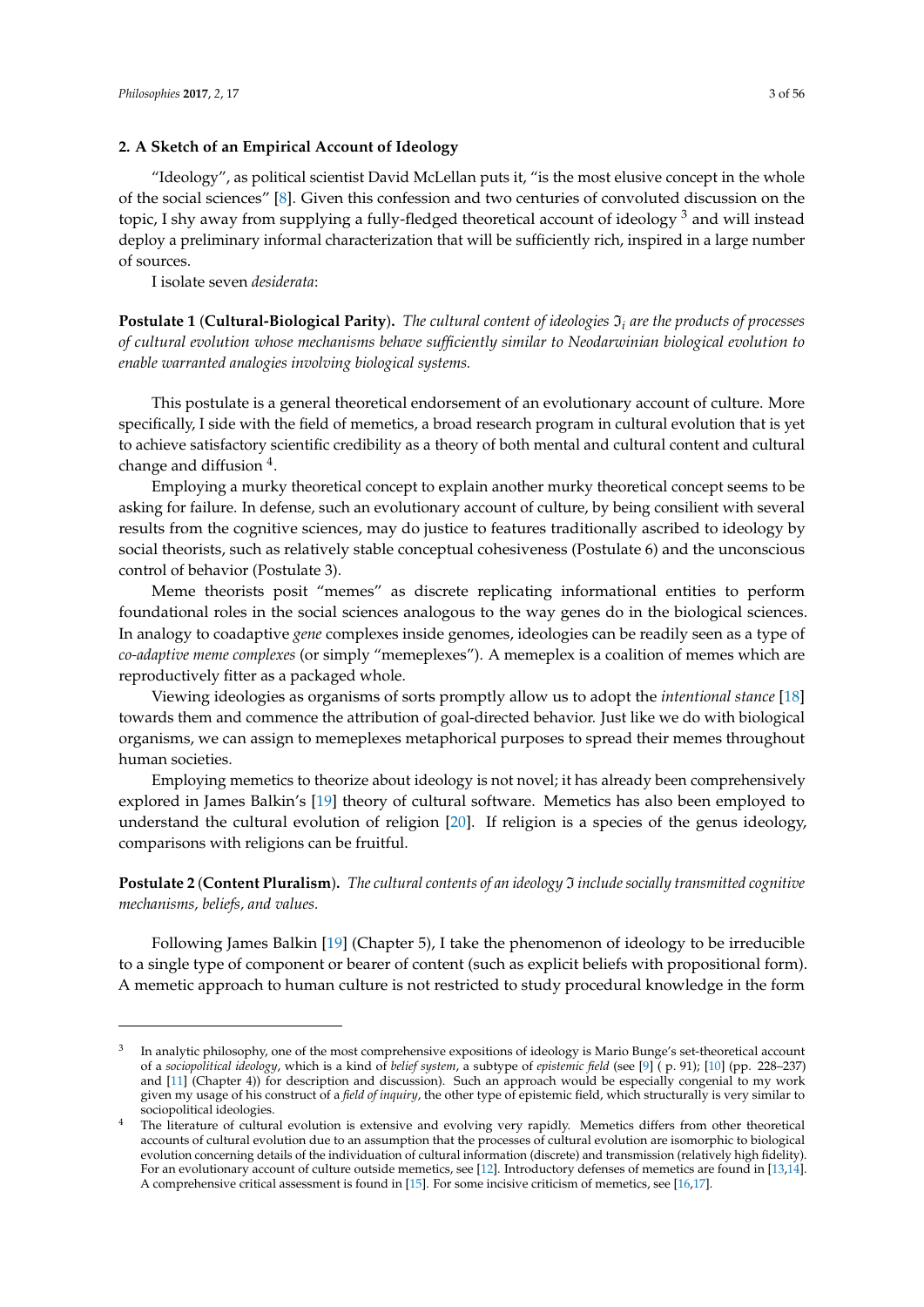## 2. A Sketch of an Empirical Account of Ideology

"Ideology", as political scientist David McLellan puts it, "is the most elusive concept in the whole of the social sciences" [8]. Given this confession and two centuries of convoluted discussion on the topic, I shy away from supplying a fully-fledged theoretical account of ideology [3] and will instead deploy a preliminary informal characterization that will be sufficiently rich, inspired in a large number of sources.

I isolate seven *desiderata*:

**Postulate 1** (**Cultural-Biological Parity**). *The cultural content of ideologies $\mathfrak{I}_i$ are the products of processes of cultural evolution whose mechanisms behave sufficiently similar to Neodarwinian biological evolution to enable warranted analogies involving biological systems.*

This postulate is a general theoretical endorsement of an evolutionary account of culture. More specifically, I side with the field of memetics, a broad research program in cultural evolution that is yet to achieve satisfactory scientific credibility as a theory of both mental and cultural content and cultural change and diffusion [4].

Employing a murky theoretical concept to explain another murky theoretical concept seems to be asking for failure. In defense, such an evolutionary account of culture, by being consilient with several results from the cognitive sciences, may do justice to features traditionally ascribed to ideology by social theorists, such as relatively stable conceptual cohesiveness (Postulate 6) and the unconscious control of behavior (Postulate 3).

Meme theorists posit "memes" as discrete replicating informational entities to perform foundational roles in the social sciences analogous to the way genes do in the biological sciences. In analogy to coadaptive *gene* complexes inside genomes, ideologies can be readily seen as a type of *co-adaptive meme complexes* (or simply "memeplexes"). A memeplex is a coalition of memes which are reproductively fitter as a packaged whole.

Viewing ideologies as organisms of sorts promptly allow us to adopt the *intentional stance* [18] towards them and commence the attribution of goal-directed behavior. Just like we do with biological organisms, we can assign to memeplexes metaphorical purposes to spread their memes throughout human societies.

Employing memetics to theorize about ideology is not novel; it has already been comprehensively explored in James Balkin's [19] theory of cultural software. Memetics has also been employed to understand the cultural evolution of religion [20]. If religion is a species of the genus ideology, comparisons with religions can be fruitful.

**Postulate 2** (**Content Pluralism**). *The cultural contents of an ideology $\mathfrak{I}$ include socially transmitted cognitive mechanisms, beliefs, and values.*

Following James Balkin [19] (Chapter 5), I take the phenomenon of ideology to be irreducible to a single type of component or bearer of content (such as explicit beliefs with propositional form). A memetic approach to human culture is not restricted to study procedural knowledge in the form

---

[3] In analytic philosophy, one of the most comprehensive expositions of ideology is Mario Bunge's set-theoretical account of a *sociopolitical ideology*, which is a kind of *belief system*, a subtype of *epistemic field* (see [9] ( p. 91); [10] (pp. 228–237) and [11] (Chapter 4)) for description and discussion). Such an approach would be especially congenial to my work given my usage of his construct of a *field of inquiry*, the other type of epistemic field, which structurally is very similar to sociopolitical ideologies.

[4] The literature of cultural evolution is extensive and evolving very rapidly. Memetics differs from other theoretical accounts of cultural evolution due to an assumption that the processes of cultural evolution are isomorphic to biological evolution concerning details of the individuation of cultural information (discrete) and transmission (relatively high fidelity). For an evolutionary account of culture outside memetics, see [12]. Introductory defenses of memetics are found in [13,14]. A comprehensive critical assessment is found in [15]. For some incisive criticism of memetics, see [16,17].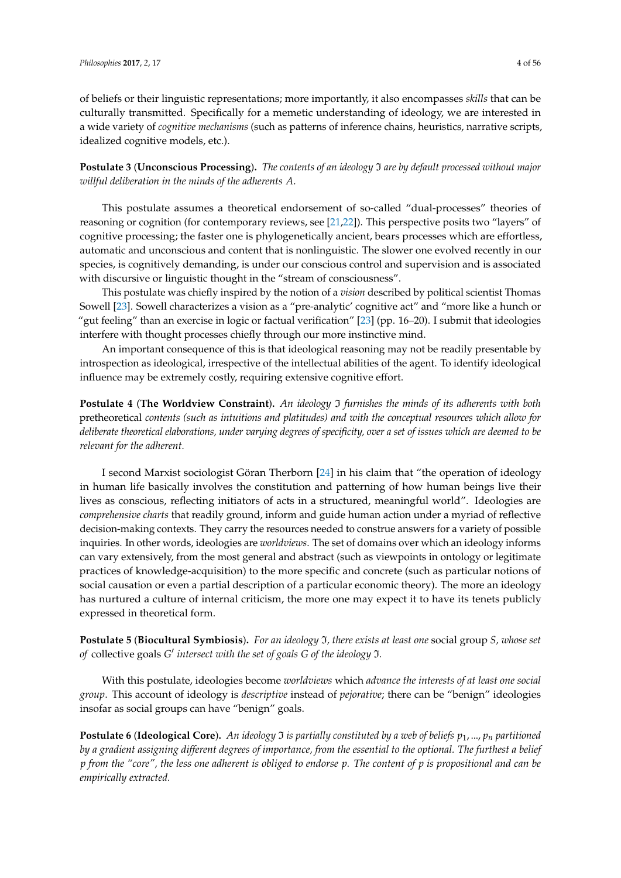of beliefs or their linguistic representations; more importantly, it also encompasses *skills* that can be culturally transmitted. Specifically for a memetic understanding of ideology, we are interested in a wide variety of *cognitive mechanisms* (such as patterns of inference chains, heuristics, narrative scripts, idealized cognitive models, etc.).

**Postulate 3** (**Unconscious Processing**). *The contents of an ideology $\mathfrak{I}$ are by default processed without major willful deliberation in the minds of the adherents $A$.*

This postulate assumes a theoretical endorsement of so-called "dual-processes" theories of reasoning or cognition (for contemporary reviews, see [21,22]). This perspective posits two "layers" of cognitive processing; the faster one is phylogenetically ancient, bears processes which are effortless, automatic and unconscious and content that is nonlinguistic. The slower one evolved recently in our species, is cognitively demanding, is under our conscious control and supervision and is associated with discursive or linguistic thought in the "stream of consciousness".

This postulate was chiefly inspired by the notion of a *vision* described by political scientist Thomas Sowell [23]. Sowell characterizes a vision as a "pre-analytic' cognitive act" and "more like a hunch or "gut feeling" than an exercise in logic or factual verification" [23] (pp. 16–20). I submit that ideologies interfere with thought processes chiefly through our more instinctive mind.

An important consequence of this is that ideological reasoning may not be readily presentable by introspection as ideological, irrespective of the intellectual abilities of the agent. To identify ideological influence may be extremely costly, requiring extensive cognitive effort.

**Postulate 4** (**The Worldview Constraint**). *An ideology $\mathfrak{I}$ furnishes the minds of its adherents with both* pretheoretical *contents (such as intuitions and platitudes) and with the conceptual resources which allow for deliberate theoretical elaborations, under varying degrees of specificity, over a set of issues which are deemed to be relevant for the adherent.*

I second Marxist sociologist Göran Therborn [24] in his claim that "the operation of ideology in human life basically involves the constitution and patterning of how human beings live their lives as conscious, reflecting initiators of acts in a structured, meaningful world". Ideologies are *comprehensive charts* that readily ground, inform and guide human action under a myriad of reflective decision-making contexts. They carry the resources needed to construe answers for a variety of possible inquiries. In other words, ideologies are *worldviews*. The set of domains over which an ideology informs can vary extensively, from the most general and abstract (such as viewpoints in ontology or legitimate practices of knowledge-acquisition) to the more specific and concrete (such as particular notions of social causation or even a partial description of a particular economic theory). The more an ideology has nurtured a culture of internal criticism, the more one may expect it to have its tenets publicly expressed in theoretical form.

**Postulate 5** (**Biocultural Symbiosis**). *For an ideology $\mathfrak{I}$, there exists at least one* social group *$S$, whose set of* collective goals *$G'$ intersect with the set of goals $G$ of the ideology $\mathfrak{I}$.*

With this postulate, ideologies become *worldviews* which *advance the interests of at least one social group*. This account of ideology is *descriptive* instead of *pejorative*; there can be "benign" ideologies insofar as social groups can have "benign" goals.

**Postulate 6** (**Ideological Core**). *An ideology $\mathfrak{I}$ is partially constituted by a web of beliefs $p_1, ..., p_n$ partitioned by a gradient assigning different degrees of importance, from the essential to the optional. The furthest a belief $p$ from the "core", the less one adherent is obliged to endorse $p$. The content of $p$ is propositional and can be empirically extracted.*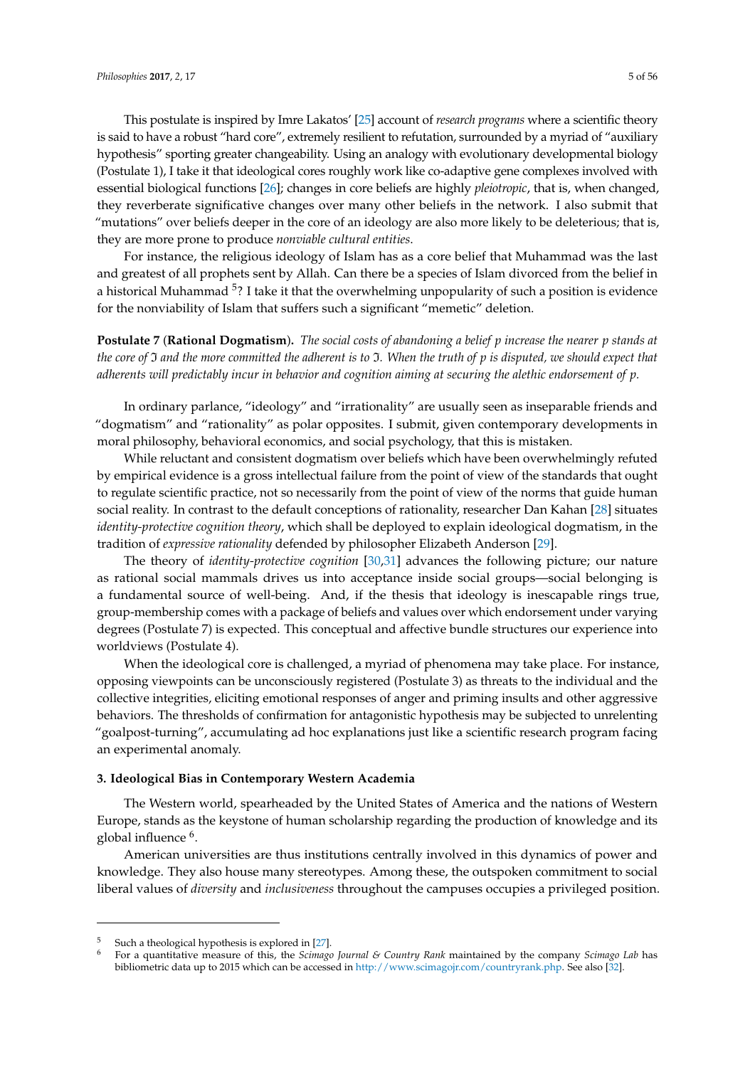This postulate is inspired by Imre Lakatos' [25] account of *research programs* where a scientific theory is said to have a robust "hard core", extremely resilient to refutation, surrounded by a myriad of "auxiliary hypothesis" sporting greater changeability. Using an analogy with evolutionary developmental biology (Postulate 1), I take it that ideological cores roughly work like co-adaptive gene complexes involved with essential biological functions [26]; changes in core beliefs are highly *pleiotropic*, that is, when changed, they reverberate significative changes over many other beliefs in the network. I also submit that "mutations" over beliefs deeper in the core of an ideology are also more likely to be deleterious; that is, they are more prone to produce *nonviable cultural entities*.

For instance, the religious ideology of Islam has as a core belief that Muhammad was the last and greatest of all prophets sent by Allah. Can there be a species of Islam divorced from the belief in a historical Muhammad [5]? I take it that the overwhelming unpopularity of such a position is evidence for the nonviability of Islam that suffers such a significant "memetic" deletion.

**Postulate 7** (**Rational Dogmatism**). *The social costs of abandoning a belief p increase the nearer p stands at the core of $\mathfrak{I}$ and the more committed the adherent is to $\mathfrak{I}$. When the truth of p is disputed, we should expect that adherents will predictably incur in behavior and cognition aiming at securing the alethic endorsement of p.*

In ordinary parlance, "ideology" and "irrationality" are usually seen as inseparable friends and "dogmatism" and "rationality" as polar opposites. I submit, given contemporary developments in moral philosophy, behavioral economics, and social psychology, that this is mistaken.

While reluctant and consistent dogmatism over beliefs which have been overwhelmingly refuted by empirical evidence is a gross intellectual failure from the point of view of the standards that ought to regulate scientific practice, not so necessarily from the point of view of the norms that guide human social reality. In contrast to the default conceptions of rationality, researcher Dan Kahan [28] situates *identity-protective cognition theory*, which shall be deployed to explain ideological dogmatism, in the tradition of *expressive rationality* defended by philosopher Elizabeth Anderson [29].

The theory of *identity-protective cognition* [30,31] advances the following picture; our nature as rational social mammals drives us into acceptance inside social groups—social belonging is a fundamental source of well-being. And, if the thesis that ideology is inescapable rings true, group-membership comes with a package of beliefs and values over which endorsement under varying degrees (Postulate 7) is expected. This conceptual and affective bundle structures our experience into worldviews (Postulate 4).

When the ideological core is challenged, a myriad of phenomena may take place. For instance, opposing viewpoints can be unconsciously registered (Postulate 3) as threats to the individual and the collective integrities, eliciting emotional responses of anger and priming insults and other aggressive behaviors. The thresholds of confirmation for antagonistic hypothesis may be subjected to unrelenting "goalpost-turning", accumulating ad hoc explanations just like a scientific research program facing an experimental anomaly.

### 3. Ideological Bias in Contemporary Western Academia

The Western world, spearheaded by the United States of America and the nations of Western Europe, stands as the keystone of human scholarship regarding the production of knowledge and its global influence [6].

American universities are thus institutions centrally involved in this dynamics of power and knowledge. They also house many stereotypes. Among these, the outspoken commitment to social liberal values of *diversity* and *inclusiveness* throughout the campuses occupies a privileged position.

---

[5] Such a theological hypothesis is explored in [27].

[6] For a quantitative measure of this, the *Scimago Journal & Country Rank* maintained by the company *Scimago Lab* has bibliometric data up to 2015 which can be accessed in http://www.scimagojr.com/countryrank.php. See also [32].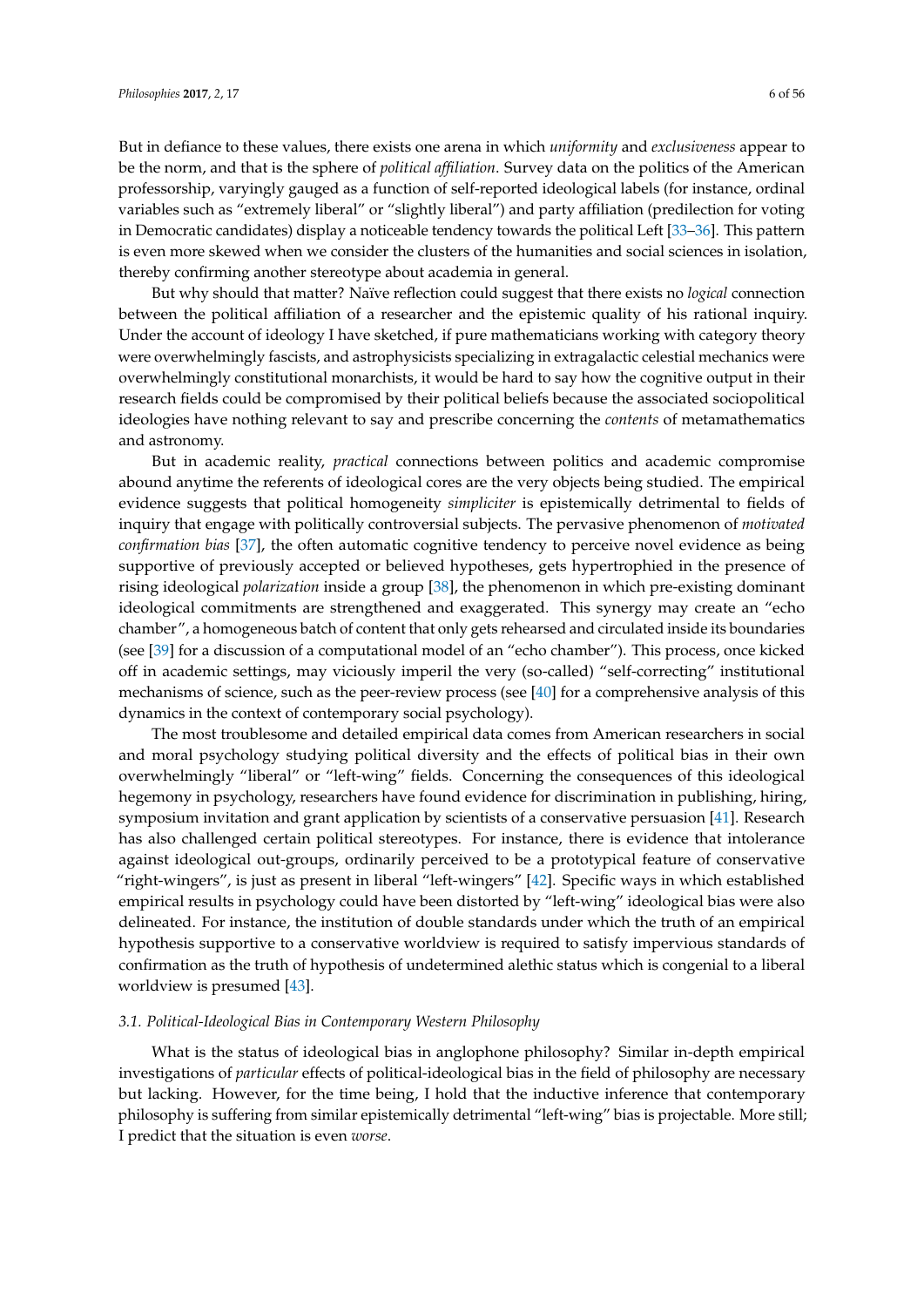But in defiance to these values, there exists one arena in which *uniformity* and *exclusiveness* appear to be the norm, and that is the sphere of *political affiliation*. Survey data on the politics of the American professorship, varyingly gauged as a function of self-reported ideological labels (for instance, ordinal variables such as "extremely liberal" or "slightly liberal") and party affiliation (predilection for voting in Democratic candidates) display a noticeable tendency towards the political Left [33–36]. This pattern is even more skewed when we consider the clusters of the humanities and social sciences in isolation, thereby confirming another stereotype about academia in general.

But why should that matter? Naïve reflection could suggest that there exists no *logical* connection between the political affiliation of a researcher and the epistemic quality of his rational inquiry. Under the account of ideology I have sketched, if pure mathematicians working with category theory were overwhelmingly fascists, and astrophysicists specializing in extragalactic celestial mechanics were overwhelmingly constitutional monarchists, it would be hard to say how the cognitive output in their research fields could be compromised by their political beliefs because the associated sociopolitical ideologies have nothing relevant to say and prescribe concerning the *contents* of metamathematics and astronomy.

But in academic reality, *practical* connections between politics and academic compromise abound anytime the referents of ideological cores are the very objects being studied. The empirical evidence suggests that political homogeneity *simpliciter* is epistemically detrimental to fields of inquiry that engage with politically controversial subjects. The pervasive phenomenon of *motivated confirmation bias* [37], the often automatic cognitive tendency to perceive novel evidence as being supportive of previously accepted or believed hypotheses, gets hypertrophied in the presence of rising ideological *polarization* inside a group [38], the phenomenon in which pre-existing dominant ideological commitments are strengthened and exaggerated. This synergy may create an "echo chamber", a homogeneous batch of content that only gets rehearsed and circulated inside its boundaries (see [39] for a discussion of a computational model of an "echo chamber"). This process, once kicked off in academic settings, may viciously imperil the very (so-called) "self-correcting" institutional mechanisms of science, such as the peer-review process (see [40] for a comprehensive analysis of this dynamics in the context of contemporary social psychology).

The most troublesome and detailed empirical data comes from American researchers in social and moral psychology studying political diversity and the effects of political bias in their own overwhelmingly "liberal" or "left-wing" fields. Concerning the consequences of this ideological hegemony in psychology, researchers have found evidence for discrimination in publishing, hiring, symposium invitation and grant application by scientists of a conservative persuasion [41]. Research has also challenged certain political stereotypes. For instance, there is evidence that intolerance against ideological out-groups, ordinarily perceived to be a prototypical feature of conservative "right-wingers", is just as present in liberal "left-wingers" [42]. Specific ways in which established empirical results in psychology could have been distorted by "left-wing" ideological bias were also delineated. For instance, the institution of double standards under which the truth of an empirical hypothesis supportive to a conservative worldview is required to satisfy impervious standards of confirmation as the truth of hypothesis of undetermined alethic status which is congenial to a liberal worldview is presumed [43].

### *3.1. Political-Ideological Bias in Contemporary Western Philosophy*

What is the status of ideological bias in anglophone philosophy? Similar in-depth empirical investigations of *particular* effects of political-ideological bias in the field of philosophy are necessary but lacking. However, for the time being, I hold that the inductive inference that contemporary philosophy is suffering from similar epistemically detrimental "left-wing" bias is projectable. More still; I predict that the situation is even *worse*.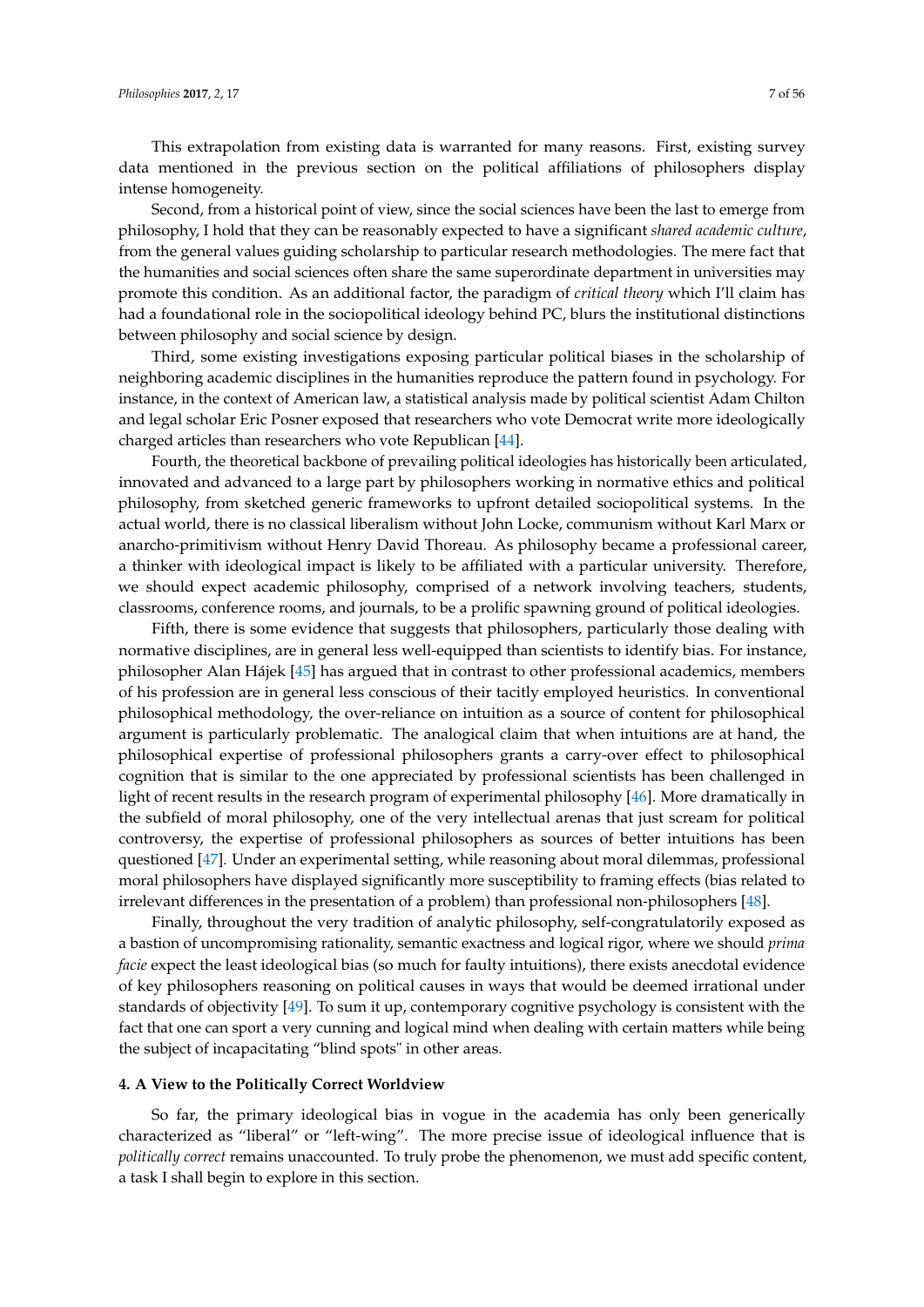This extrapolation from existing data is warranted for many reasons. First, existing survey data mentioned in the previous section on the political affiliations of philosophers display intense homogeneity.

Second, from a historical point of view, since the social sciences have been the last to emerge from philosophy, I hold that they can be reasonably expected to have a significant *shared academic culture*, from the general values guiding scholarship to particular research methodologies. The mere fact that the humanities and social sciences often share the same superordinate department in universities may promote this condition. As an additional factor, the paradigm of *critical theory* which I'll claim has had a foundational role in the sociopolitical ideology behind PC, blurs the institutional distinctions between philosophy and social science by design.

Third, some existing investigations exposing particular political biases in the scholarship of neighboring academic disciplines in the humanities reproduce the pattern found in psychology. For instance, in the context of American law, a statistical analysis made by political scientist Adam Chilton and legal scholar Eric Posner exposed that researchers who vote Democrat write more ideologically charged articles than researchers who vote Republican [44].

Fourth, the theoretical backbone of prevailing political ideologies has historically been articulated, innovated and advanced to a large part by philosophers working in normative ethics and political philosophy, from sketched generic frameworks to upfront detailed sociopolitical systems. In the actual world, there is no classical liberalism without John Locke, communism without Karl Marx or anarcho-primitivism without Henry David Thoreau. As philosophy became a professional career, a thinker with ideological impact is likely to be affiliated with a particular university. Therefore, we should expect academic philosophy, comprised of a network involving teachers, students, classrooms, conference rooms, and journals, to be a prolific spawning ground of political ideologies.

Fifth, there is some evidence that suggests that philosophers, particularly those dealing with normative disciplines, are in general less well-equipped than scientists to identify bias. For instance, philosopher Alan Hájek [45] has argued that in contrast to other professional academics, members of his profession are in general less conscious of their tacitly employed heuristics. In conventional philosophical methodology, the over-reliance on intuition as a source of content for philosophical argument is particularly problematic. The analogical claim that when intuitions are at hand, the philosophical expertise of professional philosophers grants a carry-over effect to philosophical cognition that is similar to the one appreciated by professional scientists has been challenged in light of recent results in the research program of experimental philosophy [46]. More dramatically in the subfield of moral philosophy, one of the very intellectual arenas that just scream for political controversy, the expertise of professional philosophers as sources of better intuitions has been questioned [47]. Under an experimental setting, while reasoning about moral dilemmas, professional moral philosophers have displayed significantly more susceptibility to framing effects (bias related to irrelevant differences in the presentation of a problem) than professional non-philosophers [48].

Finally, throughout the very tradition of analytic philosophy, self-congratulatorily exposed as a bastion of uncompromising rationality, semantic exactness and logical rigor, where we should *prima facie* expect the least ideological bias (so much for faulty intuitions), there exists anecdotal evidence of key philosophers reasoning on political causes in ways that would be deemed irrational under standards of objectivity [49]. To sum it up, contemporary cognitive psychology is consistent with the fact that one can sport a very cunning and logical mind when dealing with certain matters while being the subject of incapacitating "blind spots" in other areas.

## 4. A View to the Politically Correct Worldview

So far, the primary ideological bias in vogue in the academia has only been generically characterized as "liberal" or "left-wing". The more precise issue of ideological influence that is *politically correct* remains unaccounted. To truly probe the phenomenon, we must add specific content, a task I shall begin to explore in this section.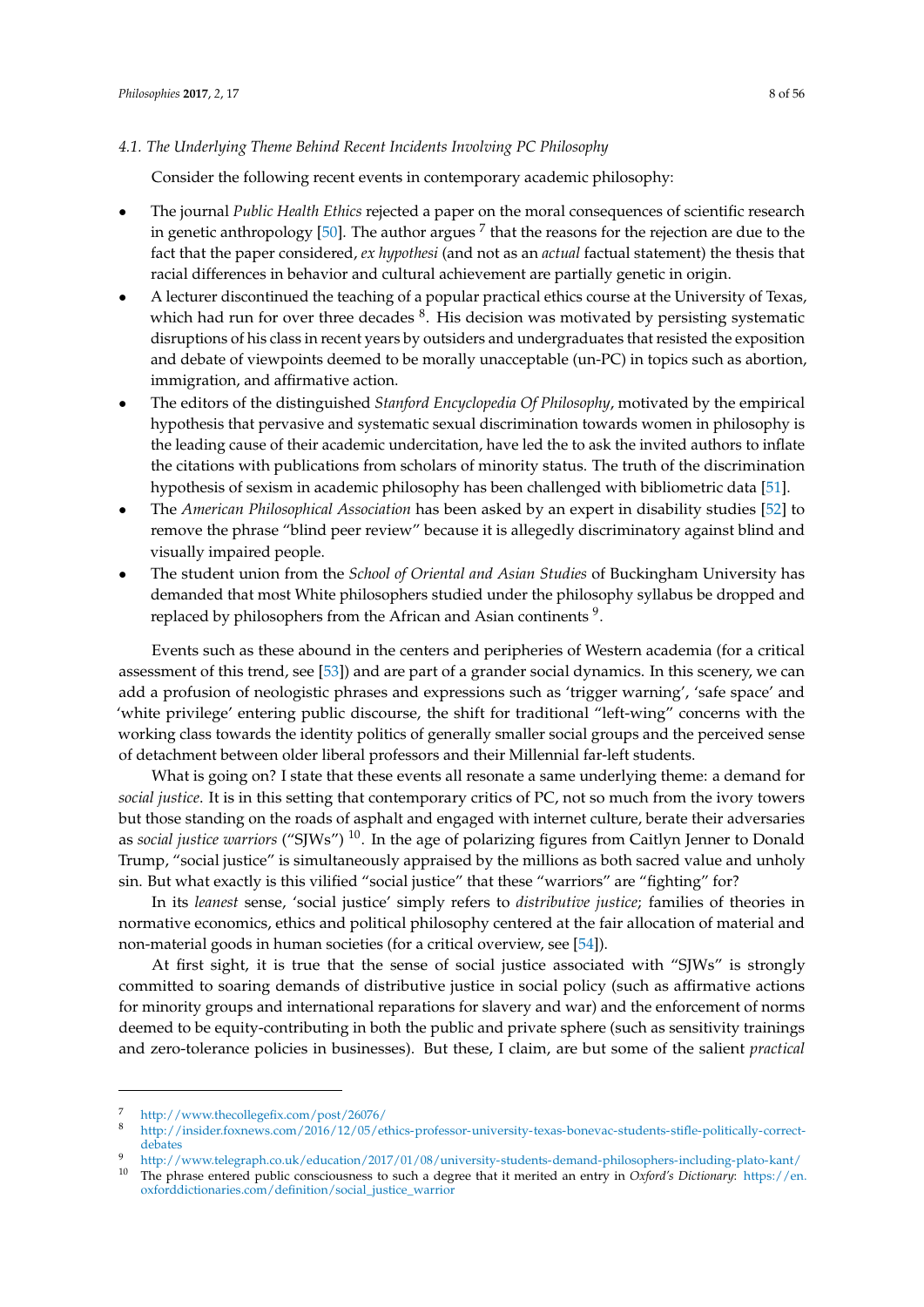### *4.1. The Underlying Theme Behind Recent Incidents Involving PC Philosophy*

Consider the following recent events in contemporary academic philosophy:

- The journal *Public Health Ethics* rejected a paper on the moral consequences of scientific research in genetic anthropology [50]. The author argues [7] that the reasons for the rejection are due to the fact that the paper considered, *ex hypothesi* (and not as an *actual* factual statement) the thesis that racial differences in behavior and cultural achievement are partially genetic in origin.
- A lecturer discontinued the teaching of a popular practical ethics course at the University of Texas, which had run for over three decades [8]. His decision was motivated by persisting systematic disruptions of his class in recent years by outsiders and undergraduates that resisted the exposition and debate of viewpoints deemed to be morally unacceptable (un-PC) in topics such as abortion, immigration, and affirmative action.
- The editors of the distinguished *Stanford Encyclopedia Of Philosophy*, motivated by the empirical hypothesis that pervasive and systematic sexual discrimination towards women in philosophy is the leading cause of their academic undercitation, have led the to ask the invited authors to inflate the citations with publications from scholars of minority status. The truth of the discrimination hypothesis of sexism in academic philosophy has been challenged with bibliometric data [51].
- The *American Philosophical Association* has been asked by an expert in disability studies [52] to remove the phrase "blind peer review" because it is allegedly discriminatory against blind and visually impaired people.
- The student union from the *School of Oriental and Asian Studies* of Buckingham University has demanded that most White philosophers studied under the philosophy syllabus be dropped and replaced by philosophers from the African and Asian continents [9].

Events such as these abound in the centers and peripheries of Western academia (for a critical assessment of this trend, see [53]) and are part of a grander social dynamics. In this scenery, we can add a profusion of neologistic phrases and expressions such as 'trigger warning', 'safe space' and 'white privilege' entering public discourse, the shift for traditional "left-wing" concerns with the working class towards the identity politics of generally smaller social groups and the perceived sense of detachment between older liberal professors and their Millennial far-left students.

What is going on? I state that these events all resonate a same underlying theme: a demand for *social justice*. It is in this setting that contemporary critics of PC, not so much from the ivory towers but those standing on the roads of asphalt and engaged with internet culture, berate their adversaries as *social justice warriors* ("SJWs") [10]. In the age of polarizing figures from Caitlyn Jenner to Donald Trump, "social justice" is simultaneously appraised by the millions as both sacred value and unholy sin. But what exactly is this vilified "social justice" that these "warriors" are "fighting" for?

In its *leanest* sense, 'social justice' simply refers to *distributive justice*; families of theories in normative economics, ethics and political philosophy centered at the fair allocation of material and non-material goods in human societies (for a critical overview, see [54]).

At first sight, it is true that the sense of social justice associated with "SJWs" is strongly committed to soaring demands of distributive justice in social policy (such as affirmative actions for minority groups and international reparations for slavery and war) and the enforcement of norms deemed to be equity-contributing in both the public and private sphere (such as sensitivity trainings and zero-tolerance policies in businesses). But these, I claim, are but some of the salient *practical*

---

[7] http://www.thecollegefix.com/post/26076/

[8] http://insider.foxnews.com/2016/12/05/ethics-professor-university-texas-bonevac-students-stifle-politically-correct-debates

[9] http://www.telegraph.co.uk/education/2017/01/08/university-students-demand-philosophers-including-plato-kant/

[10] The phrase entered public consciousness to such a degree that it merited an entry in *Oxford's Dictionary*: https://en.oxforddictionaries.com/definition/social_justice_warrior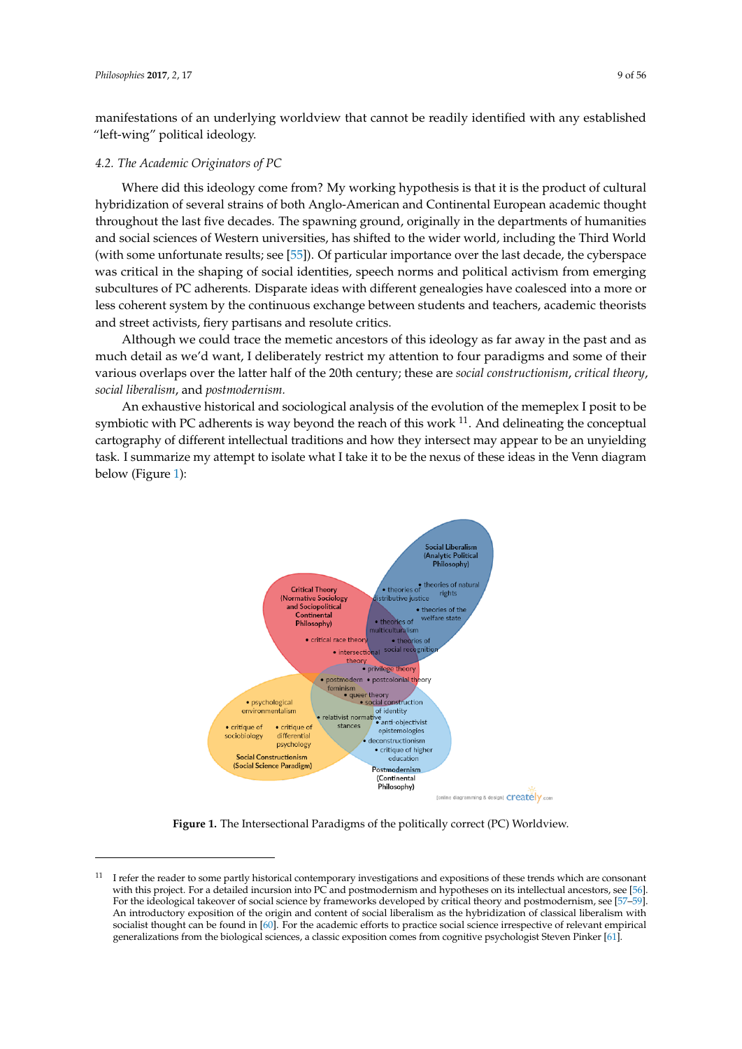manifestations of an underlying worldview that cannot be readily identified with any established "left-wing" political ideology.

### 4.2. The Academic Originators of PC

Where did this ideology come from? My working hypothesis is that it is the product of cultural hybridization of several strains of both Anglo-American and Continental European academic thought throughout the last five decades. The spawning ground, originally in the departments of humanities and social sciences of Western universities, has shifted to the wider world, including the Third World (with some unfortunate results; see [55]). Of particular importance over the last decade, the cyberspace was critical in the shaping of social identities, speech norms and political activism from emerging subcultures of PC adherents. Disparate ideas with different genealogies have coalesced into a more or less coherent system by the continuous exchange between students and teachers, academic theorists and street activists, fiery partisans and resolute critics.

Although we could trace the memetic ancestors of this ideology as far away in the past and as much detail as we'd want, I deliberately restrict my attention to four paradigms and some of their various overlaps over the latter half of the 20th century; these are *social constructionism*, *critical theory*, *social liberalism*, and *postmodernism*.

An exhaustive historical and sociological analysis of the evolution of the memeplex I posit to be symbiotic with PC adherents is way beyond the reach of this work [11]. And delineating the conceptual cartography of different intellectual traditions and how they intersect may appear to be an unyielding task. I summarize my attempt to isolate what I take it to be the nexus of these ideas in the Venn diagram below (Figure 1):

**Figure 1.** The Intersectional Paradigms of the politically correct (PC) Worldview.

[11] I refer the reader to some partly historical contemporary investigations and expositions of these trends which are consonant with this project. For a detailed incursion into PC and postmodernism and hypotheses on its intellectual ancestors, see [56]. For the ideological takeover of social science by frameworks developed by critical theory and postmodernism, see [57–59]. An introductory exposition of the origin and content of social liberalism as the hybridization of classical liberalism with socialist thought can be found in [60]. For the academic efforts to practice social science irrespective of relevant empirical generalizations from the biological sciences, a classic exposition comes from cognitive psychologist Steven Pinker [61].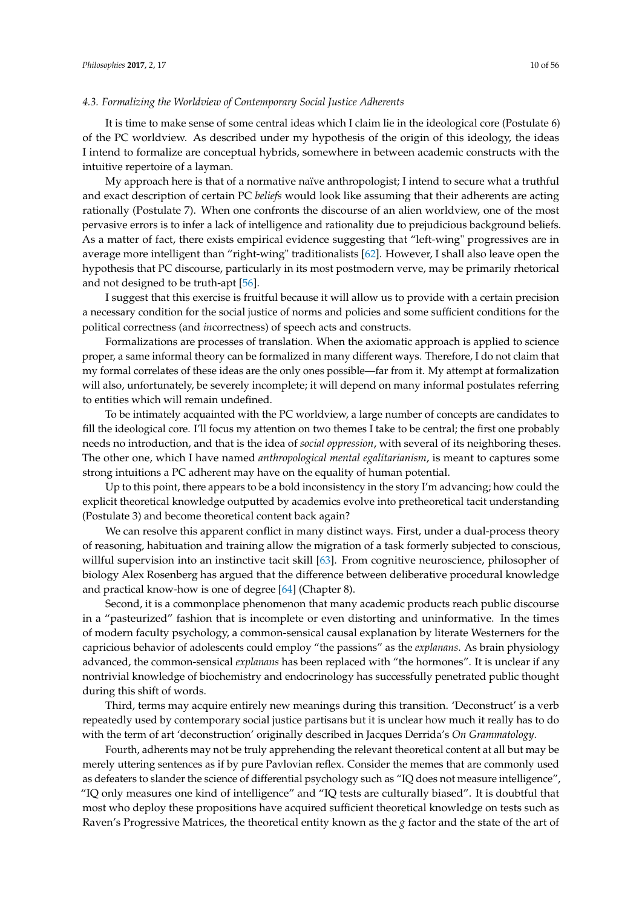### 4.3. Formalizing the Worldview of Contemporary Social Justice Adherents

It is time to make sense of some central ideas which I claim lie in the ideological core (Postulate 6) of the PC worldview. As described under my hypothesis of the origin of this ideology, the ideas I intend to formalize are conceptual hybrids, somewhere in between academic constructs with the intuitive repertoire of a layman.

My approach here is that of a normative naïve anthropologist; I intend to secure what a truthful and exact description of certain PC *beliefs* would look like assuming that their adherents are acting rationally (Postulate 7). When one confronts the discourse of an alien worldview, one of the most pervasive errors is to infer a lack of intelligence and rationality due to prejudicious background beliefs. As a matter of fact, there exists empirical evidence suggesting that "left-wing" progressives are in average more intelligent than "right-wing" traditionalists [62]. However, I shall also leave open the hypothesis that PC discourse, particularly in its most postmodern verve, may be primarily rhetorical and not designed to be truth-apt [56].

I suggest that this exercise is fruitful because it will allow us to provide with a certain precision a necessary condition for the social justice of norms and policies and some sufficient conditions for the political correctness (and *in*correctness) of speech acts and constructs.

Formalizations are processes of translation. When the axiomatic approach is applied to science proper, a same informal theory can be formalized in many different ways. Therefore, I do not claim that my formal correlates of these ideas are the only ones possible—far from it. My attempt at formalization will also, unfortunately, be severely incomplete; it will depend on many informal postulates referring to entities which will remain undefined.

To be intimately acquainted with the PC worldview, a large number of concepts are candidates to fill the ideological core. I'll focus my attention on two themes I take to be central; the first one probably needs no introduction, and that is the idea of *social oppression*, with several of its neighboring theses. The other one, which I have named *anthropological mental egalitarianism*, is meant to captures some strong intuitions a PC adherent may have on the equality of human potential.

Up to this point, there appears to be a bold inconsistency in the story I'm advancing; how could the explicit theoretical knowledge outputted by academics evolve into pretheoretical tacit understanding (Postulate 3) and become theoretical content back again?

We can resolve this apparent conflict in many distinct ways. First, under a dual-process theory of reasoning, habituation and training allow the migration of a task formerly subjected to conscious, willful supervision into an instinctive tacit skill [63]. From cognitive neuroscience, philosopher of biology Alex Rosenberg has argued that the difference between deliberative procedural knowledge and practical know-how is one of degree [64] (Chapter 8).

Second, it is a commonplace phenomenon that many academic products reach public discourse in a "pasteurized" fashion that is incomplete or even distorting and uninformative. In the times of modern faculty psychology, a common-sensical causal explanation by literate Westerners for the capricious behavior of adolescents could employ "the passions" as the *explanans*. As brain physiology advanced, the common-sensical *explanans* has been replaced with "the hormones". It is unclear if any nontrivial knowledge of biochemistry and endocrinology has successfully penetrated public thought during this shift of words.

Third, terms may acquire entirely new meanings during this transition. 'Deconstruct' is a verb repeatedly used by contemporary social justice partisans but it is unclear how much it really has to do with the term of art 'deconstruction' originally described in Jacques Derrida's *On Grammatology*.

Fourth, adherents may not be truly apprehending the relevant theoretical content at all but may be merely uttering sentences as if by pure Pavlovian reflex. Consider the memes that are commonly used as defeaters to slander the science of differential psychology such as "IQ does not measure intelligence", "IQ only measures one kind of intelligence" and "IQ tests are culturally biased". It is doubtful that most who deploy these propositions have acquired sufficient theoretical knowledge on tests such as Raven's Progressive Matrices, the theoretical entity known as the *g* factor and the state of the art of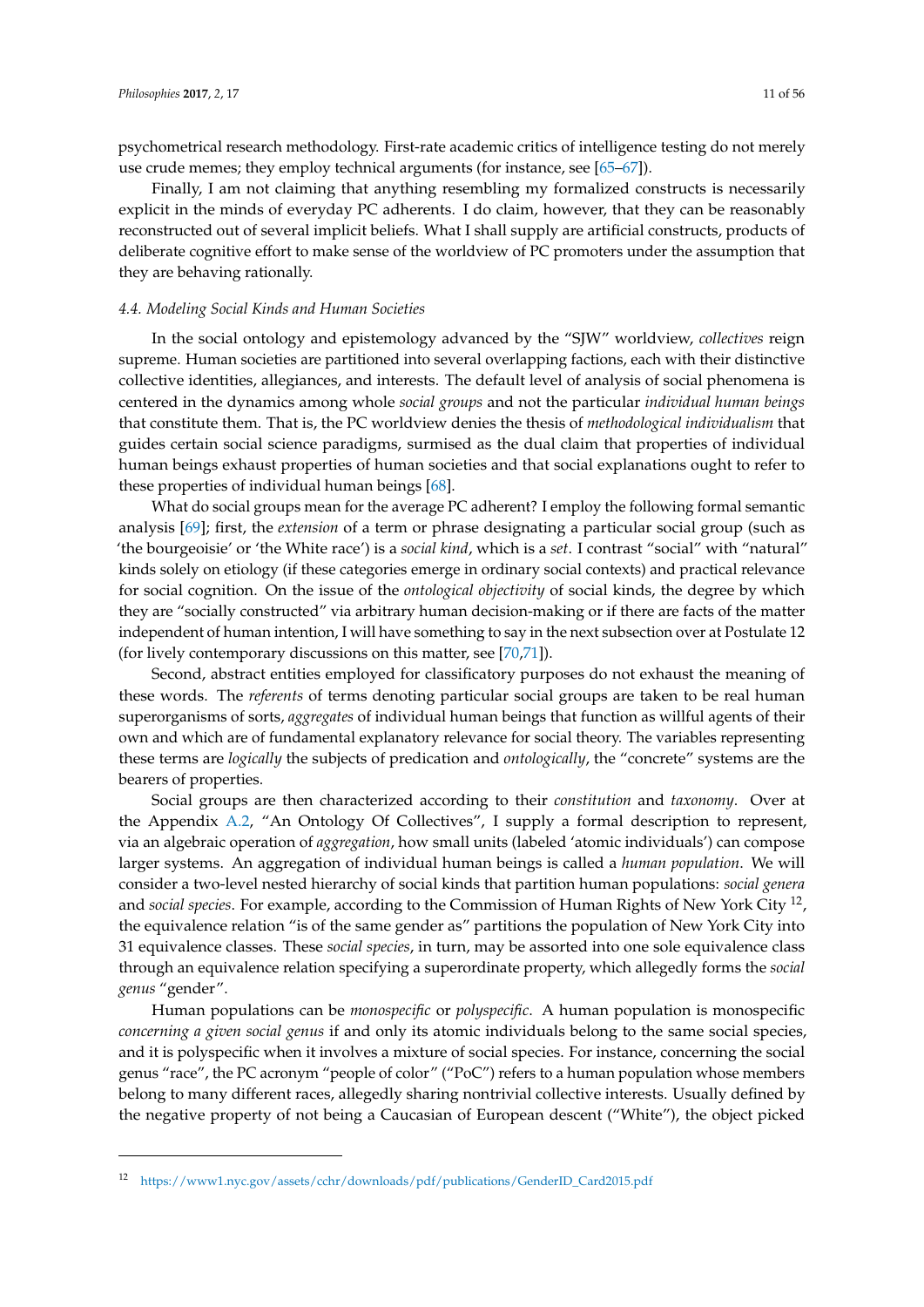psychometrical research methodology. First-rate academic critics of intelligence testing do not merely use crude memes; they employ technical arguments (for instance, see [65–67]).

Finally, I am not claiming that anything resembling my formalized constructs is necessarily explicit in the minds of everyday PC adherents. I do claim, however, that they can be reasonably reconstructed out of several implicit beliefs. What I shall supply are artificial constructs, products of deliberate cognitive effort to make sense of the worldview of PC promoters under the assumption that they are behaving rationally.

### 4.4. Modeling Social Kinds and Human Societies

In the social ontology and epistemology advanced by the "SJW" worldview, *collectives* reign supreme. Human societies are partitioned into several overlapping factions, each with their distinctive collective identities, allegiances, and interests. The default level of analysis of social phenomena is centered in the dynamics among whole *social groups* and not the particular *individual human beings* that constitute them. That is, the PC worldview denies the thesis of *methodological individualism* that guides certain social science paradigms, surmised as the dual claim that properties of individual human beings exhaust properties of human societies and that social explanations ought to refer to these properties of individual human beings [68].

What do social groups mean for the average PC adherent? I employ the following formal semantic analysis [69]; first, the *extension* of a term or phrase designating a particular social group (such as 'the bourgeoisie' or 'the White race') is a *social kind*, which is a *set*. I contrast "social" with "natural" kinds solely on etiology (if these categories emerge in ordinary social contexts) and practical relevance for social cognition. On the issue of the *ontological objectivity* of social kinds, the degree by which they are "socially constructed" via arbitrary human decision-making or if there are facts of the matter independent of human intention, I will have something to say in the next subsection over at Postulate 12 (for lively contemporary discussions on this matter, see [70,71]).

Second, abstract entities employed for classificatory purposes do not exhaust the meaning of these words. The *referents* of terms denoting particular social groups are taken to be real human superorganisms of sorts, *aggregates* of individual human beings that function as willful agents of their own and which are of fundamental explanatory relevance for social theory. The variables representing these terms are *logically* the subjects of predication and *ontologically*, the "concrete" systems are the bearers of properties.

Social groups are then characterized according to their *constitution* and *taxonomy*. Over at the Appendix A.2, "An Ontology Of Collectives", I supply a formal description to represent, via an algebraic operation of *aggregation*, how small units (labeled 'atomic individuals') can compose larger systems. An aggregation of individual human beings is called a *human population*. We will consider a two-level nested hierarchy of social kinds that partition human populations: *social genera* and *social species*. For example, according to the Commission of Human Rights of New York City [12], the equivalence relation "is of the same gender as" partitions the population of New York City into 31 equivalence classes. These *social species*, in turn, may be assorted into one sole equivalence class through an equivalence relation specifying a superordinate property, which allegedly forms the *social genus* "gender".

Human populations can be *monospecific* or *polyspecific*. A human population is monospecific *concerning a given social genus* if and only its atomic individuals belong to the same social species, and it is polyspecific when it involves a mixture of social species. For instance, concerning the social genus "race", the PC acronym "people of color" ("PoC") refers to a human population whose members belong to many different races, allegedly sharing nontrivial collective interests. Usually defined by the negative property of not being a Caucasian of European descent ("White"), the object picked

---

[12] https://www1.nyc.gov/assets/cchr/downloads/pdf/publications/GenderID_Card2015.pdf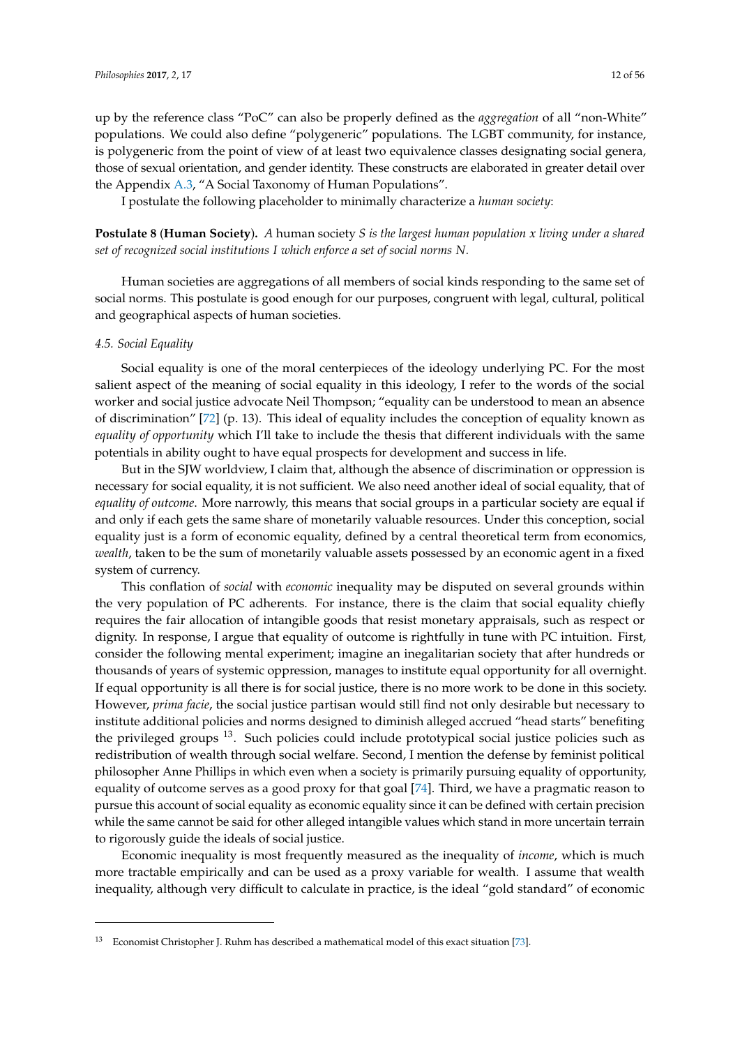up by the reference class "PoC" can also be properly defined as the *aggregation* of all "non-White" populations. We could also define "polygeneric" populations. The LGBT community, for instance, is polygeneric from the point of view of at least two equivalence classes designating social genera, those of sexual orientation, and gender identity. These constructs are elaborated in greater detail over the Appendix A.3, "A Social Taxonomy of Human Populations".

I postulate the following placeholder to minimally characterize a *human society*:

**Postulate 8** (**Human Society**)**.** *A* human society $S$ *is the largest human population* $x$ *living under a shared set of recognized social institutions* $I$ *which enforce a set of social norms* $N$.

Human societies are aggregations of all members of social kinds responding to the same set of social norms. This postulate is good enough for our purposes, congruent with legal, cultural, political and geographical aspects of human societies.

### *4.5. Social Equality*

Social equality is one of the moral centerpieces of the ideology underlying PC. For the most salient aspect of the meaning of social equality in this ideology, I refer to the words of the social worker and social justice advocate Neil Thompson; "equality can be understood to mean an absence of discrimination" [72] (p. 13). This ideal of equality includes the conception of equality known as *equality of opportunity* which I'll take to include the thesis that different individuals with the same potentials in ability ought to have equal prospects for development and success in life.

But in the SJW worldview, I claim that, although the absence of discrimination or oppression is necessary for social equality, it is not sufficient. We also need another ideal of social equality, that of *equality of outcome*. More narrowly, this means that social groups in a particular society are equal if and only if each gets the same share of monetarily valuable resources. Under this conception, social equality just is a form of economic equality, defined by a central theoretical term from economics, *wealth*, taken to be the sum of monetarily valuable assets possessed by an economic agent in a fixed system of currency.

This conflation of *social* with *economic* inequality may be disputed on several grounds within the very population of PC adherents. For instance, there is the claim that social equality chiefly requires the fair allocation of intangible goods that resist monetary appraisals, such as respect or dignity. In response, I argue that equality of outcome is rightfully in tune with PC intuition. First, consider the following mental experiment; imagine an inegalitarian society that after hundreds or thousands of years of systemic oppression, manages to institute equal opportunity for all overnight. If equal opportunity is all there is for social justice, there is no more work to be done in this society. However, *prima facie*, the social justice partisan would still find not only desirable but necessary to institute additional policies and norms designed to diminish alleged accrued "head starts" benefiting the privileged groups [13]. Such policies could include prototypical social justice policies such as redistribution of wealth through social welfare. Second, I mention the defense by feminist political philosopher Anne Phillips in which even when a society is primarily pursuing equality of opportunity, equality of outcome serves as a good proxy for that goal [74]. Third, we have a pragmatic reason to pursue this account of social equality as economic equality since it can be defined with certain precision while the same cannot be said for other alleged intangible values which stand in more uncertain terrain to rigorously guide the ideals of social justice.

Economic inequality is most frequently measured as the inequality of *income*, which is much more tractable empirically and can be used as a proxy variable for wealth. I assume that wealth inequality, although very difficult to calculate in practice, is the ideal "gold standard" of economic

[13] Economist Christopher J. Ruhm has described a mathematical model of this exact situation [73].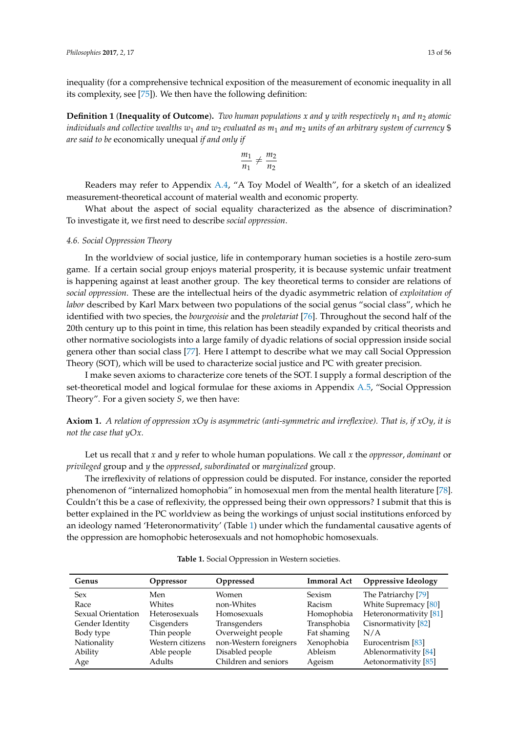inequality (for a comprehensive technical exposition of the measurement of economic inequality in all its complexity, see [75]). We then have the following definition:

**Definition 1** (**Inequality of Outcome**). *Two human populations x and y with respectively $n_1$ and $n_2$ atomic individuals and collective wealths $w_1$ and $w_2$ evaluated as $m_1$ and $m_2$ units of an arbitrary system of currency $ are said to be* economically unequal *if and only if*

$$\frac{m_1}{n_1} \neq \frac{m_2}{n_2}$$

Readers may refer to Appendix A.4, "A Toy Model of Wealth", for a sketch of an idealized measurement-theoretical account of material wealth and economic property.

What about the aspect of social equality characterized as the absence of discrimination? To investigate it, we first need to describe *social oppression*.

### 4.6. Social Oppression Theory

In the worldview of social justice, life in contemporary human societies is a hostile zero-sum game. If a certain social group enjoys material prosperity, it is because systemic unfair treatment is happening against at least another group. The key theoretical terms to consider are relations of *social oppression*. These are the intellectual heirs of the dyadic asymmetric relation of *exploitation of labor* described by Karl Marx between two populations of the social genus "social class", which he identified with two species, the *bourgeoisie* and the *proletariat* [76]. Throughout the second half of the 20th century up to this point in time, this relation has been steadily expanded by critical theorists and other normative sociologists into a large family of dyadic relations of social oppression inside social genera other than social class [77]. Here I attempt to describe what we may call Social Oppression Theory (SOT), which will be used to characterize social justice and PC with greater precision.

I make seven axioms to characterize core tenets of the SOT. I supply a formal description of the set-theoretical model and logical formulae for these axioms in Appendix A.5, "Social Oppression Theory". For a given society *S*, we then have:

**Axiom 1.** *A relation of oppression xOy is asymmetric (anti-symmetric and irreflexive). That is, if xOy, it is not the case that yOx.*

Let us recall that *x* and *y* refer to whole human populations. We call *x* the *oppressor*, *dominant* or *privileged* group and *y* the *oppressed*, *subordinated* or *marginalized* group.

The irreflexivity of relations of oppression could be disputed. For instance, consider the reported phenomenon of "internalized homophobia" in homosexual men from the mental health literature [78]. Couldn't this be a case of reflexivity, the oppressed being their own oppressors? I submit that this is better explained in the PC worldview as being the workings of unjust social institutions enforced by an ideology named 'Heteronormativity' (Table 1) under which the fundamental causative agents of the oppression are homophobic heterosexuals and not homophobic homosexuals.

**Table 1.** Social Oppression in Western societies.

| Genus | Oppressor | Oppressed | Immoral Act | Oppressive Ideology |
|---|---|---|---|---|
| Sex | Men | Women | Sexism | The Patriarchy [79] |
| Race | Whites | non-Whites | Racism | White Supremacy [80] |
| Sexual Orientation | Heterosexuals | Homosexuals | Homophobia | Heteronormativity [81] |
| Gender Identity | Cisgenders | Transgenders | Transphobia | Cisnormativity [82] |
| Body type | Thin people | Overweight people | Fat shaming | N/A |
| Nationality | Western citizens | non-Western foreigners | Xenophobia | Eurocentrism [83] |
| Ability | Able people | Disabled people | Ableism | Ablenormativity [84] |
| Age | Adults | Children and seniors | Ageism | Aetonormativity [85] |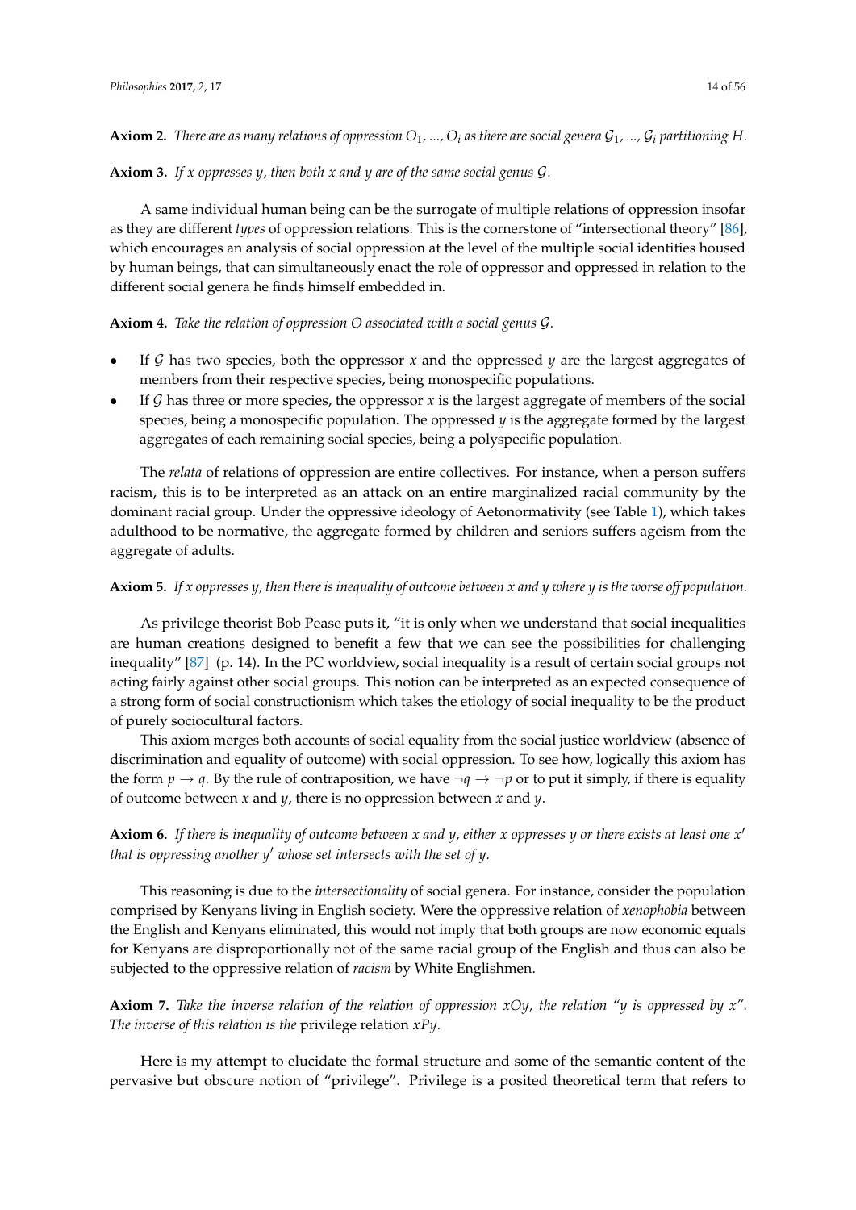**Axiom 2.** *There are as many relations of oppression $O_1$, ..., $O_i$ as there are social genera $\mathcal{G}_1$, ..., $\mathcal{G}_i$ partitioning $H$.*

**Axiom 3.** *If $x$ oppresses $y$, then both $x$ and $y$ are of the same social genus $\mathcal{G}$.*

A same individual human being can be the surrogate of multiple relations of oppression insofar as they are different *types* of oppression relations. This is the cornerstone of "intersectional theory" [86], which encourages an analysis of social oppression at the level of the multiple social identities housed by human beings, that can simultaneously enact the role of oppressor and oppressed in relation to the different social genera he finds himself embedded in.

**Axiom 4.** *Take the relation of oppression $O$ associated with a social genus $\mathcal{G}$.*

- If $\mathcal{G}$ has two species, both the oppressor $x$ and the oppressed $y$ are the largest aggregates of members from their respective species, being monospecific populations.
- If $\mathcal{G}$ has three or more species, the oppressor $x$ is the largest aggregate of members of the social species, being a monospecific population. The oppressed $y$ is the aggregate formed by the largest aggregates of each remaining social species, being a polyspecific population.

The *relata* of relations of oppression are entire collectives. For instance, when a person suffers racism, this is to be interpreted as an attack on an entire marginalized racial community by the dominant racial group. Under the oppressive ideology of Aetonormativity (see Table 1), which takes adulthood to be normative, the aggregate formed by children and seniors suffers ageism from the aggregate of adults.

**Axiom 5.** *If $x$ oppresses $y$, then there is inequality of outcome between $x$ and $y$ where $y$ is the worse off population.*

As privilege theorist Bob Pease puts it, "it is only when we understand that social inequalities are human creations designed to benefit a few that we can see the possibilities for challenging inequality" [87] (p. 14). In the PC worldview, social inequality is a result of certain social groups not acting fairly against other social groups. This notion can be interpreted as an expected consequence of a strong form of social constructionism which takes the etiology of social inequality to be the product of purely sociocultural factors.

This axiom merges both accounts of social equality from the social justice worldview (absence of discrimination and equality of outcome) with social oppression. To see how, logically this axiom has the form $p \rightarrow q$. By the rule of contraposition, we have $\neg q \rightarrow \neg p$ or to put it simply, if there is equality of outcome between $x$ and $y$, there is no oppression between $x$ and $y$.

**Axiom 6.** *If there is inequality of outcome between $x$ and $y$, either $x$ oppresses $y$ or there exists at least one $x'$ that is oppressing another $y'$ whose set intersects with the set of $y$.*

This reasoning is due to the *intersectionality* of social genera. For instance, consider the population comprised by Kenyans living in English society. Were the oppressive relation of *xenophobia* between the English and Kenyans eliminated, this would not imply that both groups are now economic equals for Kenyans are disproportionally not of the same racial group of the English and thus can also be subjected to the oppressive relation of *racism* by White Englishmen.

**Axiom 7.** *Take the inverse relation of the relation of oppression $xOy$, the relation "$y$ is oppressed by $x$". The inverse of this relation is the* privilege relation *$xPy$.*

Here is my attempt to elucidate the formal structure and some of the semantic content of the pervasive but obscure notion of "privilege". Privilege is a posited theoretical term that refers to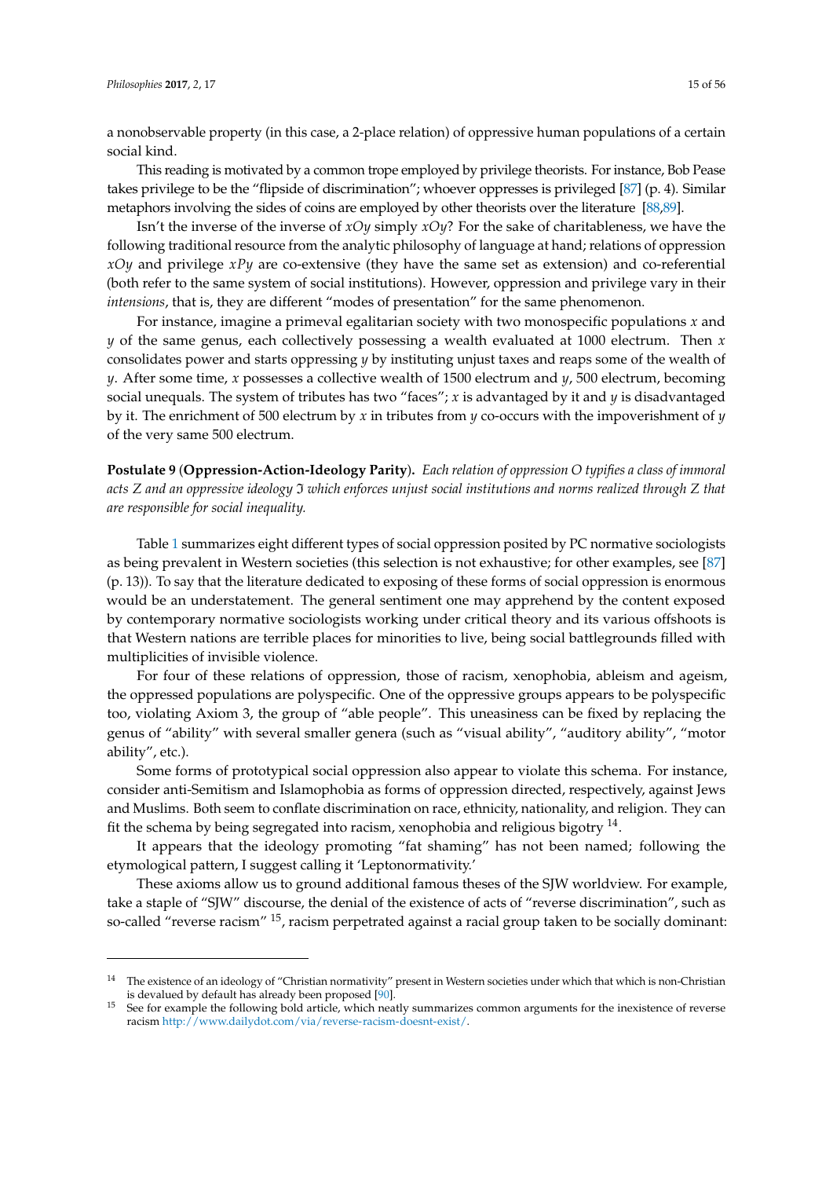a nonobservable property (in this case, a 2-place relation) of oppressive human populations of a certain social kind.

This reading is motivated by a common trope employed by privilege theorists. For instance, Bob Pease takes privilege to be the "flipside of discrimination"; whoever oppresses is privileged [87] (p. 4). Similar metaphors involving the sides of coins are employed by other theorists over the literature [88,89].

Isn't the inverse of the inverse of $xOy$ simply $xOy$? For the sake of charitableness, we have the following traditional resource from the analytic philosophy of language at hand; relations of oppression $xOy$ and privilege $xPy$ are co-extensive (they have the same set as extension) and co-referential (both refer to the same system of social institutions). However, oppression and privilege vary in their *intensions*, that is, they are different "modes of presentation" for the same phenomenon.

For instance, imagine a primeval egalitarian society with two monospecific populations $x$ and $y$ of the same genus, each collectively possessing a wealth evaluated at 1000 electrum. Then $x$ consolidates power and starts oppressing $y$ by instituting unjust taxes and reaps some of the wealth of $y$. After some time, $x$ possesses a collective wealth of 1500 electrum and $y$, 500 electrum, becoming social unequals. The system of tributes has two "faces"; $x$ is advantaged by it and $y$ is disadvantaged by it. The enrichment of 500 electrum by $x$ in tributes from $y$ co-occurs with the impoverishment of $y$ of the very same 500 electrum.

**Postulate 9** (**Oppression-Action-Ideology Parity**)**.** *Each relation of oppression $O$ typifies a class of immoral acts $Z$ and an oppressive ideology $\mathfrak{I}$ which enforces unjust social institutions and norms realized through $Z$ that are responsible for social inequality.*

Table 1 summarizes eight different types of social oppression posited by PC normative sociologists as being prevalent in Western societies (this selection is not exhaustive; for other examples, see [87] (p. 13)). To say that the literature dedicated to exposing of these forms of social oppression is enormous would be an understatement. The general sentiment one may apprehend by the content exposed by contemporary normative sociologists working under critical theory and its various offshoots is that Western nations are terrible places for minorities to live, being social battlegrounds filled with multiplicities of invisible violence.

For four of these relations of oppression, those of racism, xenophobia, ableism and ageism, the oppressed populations are polyspecific. One of the oppressive groups appears to be polyspecific too, violating Axiom 3, the group of "able people". This uneasiness can be fixed by replacing the genus of "ability" with several smaller genera (such as "visual ability", "auditory ability", "motor ability", etc.).

Some forms of prototypical social oppression also appear to violate this schema. For instance, consider anti-Semitism and Islamophobia as forms of oppression directed, respectively, against Jews and Muslims. Both seem to conflate discrimination on race, ethnicity, nationality, and religion. They can fit the schema by being segregated into racism, xenophobia and religious bigotry [14].

It appears that the ideology promoting "fat shaming" has not been named; following the etymological pattern, I suggest calling it 'Leptonormativity.'

These axioms allow us to ground additional famous theses of the SJW worldview. For example, take a staple of "SJW" discourse, the denial of the existence of acts of "reverse discrimination", such as so-called "reverse racism" [15], racism perpetrated against a racial group taken to be socially dominant:

---

[14] The existence of an ideology of "Christian normativity" present in Western societies under which that which is non-Christian is devalued by default has already been proposed [90].

[15] See for example the following bold article, which neatly summarizes common arguments for the inexistence of reverse racism http://www.dailydot.com/via/reverse-racism-doesnt-exist/.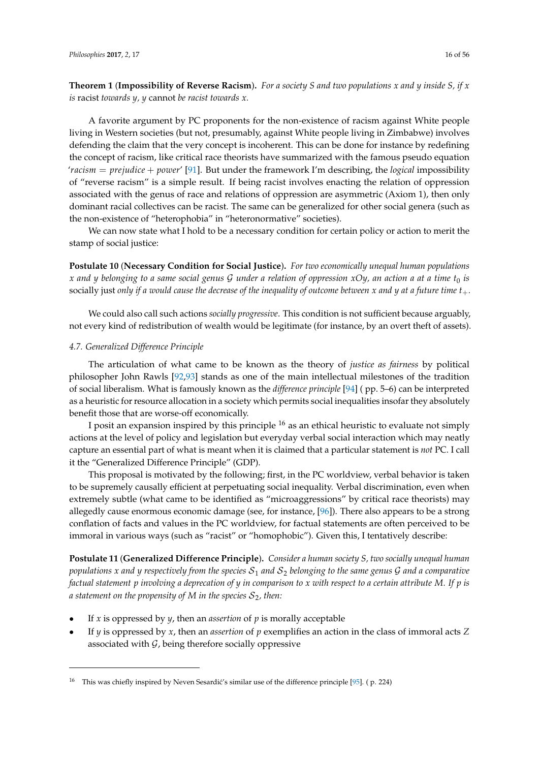**Theorem 1** (**Impossibility of Reverse Racism**)**.** *For a society S and two populations x and y inside S, if x is* racist *towards y, y* cannot *be racist towards x.*

A favorite argument by PC proponents for the non-existence of racism against White people living in Western societies (but not, presumably, against White people living in Zimbabwe) involves defending the claim that the very concept is incoherent. This can be done for instance by redefining the concept of racism, like critical race theorists have summarized with the famous pseudo equation '*racism = prejudice + power*' [91]. But under the framework I'm describing, the *logical* impossibility of "reverse racism" is a simple result. If being racist involves enacting the relation of oppression associated with the genus of race and relations of oppression are asymmetric (Axiom 1), then only dominant racial collectives can be racist. The same can be generalized for other social genera (such as the non-existence of "heterophobia" in "heteronormative" societies).

We can now state what I hold to be a necessary condition for certain policy or action to merit the stamp of social justice:

**Postulate 10** (**Necessary Condition for Social Justice**)**.** *For two economically unequal human populations x and y belonging to a same social genus $\mathcal{G}$ under a relation of oppression $xOy$, an action a at a time $t_0$ is* socially just *only if a would cause the decrease of the inequality of outcome between x and y at a future time $t_+$.*

We could also call such actions *socially progressive*. This condition is not sufficient because arguably, not every kind of redistribution of wealth would be legitimate (for instance, by an overt theft of assets).

### *4.7. Generalized Difference Principle*

The articulation of what came to be known as the theory of *justice as fairness* by political philosopher John Rawls [92,93] stands as one of the main intellectual milestones of the tradition of social liberalism. What is famously known as the *difference principle* [94] ( pp. 5–6) can be interpreted as a heuristic for resource allocation in a society which permits social inequalities insofar they absolutely benefit those that are worse-off economically.

I posit an expansion inspired by this principle [16] as an ethical heuristic to evaluate not simply actions at the level of policy and legislation but everyday verbal social interaction which may neatly capture an essential part of what is meant when it is claimed that a particular statement is *not* PC. I call it the "Generalized Difference Principle" (GDP).

This proposal is motivated by the following; first, in the PC worldview, verbal behavior is taken to be supremely causally efficient at perpetuating social inequality. Verbal discrimination, even when extremely subtle (what came to be identified as "microaggressions" by critical race theorists) may allegedly cause enormous economic damage (see, for instance, [96]). There also appears to be a strong conflation of facts and values in the PC worldview, for factual statements are often perceived to be immoral in various ways (such as "racist" or "homophobic"). Given this, I tentatively describe:

**Postulate 11** (**Generalized Difference Principle**)**.** *Consider a human society S, two socially unequal human populations x and y respectively from the species $\mathcal{S}_1$ and $\mathcal{S}_2$ belonging to the same genus $\mathcal{G}$ and a comparative factual statement p involving a deprecation of y in comparison to x with respect to a certain attribute M. If p is a statement on the propensity of M in the species $\mathcal{S}_2$, then:*

- If $x$ is oppressed by $y$, then an *assertion* of $p$ is morally acceptable
- If $y$ is oppressed by $x$, then an *assertion* of $p$ exemplifies an action in the class of immoral acts $Z$ associated with $\mathcal{G}$, being therefore socially oppressive

[16] This was chiefly inspired by Neven Sesardić's similar use of the difference principle [95]. ( p. 224)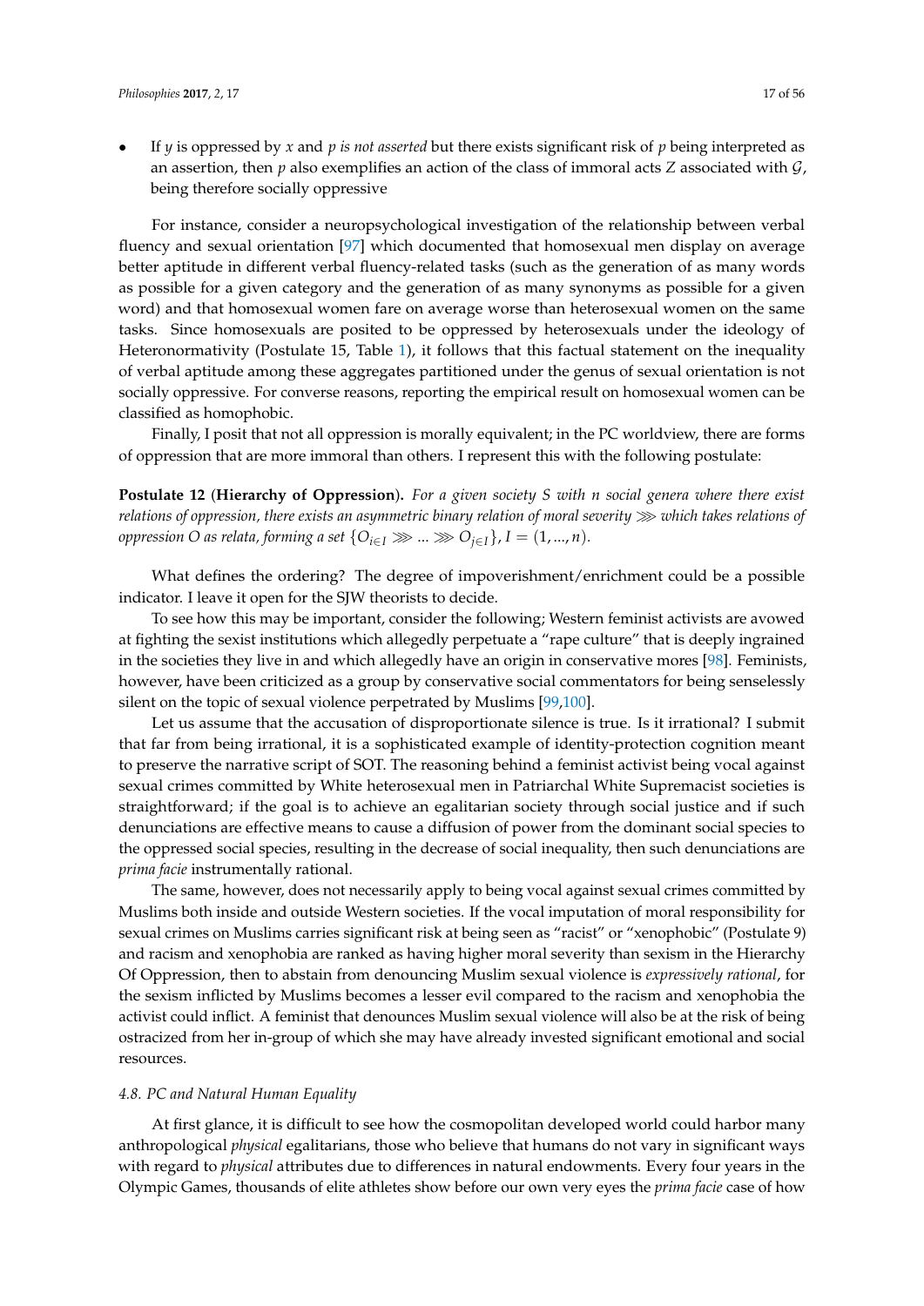- If $y$ is oppressed by $x$ and $p$ *is not asserted* but there exists significant risk of $p$ being interpreted as an assertion, then $p$ also exemplifies an action of the class of immoral acts $Z$ associated with $\mathcal{G}$, being therefore socially oppressive

For instance, consider a neuropsychological investigation of the relationship between verbal fluency and sexual orientation [97] which documented that homosexual men display on average better aptitude in different verbal fluency-related tasks (such as the generation of as many words as possible for a given category and the generation of as many synonyms as possible for a given word) and that homosexual women fare on average worse than heterosexual women on the same tasks. Since homosexuals are posited to be oppressed by heterosexuals under the ideology of Heteronormativity (Postulate 15, Table 1), it follows that this factual statement on the inequality of verbal aptitude among these aggregates partitioned under the genus of sexual orientation is not socially oppressive. For converse reasons, reporting the empirical result on homosexual women can be classified as homophobic.

Finally, I posit that not all oppression is morally equivalent; in the PC worldview, there are forms of oppression that are more immoral than others. I represent this with the following postulate:

**Postulate 12** (**Hierarchy of Oppression**). *For a given society $S$ with $n$ social genera where there exist relations of oppression, there exists an asymmetric binary relation of moral severity $\ggg$ which takes relations of oppression $O$ as relata, forming a set* $\{O_{i \in I} \ggg ... \ggg O_{j \in I}\}$, $I = (1, ..., n)$.

What defines the ordering? The degree of impoverishment/enrichment could be a possible indicator. I leave it open for the SJW theorists to decide.

To see how this may be important, consider the following; Western feminist activists are avowed at fighting the sexist institutions which allegedly perpetuate a "rape culture" that is deeply ingrained in the societies they live in and which allegedly have an origin in conservative mores [98]. Feminists, however, have been criticized as a group by conservative social commentators for being senselessly silent on the topic of sexual violence perpetrated by Muslims [99,100].

Let us assume that the accusation of disproportionate silence is true. Is it irrational? I submit that far from being irrational, it is a sophisticated example of identity-protection cognition meant to preserve the narrative script of SOT. The reasoning behind a feminist activist being vocal against sexual crimes committed by White heterosexual men in Patriarchal White Supremacist societies is straightforward; if the goal is to achieve an egalitarian society through social justice and if such denunciations are effective means to cause a diffusion of power from the dominant social species to the oppressed social species, resulting in the decrease of social inequality, then such denunciations are *prima facie* instrumentally rational.

The same, however, does not necessarily apply to being vocal against sexual crimes committed by Muslims both inside and outside Western societies. If the vocal imputation of moral responsibility for sexual crimes on Muslims carries significant risk at being seen as "racist" or "xenophobic" (Postulate 9) and racism and xenophobia are ranked as having higher moral severity than sexism in the Hierarchy Of Oppression, then to abstain from denouncing Muslim sexual violence is *expressively rational*, for the sexism inflicted by Muslims becomes a lesser evil compared to the racism and xenophobia the activist could inflict. A feminist that denounces Muslim sexual violence will also be at the risk of being ostracized from her in-group of which she may have already invested significant emotional and social resources.

### *4.8. PC and Natural Human Equality*

At first glance, it is difficult to see how the cosmopolitan developed world could harbor many anthropological *physical* egalitarians, those who believe that humans do not vary in significant ways with regard to *physical* attributes due to differences in natural endowments. Every four years in the Olympic Games, thousands of elite athletes show before our own very eyes the *prima facie* case of how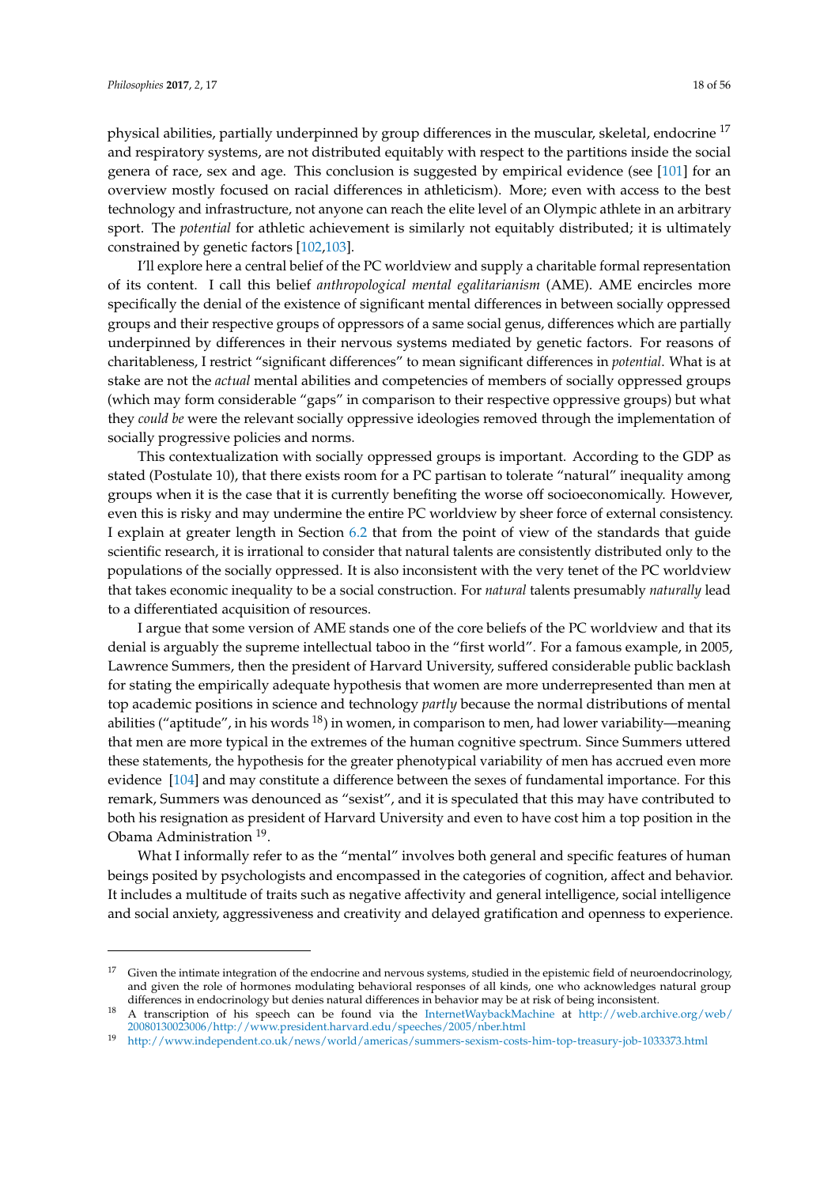physical abilities, partially underpinned by group differences in the muscular, skeletal, endocrine [17] and respiratory systems, are not distributed equitably with respect to the partitions inside the social genera of race, sex and age. This conclusion is suggested by empirical evidence (see [101] for an overview mostly focused on racial differences in athleticism). More; even with access to the best technology and infrastructure, not anyone can reach the elite level of an Olympic athlete in an arbitrary sport. The *potential* for athletic achievement is similarly not equitably distributed; it is ultimately constrained by genetic factors [102,103].

I'll explore here a central belief of the PC worldview and supply a charitable formal representation of its content. I call this belief *anthropological mental egalitarianism* (AME). AME encircles more specifically the denial of the existence of significant mental differences in between socially oppressed groups and their respective groups of oppressors of a same social genus, differences which are partially underpinned by differences in their nervous systems mediated by genetic factors. For reasons of charitableness, I restrict "significant differences" to mean significant differences in *potential*. What is at stake are not the *actual* mental abilities and competencies of members of socially oppressed groups (which may form considerable "gaps" in comparison to their respective oppressive groups) but what they *could be* were the relevant socially oppressive ideologies removed through the implementation of socially progressive policies and norms.

This contextualization with socially oppressed groups is important. According to the GDP as stated (Postulate 10), that there exists room for a PC partisan to tolerate "natural" inequality among groups when it is the case that it is currently benefiting the worse off socioeconomically. However, even this is risky and may undermine the entire PC worldview by sheer force of external consistency. I explain at greater length in Section 6.2 that from the point of view of the standards that guide scientific research, it is irrational to consider that natural talents are consistently distributed only to the populations of the socially oppressed. It is also inconsistent with the very tenet of the PC worldview that takes economic inequality to be a social construction. For *natural* talents presumably *naturally* lead to a differentiated acquisition of resources.

I argue that some version of AME stands one of the core beliefs of the PC worldview and that its denial is arguably the supreme intellectual taboo in the "first world". For a famous example, in 2005, Lawrence Summers, then the president of Harvard University, suffered considerable public backlash for stating the empirically adequate hypothesis that women are more underrepresented than men at top academic positions in science and technology *partly* because the normal distributions of mental abilities ("aptitude", in his words [18]) in women, in comparison to men, had lower variability—meaning that men are more typical in the extremes of the human cognitive spectrum. Since Summers uttered these statements, the hypothesis for the greater phenotypical variability of men has accrued even more evidence [104] and may constitute a difference between the sexes of fundamental importance. For this remark, Summers was denounced as "sexist", and it is speculated that this may have contributed to both his resignation as president of Harvard University and even to have cost him a top position in the Obama Administration [19].

What I informally refer to as the "mental" involves both general and specific features of human beings posited by psychologists and encompassed in the categories of cognition, affect and behavior. It includes a multitude of traits such as negative affectivity and general intelligence, social intelligence and social anxiety, aggressiveness and creativity and delayed gratification and openness to experience.

---

[17] Given the intimate integration of the endocrine and nervous systems, studied in the epistemic field of neuroendocrinology, and given the role of hormones modulating behavioral responses of all kinds, one who acknowledges natural group differences in endocrinology but denies natural differences in behavior may be at risk of being inconsistent.

[18] A transcription of his speech can be found via the InternetWaybackMachine at http://web.archive.org/web/20080130023006/http://www.president.harvard.edu/speeches/2005/nber.html

[19] http://www.independent.co.uk/news/world/americas/summers-sexism-costs-him-top-treasury-job-1033373.html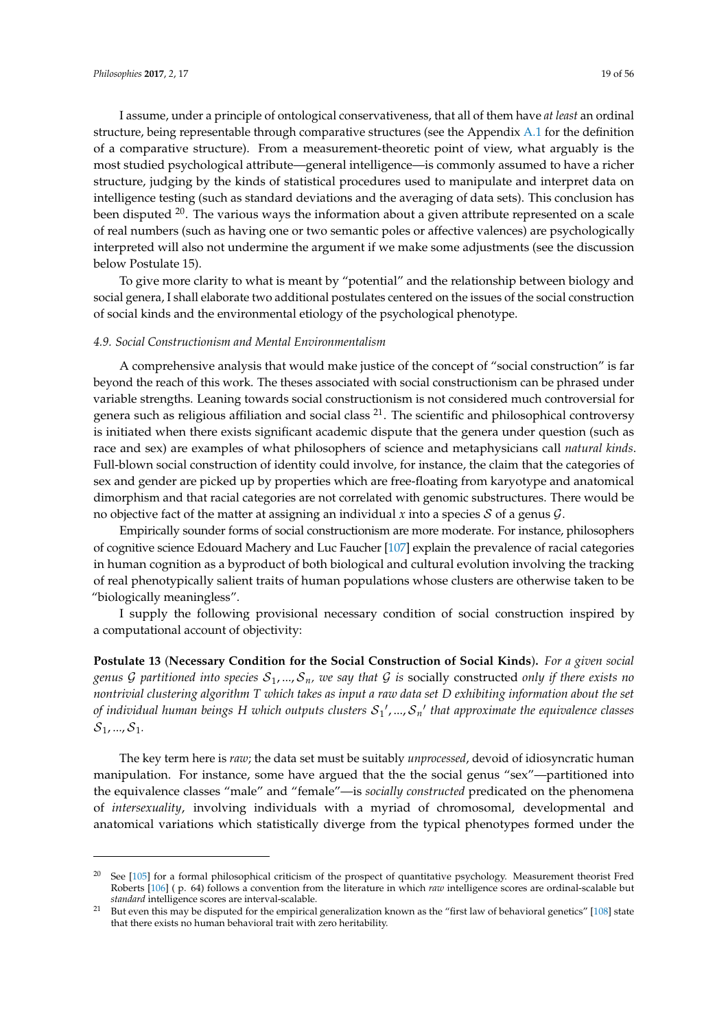I assume, under a principle of ontological conservativeness, that all of them have *at least* an ordinal structure, being representable through comparative structures (see the Appendix A.1 for the definition of a comparative structure). From a measurement-theoretic point of view, what arguably is the most studied psychological attribute—general intelligence—is commonly assumed to have a richer structure, judging by the kinds of statistical procedures used to manipulate and interpret data on intelligence testing (such as standard deviations and the averaging of data sets). This conclusion has been disputed [20]. The various ways the information about a given attribute represented on a scale of real numbers (such as having one or two semantic poles or affective valences) are psychologically interpreted will also not undermine the argument if we make some adjustments (see the discussion below Postulate 15).

To give more clarity to what is meant by "potential" and the relationship between biology and social genera, I shall elaborate two additional postulates centered on the issues of the social construction of social kinds and the environmental etiology of the psychological phenotype.

### *4.9. Social Constructionism and Mental Environmentalism*

A comprehensive analysis that would make justice of the concept of "social construction" is far beyond the reach of this work. The theses associated with social constructionism can be phrased under variable strengths. Leaning towards social constructionism is not considered much controversial for genera such as religious affiliation and social class [21]. The scientific and philosophical controversy is initiated when there exists significant academic dispute that the genera under question (such as race and sex) are examples of what philosophers of science and metaphysicians call *natural kinds*. Full-blown social construction of identity could involve, for instance, the claim that the categories of sex and gender are picked up by properties which are free-floating from karyotype and anatomical dimorphism and that racial categories are not correlated with genomic substructures. There would be no objective fact of the matter at assigning an individual $x$ into a species $\mathcal{S}$ of a genus $\mathcal{G}$.

Empirically sounder forms of social constructionism are more moderate. For instance, philosophers of cognitive science Edouard Machery and Luc Faucher [107] explain the prevalence of racial categories in human cognition as a byproduct of both biological and cultural evolution involving the tracking of real phenotypically salient traits of human populations whose clusters are otherwise taken to be "biologically meaningless".

I supply the following provisional necessary condition of social construction inspired by a computational account of objectivity:

**Postulate 13** (**Necessary Condition for the Social Construction of Social Kinds**)**.** *For a given social genus $\mathcal{G}$ partitioned into species $\mathcal{S}_1, ..., \mathcal{S}_n$, we say that $\mathcal{G}$ is* socially constructed *only if there exists no nontrivial clustering algorithm $T$ which takes as input a raw data set $D$ exhibiting information about the set of individual human beings $H$ which outputs clusters $\mathcal{S}_1{}', ..., \mathcal{S}_n{}'$ that approximate the equivalence classes $\mathcal{S}_1, ..., \mathcal{S}_1$.*

The key term here is *raw*; the data set must be suitably *unprocessed*, devoid of idiosyncratic human manipulation. For instance, some have argued that the the social genus "sex"—partitioned into the equivalence classes "male" and "female"—is *socially constructed* predicated on the phenomena of *intersexuality*, involving individuals with a myriad of chromosomal, developmental and anatomical variations which statistically diverge from the typical phenotypes formed under the

---

[20] See [105] for a formal philosophical criticism of the prospect of quantitative psychology. Measurement theorist Fred Roberts [106] ( p. 64) follows a convention from the literature in which *raw* intelligence scores are ordinal-scalable but *standard* intelligence scores are interval-scalable.

[21] But even this may be disputed for the empirical generalization known as the "first law of behavioral genetics" [108] state that there exists no human behavioral trait with zero heritability.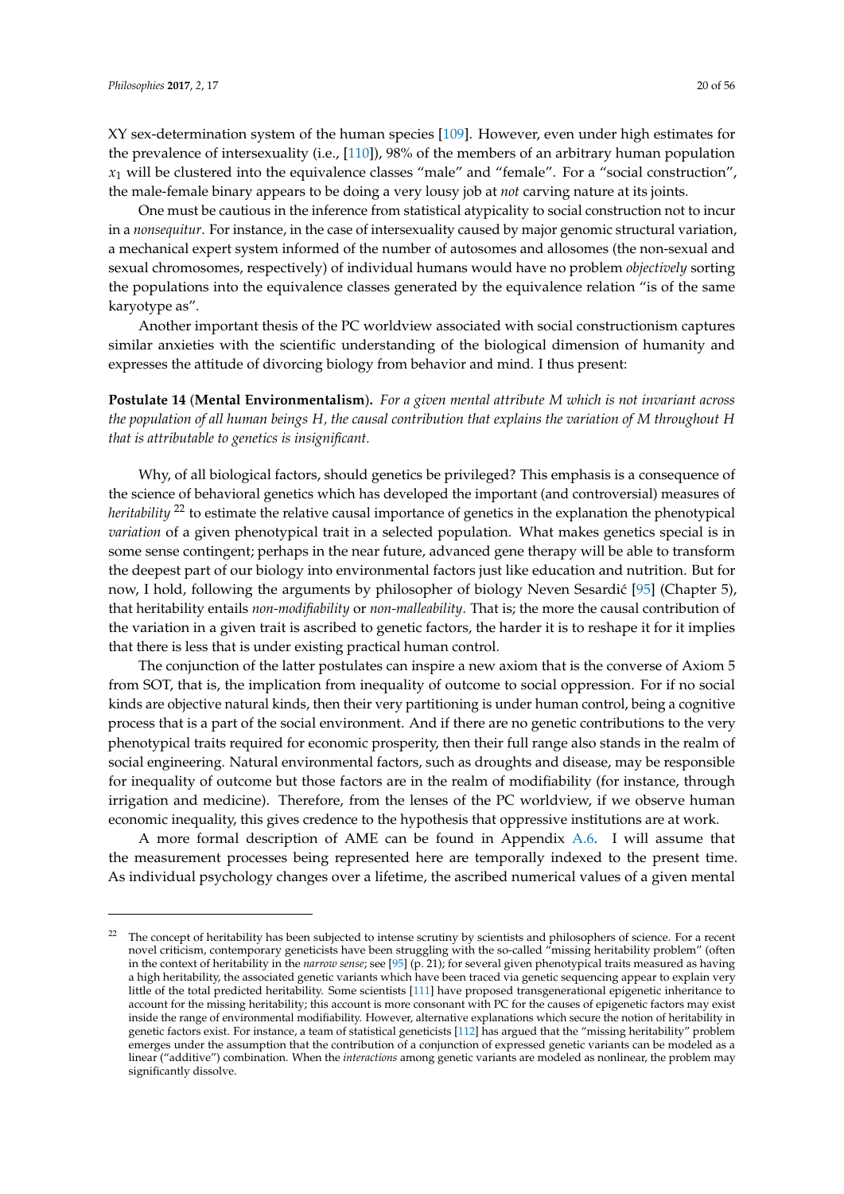XY sex-determination system of the human species [109]. However, even under high estimates for the prevalence of intersexuality (i.e., [110]), 98% of the members of an arbitrary human population $x_1$ will be clustered into the equivalence classes "male" and "female". For a "social construction", the male-female binary appears to be doing a very lousy job at *not* carving nature at its joints.

One must be cautious in the inference from statistical atypicality to social construction not to incur in a *nonsequitur*. For instance, in the case of intersexuality caused by major genomic structural variation, a mechanical expert system informed of the number of autosomes and allosomes (the non-sexual and sexual chromosomes, respectively) of individual humans would have no problem *objectively* sorting the populations into the equivalence classes generated by the equivalence relation "is of the same karyotype as".

Another important thesis of the PC worldview associated with social constructionism captures similar anxieties with the scientific understanding of the biological dimension of humanity and expresses the attitude of divorcing biology from behavior and mind. I thus present:

**Postulate 14** (**Mental Environmentalism**)**.** *For a given mental attribute M which is not invariant across the population of all human beings H, the causal contribution that explains the variation of M throughout H that is attributable to genetics is insignificant.*

Why, of all biological factors, should genetics be privileged? This emphasis is a consequence of the science of behavioral genetics which has developed the important (and controversial) measures of *heritability* [22] to estimate the relative causal importance of genetics in the explanation the phenotypical *variation* of a given phenotypical trait in a selected population. What makes genetics special is in some sense contingent; perhaps in the near future, advanced gene therapy will be able to transform the deepest part of our biology into environmental factors just like education and nutrition. But for now, I hold, following the arguments by philosopher of biology Neven Sesardić [95] (Chapter 5), that heritability entails *non-modifiability* or *non-malleability*. That is; the more the causal contribution of the variation in a given trait is ascribed to genetic factors, the harder it is to reshape it for it implies that there is less that is under existing practical human control.

The conjunction of the latter postulates can inspire a new axiom that is the converse of Axiom 5 from SOT, that is, the implication from inequality of outcome to social oppression. For if no social kinds are objective natural kinds, then their very partitioning is under human control, being a cognitive process that is a part of the social environment. And if there are no genetic contributions to the very phenotypical traits required for economic prosperity, then their full range also stands in the realm of social engineering. Natural environmental factors, such as droughts and disease, may be responsible for inequality of outcome but those factors are in the realm of modifiability (for instance, through irrigation and medicine). Therefore, from the lenses of the PC worldview, if we observe human economic inequality, this gives credence to the hypothesis that oppressive institutions are at work.

A more formal description of AME can be found in Appendix A.6. I will assume that the measurement processes being represented here are temporally indexed to the present time. As individual psychology changes over a lifetime, the ascribed numerical values of a given mental

[22] The concept of heritability has been subjected to intense scrutiny by scientists and philosophers of science. For a recent novel criticism, contemporary geneticists have been struggling with the so-called "missing heritability problem" (often in the context of heritability in the *narrow sense*; see [95] (p. 21); for several given phenotypical traits measured as having a high heritability, the associated genetic variants which have been traced via genetic sequencing appear to explain very little of the total predicted heritability. Some scientists [111] have proposed transgenerational epigenetic inheritance to account for the missing heritability; this account is more consonant with PC for the causes of epigenetic factors may exist inside the range of environmental modifiability. However, alternative explanations which secure the notion of heritability in genetic factors exist. For instance, a team of statistical geneticists [112] has argued that the "missing heritability" problem emerges under the assumption that the contribution of a conjunction of expressed genetic variants can be modeled as a linear ("additive") combination. When the *interactions* among genetic variants are modeled as nonlinear, the problem may significantly dissolve.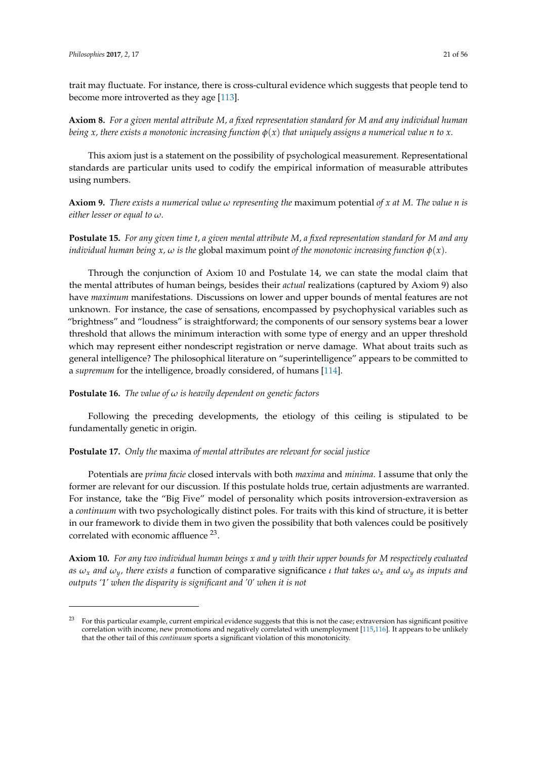trait may fluctuate. For instance, there is cross-cultural evidence which suggests that people tend to become more introverted as they age [113].

**Axiom 8.** *For a given mental attribute M, a fixed representation standard for M and any individual human being x, there exists a monotonic increasing function $\phi(x)$ that uniquely assigns a numerical value n to x.*

This axiom just is a statement on the possibility of psychological measurement. Representational standards are particular units used to codify the empirical information of measurable attributes using numbers.

**Axiom 9.** *There exists a numerical value $\omega$ representing the* maximum potential *of x at M. The value n is either lesser or equal to $\omega$.*

**Postulate 15.** *For any given time t, a given mental attribute M, a fixed representation standard for M and any individual human being x, $\omega$ is the* global maximum point *of the monotonic increasing function $\phi(x)$.*

Through the conjunction of Axiom 10 and Postulate 14, we can state the modal claim that the mental attributes of human beings, besides their *actual* realizations (captured by Axiom 9) also have *maximum* manifestations. Discussions on lower and upper bounds of mental features are not unknown. For instance, the case of sensations, encompassed by psychophysical variables such as "brightness" and "loudness" is straightforward; the components of our sensory systems bear a lower threshold that allows the minimum interaction with some type of energy and an upper threshold which may represent either nondescript registration or nerve damage. What about traits such as general intelligence? The philosophical literature on "superintelligence" appears to be committed to a *supremum* for the intelligence, broadly considered, of humans [114].

**Postulate 16.** *The value of $\omega$ is heavily dependent on genetic factors*

Following the preceding developments, the etiology of this ceiling is stipulated to be fundamentally genetic in origin.

**Postulate 17.** *Only the* maxima *of mental attributes are relevant for social justice*

Potentials are *prima facie* closed intervals with both *maxima* and *minima*. I assume that only the former are relevant for our discussion. If this postulate holds true, certain adjustments are warranted. For instance, take the "Big Five" model of personality which posits introversion-extraversion as a *continuum* with two psychologically distinct poles. For traits with this kind of structure, it is better in our framework to divide them in two given the possibility that both valences could be positively correlated with economic affluence [23].

**Axiom 10.** *For any two individual human beings x and y with their upper bounds for M respectively evaluated as $\omega_x$ and $\omega_y$, there exists a* function of comparative significance *$\iota$ that takes $\omega_x$ and $\omega_y$ as inputs and outputs '1' when the disparity is significant and '0' when it is not*

[23] For this particular example, current empirical evidence suggests that this is not the case; extraversion has significant positive correlation with income, new promotions and negatively correlated with unemployment [115,116]. It appears to be unlikely that the other tail of this *continuum* sports a significant violation of this monotonicity.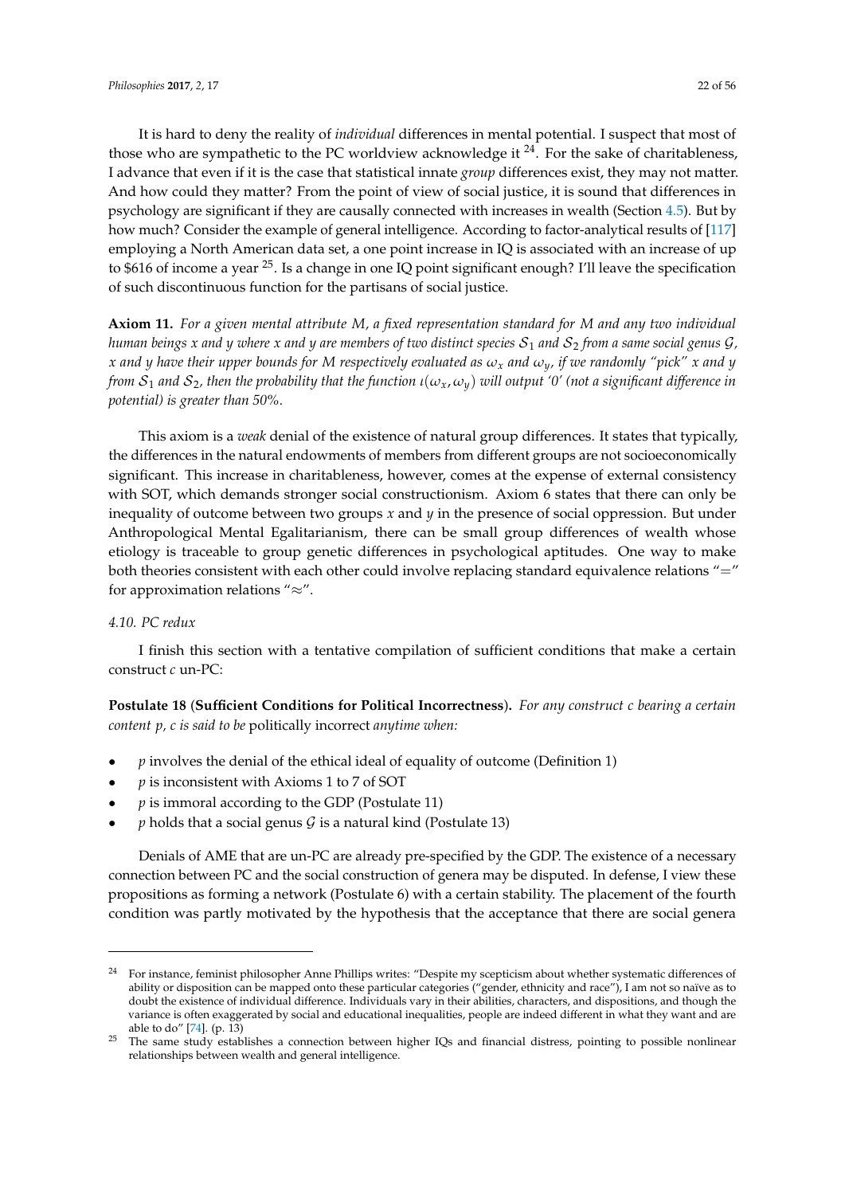It is hard to deny the reality of *individual* differences in mental potential. I suspect that most of those who are sympathetic to the PC worldview acknowledge it [24]. For the sake of charitableness, I advance that even if it is the case that statistical innate *group* differences exist, they may not matter. And how could they matter? From the point of view of social justice, it is sound that differences in psychology are significant if they are causally connected with increases in wealth (Section 4.5). But by how much? Consider the example of general intelligence. According to factor-analytical results of [117] employing a North American data set, a one point increase in IQ is associated with an increase of up to $616 of income a year [25]. Is a change in one IQ point significant enough? I'll leave the specification of such discontinuous function for the partisans of social justice.

**Axiom 11.** *For a given mental attribute M, a fixed representation standard for M and any two individual human beings x and y where x and y are members of two distinct species $\mathcal{S}_1$ and $\mathcal{S}_2$ from a same social genus $\mathcal{G}$, x and y have their upper bounds for M respectively evaluated as $\omega_x$ and $\omega_y$, if we randomly "pick" x and y from $\mathcal{S}_1$ and $\mathcal{S}_2$, then the probability that the function $\iota(\omega_x, \omega_y)$ will output '0' (not a significant difference in potential) is greater than 50%.*

This axiom is a *weak* denial of the existence of natural group differences. It states that typically, the differences in the natural endowments of members from different groups are not socioeconomically significant. This increase in charitableness, however, comes at the expense of external consistency with SOT, which demands stronger social constructionism. Axiom 6 states that there can only be inequality of outcome between two groups *x* and *y* in the presence of social oppression. But under Anthropological Mental Egalitarianism, there can be small group differences of wealth whose etiology is traceable to group genetic differences in psychological aptitudes. One way to make both theories consistent with each other could involve replacing standard equivalence relations "$=$" for approximation relations "$\approx$".

### 4.10. PC redux

I finish this section with a tentative compilation of sufficient conditions that make a certain construct *c* un-PC:

**Postulate 18** (**Sufficient Conditions for Political Incorrectness**)**.** *For any construct c bearing a certain content p, c is said to be* politically incorrect *anytime when:*

- *p* involves the denial of the ethical ideal of equality of outcome (Definition 1)
- *p* is inconsistent with Axioms 1 to 7 of SOT
- *p* is immoral according to the GDP (Postulate 11)
- *p* holds that a social genus $\mathcal{G}$ is a natural kind (Postulate 13)

Denials of AME that are un-PC are already pre-specified by the GDP. The existence of a necessary connection between PC and the social construction of genera may be disputed. In defense, I view these propositions as forming a network (Postulate 6) with a certain stability. The placement of the fourth condition was partly motivated by the hypothesis that the acceptance that there are social genera

---

[24] For instance, feminist philosopher Anne Phillips writes: "Despite my scepticism about whether systematic differences of ability or disposition can be mapped onto these particular categories ("gender, ethnicity and race"), I am not so naïve as to doubt the existence of individual difference. Individuals vary in their abilities, characters, and dispositions, and though the variance is often exaggerated by social and educational inequalities, people are indeed different in what they want and are able to do" [74]. (p. 13)

[25] The same study establishes a connection between higher IQs and financial distress, pointing to possible nonlinear relationships between wealth and general intelligence.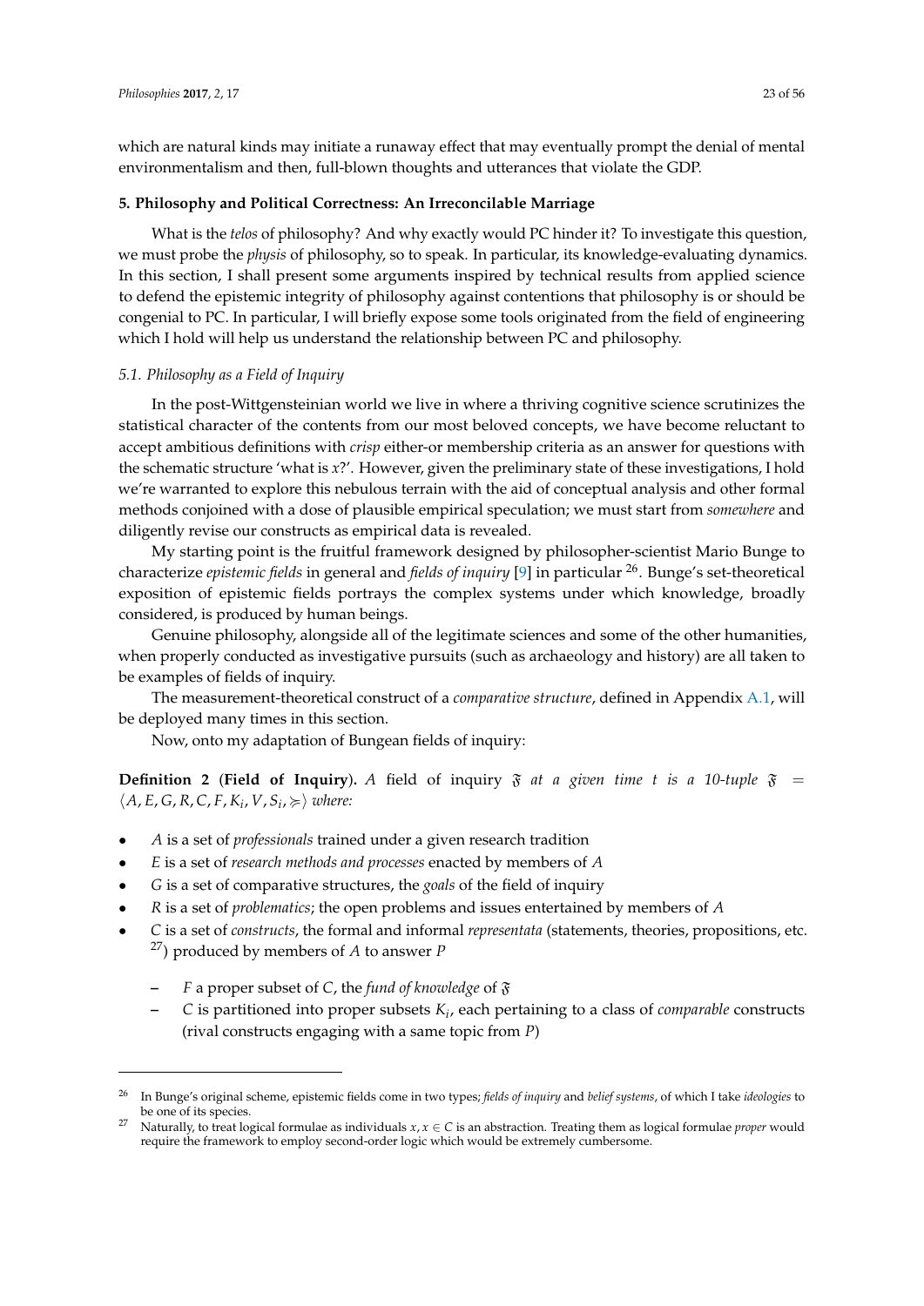which are natural kinds may initiate a runaway effect that may eventually prompt the denial of mental environmentalism and then, full-blown thoughts and utterances that violate the GDP.

## 5. Philosophy and Political Correctness: An Irreconcilable Marriage

What is the *telos* of philosophy? And why exactly would PC hinder it? To investigate this question, we must probe the *physis* of philosophy, so to speak. In particular, its knowledge-evaluating dynamics. In this section, I shall present some arguments inspired by technical results from applied science to defend the epistemic integrity of philosophy against contentions that philosophy is or should be congenial to PC. In particular, I will briefly expose some tools originated from the field of engineering which I hold will help us understand the relationship between PC and philosophy.

### 5.1. Philosophy as a Field of Inquiry

In the post-Wittgensteinian world we live in where a thriving cognitive science scrutinizes the statistical character of the contents from our most beloved concepts, we have become reluctant to accept ambitious definitions with *crisp* either-or membership criteria as an answer for questions with the schematic structure 'what is $x$?'. However, given the preliminary state of these investigations, I hold we're warranted to explore this nebulous terrain with the aid of conceptual analysis and other formal methods conjoined with a dose of plausible empirical speculation; we must start from *somewhere* and diligently revise our constructs as empirical data is revealed.

My starting point is the fruitful framework designed by philosopher-scientist Mario Bunge to characterize *epistemic fields* in general and *fields of inquiry* [9] in particular [26]. Bunge's set-theoretical exposition of epistemic fields portrays the complex systems under which knowledge, broadly considered, is produced by human beings.

Genuine philosophy, alongside all of the legitimate sciences and some of the other humanities, when properly conducted as investigative pursuits (such as archaeology and history) are all taken to be examples of fields of inquiry.

The measurement-theoretical construct of a *comparative structure*, defined in Appendix A.1, will be deployed many times in this section.

Now, onto my adaptation of Bungean fields of inquiry:

**Definition 2** (**Field of Inquiry**). *A* field of inquiry $\mathfrak{F}$ *at a given time $t$ is a 10-tuple* $\mathfrak{F} = \langle A, E, G, R, C, F, K_i, V, S_i, \succcurlyeq \rangle$ *where:*

- $A$ is a set of *professionals* trained under a given research tradition
- $E$ is a set of *research methods and processes* enacted by members of $A$
- $G$ is a set of comparative structures, the *goals* of the field of inquiry
- $R$ is a set of *problematics*; the open problems and issues entertained by members of $A$
- $C$ is a set of *constructs*, the formal and informal *representata* (statements, theories, propositions, etc. [27]) produced by members of $A$ to answer $P$
  - $F$ a proper subset of $C$, the *fund of knowledge* of $\mathfrak{F}$
  - $C$ is partitioned into proper subsets $K_i$, each pertaining to a class of *comparable* constructs (rival constructs engaging with a same topic from $P$)

---

[26] In Bunge's original scheme, epistemic fields come in two types; *fields of inquiry* and *belief systems*, of which I take *ideologies* to be one of its species.

[27] Naturally, to treat logical formulae as individuals $x, x \in C$ is an abstraction. Treating them as logical formulae *proper* would require the framework to employ second-order logic which would be extremely cumbersome.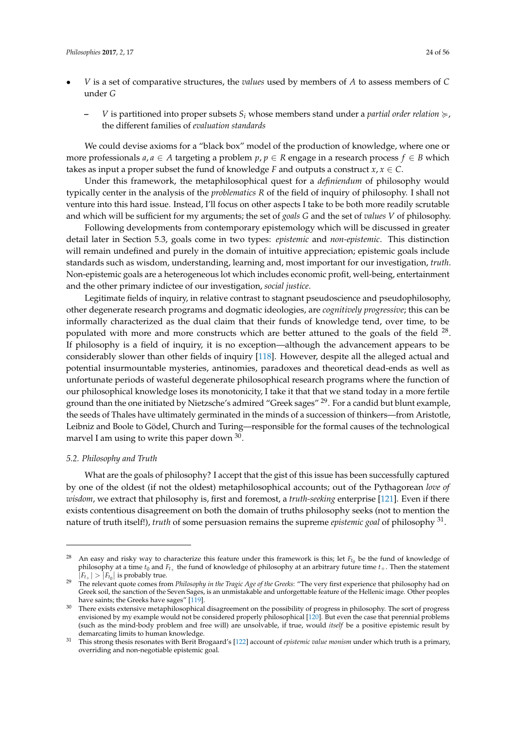- $V$ is a set of comparative structures, the *values* used by members of $A$ to assess members of $C$ under $G$
  - $V$ is partitioned into proper subsets $S_i$ whose members stand under a *partial order relation* $\succcurlyeq$, the different families of *evaluation standards*

We could devise axioms for a "black box" model of the production of knowledge, where one or more professionals $a, a \in A$ targeting a problem $p, p \in R$ engage in a research process $f \in B$ which takes as input a proper subset the fund of knowledge $F$ and outputs a construct $x, x \in C$.

Under this framework, the metaphilosophical quest for a *definiendum* of philosophy would typically center in the analysis of the *problematics* $R$ of the field of inquiry of philosophy. I shall not venture into this hard issue. Instead, I'll focus on other aspects I take to be both more readily scrutable and which will be sufficient for my arguments; the set of *goals* $G$ and the set of *values* $V$ of philosophy.

Following developments from contemporary epistemology which will be discussed in greater detail later in Section 5.3, goals come in two types: *epistemic* and *non-epistemic*. This distinction will remain undefined and purely in the domain of intuitive appreciation; epistemic goals include standards such as wisdom, understanding, learning and, most important for our investigation, *truth*. Non-epistemic goals are a heterogeneous lot which includes economic profit, well-being, entertainment and the other primary indictee of our investigation, *social justice*.

Legitimate fields of inquiry, in relative contrast to stagnant pseudoscience and pseudophilosophy, other degenerate research programs and dogmatic ideologies, are *cognitively progressive*; this can be informally characterized as the dual claim that their funds of knowledge tend, over time, to be populated with more and more constructs which are better attuned to the goals of the field [28]. If philosophy is a field of inquiry, it is no exception—although the advancement appears to be considerably slower than other fields of inquiry [118]. However, despite all the alleged actual and potential insurmountable mysteries, antinomies, paradoxes and theoretical dead-ends as well as unfortunate periods of wasteful degenerate philosophical research programs where the function of our philosophical knowledge loses its monotonicity, I take it that that we stand today in a more fertile ground than the one initiated by Nietzsche's admired "Greek sages" [29]. For a candid but blunt example, the seeds of Thales have ultimately germinated in the minds of a succession of thinkers—from Aristotle, Leibniz and Boole to Gödel, Church and Turing—responsible for the formal causes of the technological marvel I am using to write this paper down [30].

### 5.2. Philosophy and Truth

What are the goals of philosophy? I accept that the gist of this issue has been successfully captured by one of the oldest (if not the oldest) metaphilosophical accounts; out of the Pythagorean *love of wisdom*, we extract that philosophy is, first and foremost, a *truth-seeking* enterprise [121]. Even if there exists contentious disagreement on both the domain of truths philosophy seeks (not to mention the nature of truth itself!), *truth* of some persuasion remains the supreme *epistemic goal* of philosophy [31].

---

[28] An easy and risky way to characterize this feature under this framework is this; let $F_{t_0}$ be the fund of knowledge of philosophy at a time $t_0$ and $F_{t_+}$ the fund of knowledge of philosophy at an arbitrary future time $t_+$. Then the statement $|F_{t_+}| > |F_{t_0}|$ is probably true.

[29] The relevant quote comes from *Philosophy in the Tragic Age of the Greeks*: "The very first experience that philosophy had on Greek soil, the sanction of the Seven Sages, is an unmistakable and unforgettable feature of the Hellenic image. Other peoples have saints; the Greeks have sages" [119].

[30] There exists extensive metaphilosophical disagreement on the possibility of progress in philosophy. The sort of progress envisioned by my example would not be considered properly philosophical [120]. But even the case that perennial problems (such as the mind-body problem and free will) are unsolvable, if true, would *itself* be a positive epistemic result by demarcating limits to human knowledge.

[31] This strong thesis resonates with Berit Brogaard's [122] account of *epistemic value monism* under which truth is a primary, overriding and non-negotiable epistemic goal.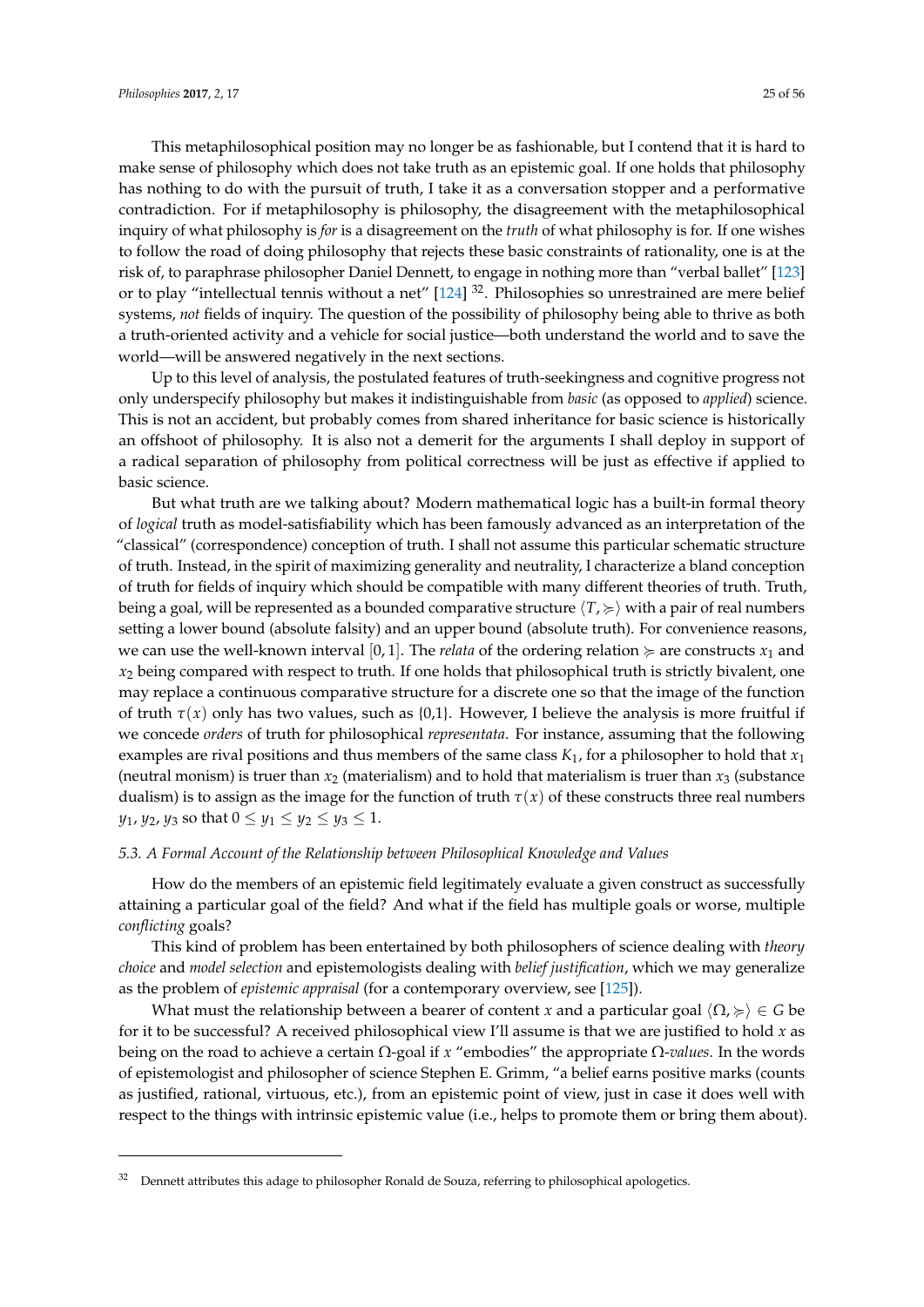This metaphilosophical position may no longer be as fashionable, but I contend that it is hard to make sense of philosophy which does not take truth as an epistemic goal. If one holds that philosophy has nothing to do with the pursuit of truth, I take it as a conversation stopper and a performative contradiction. For if metaphilosophy is philosophy, the disagreement with the metaphilosophical inquiry of what philosophy is *for* is a disagreement on the *truth* of what philosophy is for. If one wishes to follow the road of doing philosophy that rejects these basic constraints of rationality, one is at the risk of, to paraphrase philosopher Daniel Dennett, to engage in nothing more than "verbal ballet" [123] or to play "intellectual tennis without a net" [124] [32]. Philosophies so unrestrained are mere belief systems, *not* fields of inquiry. The question of the possibility of philosophy being able to thrive as both a truth-oriented activity and a vehicle for social justice—both understand the world and to save the world—will be answered negatively in the next sections.

Up to this level of analysis, the postulated features of truth-seekingness and cognitive progress not only underspecify philosophy but makes it indistinguishable from *basic* (as opposed to *applied*) science. This is not an accident, but probably comes from shared inheritance for basic science is historically an offshoot of philosophy. It is also not a demerit for the arguments I shall deploy in support of a radical separation of philosophy from political correctness will be just as effective if applied to basic science.

But what truth are we talking about? Modern mathematical logic has a built-in formal theory of *logical* truth as model-satisfiability which has been famously advanced as an interpretation of the "classical" (correspondence) conception of truth. I shall not assume this particular schematic structure of truth. Instead, in the spirit of maximizing generality and neutrality, I characterize a bland conception of truth for fields of inquiry which should be compatible with many different theories of truth. Truth, being a goal, will be represented as a bounded comparative structure $\langle T, \succcurlyeq \rangle$ with a pair of real numbers setting a lower bound (absolute falsity) and an upper bound (absolute truth). For convenience reasons, we can use the well-known interval $[0, 1]$. The *relata* of the ordering relation $\succcurlyeq$ are constructs $x_1$ and $x_2$ being compared with respect to truth. If one holds that philosophical truth is strictly bivalent, one may replace a continuous comparative structure for a discrete one so that the image of the function of truth $\tau(x)$ only has two values, such as {0,1}. However, I believe the analysis is more fruitful if we concede *orders* of truth for philosophical *representata*. For instance, assuming that the following examples are rival positions and thus members of the same class $K_1$, for a philosopher to hold that $x_1$ (neutral monism) is truer than $x_2$ (materialism) and to hold that materialism is truer than $x_3$ (substance dualism) is to assign as the image for the function of truth $\tau(x)$ of these constructs three real numbers $y_1, y_2, y_3$ so that $0 \leq y_1 \leq y_2 \leq y_3 \leq 1$.

### 5.3. A Formal Account of the Relationship between Philosophical Knowledge and Values

How do the members of an epistemic field legitimately evaluate a given construct as successfully attaining a particular goal of the field? And what if the field has multiple goals or worse, multiple *conflicting* goals?

This kind of problem has been entertained by both philosophers of science dealing with *theory choice* and *model selection* and epistemologists dealing with *belief justification*, which we may generalize as the problem of *epistemic appraisal* (for a contemporary overview, see [125]).

What must the relationship between a bearer of content $x$ and a particular goal $\langle \Omega, \succcurlyeq \rangle \in G$ be for it to be successful? A received philosophical view I'll assume is that we are justified to hold $x$ as being on the road to achieve a certain $\Omega$-goal if $x$ "embodies" the appropriate $\Omega$-*values*. In the words of epistemologist and philosopher of science Stephen E. Grimm, "a belief earns positive marks (counts as justified, rational, virtuous, etc.), from an epistemic point of view, just in case it does well with respect to the things with intrinsic epistemic value (i.e., helps to promote them or bring them about).

---

[32] Dennett attributes this adage to philosopher Ronald de Souza, referring to philosophical apologetics.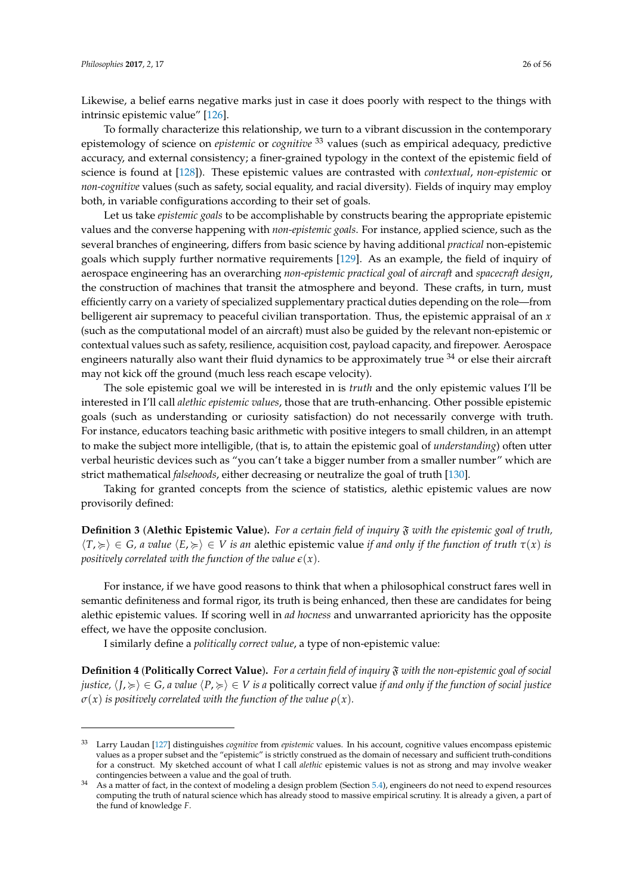Likewise, a belief earns negative marks just in case it does poorly with respect to the things with intrinsic epistemic value" [126].

To formally characterize this relationship, we turn to a vibrant discussion in the contemporary epistemology of science on *epistemic* or *cognitive* [33] values (such as empirical adequacy, predictive accuracy, and external consistency; a finer-grained typology in the context of the epistemic field of science is found at [128]). These epistemic values are contrasted with *contextual*, *non-epistemic* or *non-cognitive* values (such as safety, social equality, and racial diversity). Fields of inquiry may employ both, in variable configurations according to their set of goals.

Let us take *epistemic goals* to be accomplishable by constructs bearing the appropriate epistemic values and the converse happening with *non-epistemic goals*. For instance, applied science, such as the several branches of engineering, differs from basic science by having additional *practical* non-epistemic goals which supply further normative requirements [129]. As an example, the field of inquiry of aerospace engineering has an overarching *non-epistemic practical goal* of *aircraft* and *spacecraft design*, the construction of machines that transit the atmosphere and beyond. These crafts, in turn, must efficiently carry on a variety of specialized supplementary practical duties depending on the role—from belligerent air supremacy to peaceful civilian transportation. Thus, the epistemic appraisal of an $x$ (such as the computational model of an aircraft) must also be guided by the relevant non-epistemic or contextual values such as safety, resilience, acquisition cost, payload capacity, and firepower. Aerospace engineers naturally also want their fluid dynamics to be approximately true [34] or else their aircraft may not kick off the ground (much less reach escape velocity).

The sole epistemic goal we will be interested in is *truth* and the only epistemic values I'll be interested in I'll call *alethic epistemic values*, those that are truth-enhancing. Other possible epistemic goals (such as understanding or curiosity satisfaction) do not necessarily converge with truth. For instance, educators teaching basic arithmetic with positive integers to small children, in an attempt to make the subject more intelligible, (that is, to attain the epistemic goal of *understanding*) often utter verbal heuristic devices such as "you can't take a bigger number from a smaller number" which are strict mathematical *falsehoods*, either decreasing or neutralize the goal of truth [130].

Taking for granted concepts from the science of statistics, alethic epistemic values are now provisorily defined:

**Definition 3** (**Alethic Epistemic Value**)**.** *For a certain field of inquiry $\mathfrak{F}$ with the epistemic goal of truth, $\langle T, \succcurlyeq \rangle \in G$, a value $\langle E, \succcurlyeq \rangle \in V$ is an* alethic epistemic value *if and only if the function of truth $\tau(x)$ is positively correlated with the function of the value $\epsilon(x)$.*

For instance, if we have good reasons to think that when a philosophical construct fares well in semantic definiteness and formal rigor, its truth is being enhanced, then these are candidates for being alethic epistemic values. If scoring well in *ad hocness* and unwarranted aprioricity has the opposite effect, we have the opposite conclusion.

I similarly define a *politically correct value*, a type of non-epistemic value:

**Definition 4** (**Politically Correct Value**)**.** *For a certain field of inquiry $\mathfrak{F}$ with the non-epistemic goal of social justice, $\langle J, \succcurlyeq \rangle \in G$, a value $\langle P, \succcurlyeq \rangle \in V$ is a* politically correct value *if and only if the function of social justice $\sigma(x)$ is positively correlated with the function of the value $\rho(x)$.*

---

[33] Larry Laudan [127] distinguishes *cognitive* from *epistemic* values. In his account, cognitive values encompass epistemic values as a proper subset and the "epistemic" is strictly construed as the domain of necessary and sufficient truth-conditions for a construct. My sketched account of what I call *alethic* epistemic values is not as strong and may involve weaker contingencies between a value and the goal of truth.

[34] As a matter of fact, in the context of modeling a design problem (Section 5.4), engineers do not need to expend resources computing the truth of natural science which has already stood to massive empirical scrutiny. It is already a given, a part of the fund of knowledge $F$.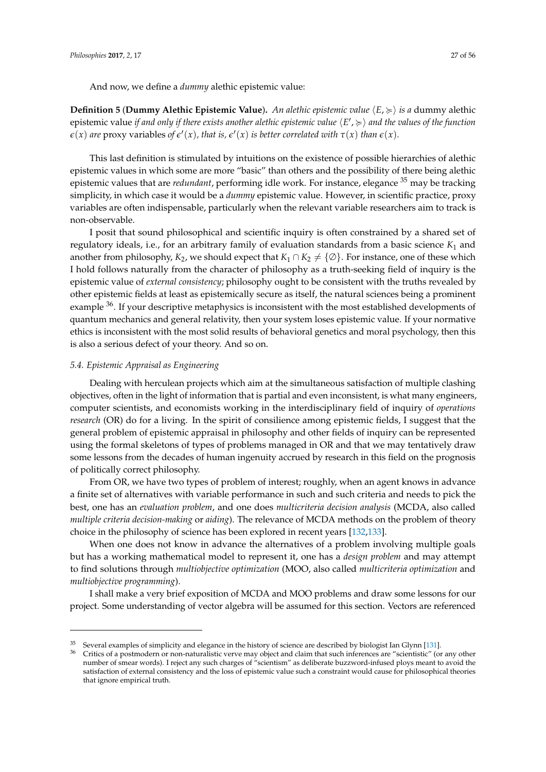And now, we define a *dummy* alethic epistemic value:

**Definition 5** (**Dummy Alethic Epistemic Value**)**.** *An alethic epistemic value* $\langle E, \succcurlyeq \rangle$ *is a* dummy alethic epistemic value *if and only if there exists another alethic epistemic value* $\langle E', \succcurlyeq \rangle$ *and the values of the function* $\epsilon(x)$ *are* proxy variables *of* $\epsilon'(x)$*, that is,* $\epsilon'(x)$ *is better correlated with* $\tau(x)$ *than* $\epsilon(x)$*.*

This last definition is stimulated by intuitions on the existence of possible hierarchies of alethic epistemic values in which some are more "basic" than others and the possibility of there being alethic epistemic values that are *redundant*, performing idle work. For instance, elegance [35] may be tracking simplicity, in which case it would be a *dummy* epistemic value. However, in scientific practice, proxy variables are often indispensable, particularly when the relevant variable researchers aim to track is non-observable.

I posit that sound philosophical and scientific inquiry is often constrained by a shared set of regulatory ideals, i.e., for an arbitrary family of evaluation standards from a basic science $K_1$ and another from philosophy, $K_2$, we should expect that $K_1 \cap K_2 \neq \{\emptyset\}$. For instance, one of these which I hold follows naturally from the character of philosophy as a truth-seeking field of inquiry is the epistemic value of *external consistency*; philosophy ought to be consistent with the truths revealed by other epistemic fields at least as epistemically secure as itself, the natural sciences being a prominent example [36]. If your descriptive metaphysics is inconsistent with the most established developments of quantum mechanics and general relativity, then your system loses epistemic value. If your normative ethics is inconsistent with the most solid results of behavioral genetics and moral psychology, then this is also a serious defect of your theory. And so on.

### *5.4. Epistemic Appraisal as Engineering*

Dealing with herculean projects which aim at the simultaneous satisfaction of multiple clashing objectives, often in the light of information that is partial and even inconsistent, is what many engineers, computer scientists, and economists working in the interdisciplinary field of inquiry of *operations research* (OR) do for a living. In the spirit of consilience among epistemic fields, I suggest that the general problem of epistemic appraisal in philosophy and other fields of inquiry can be represented using the formal skeletons of types of problems managed in OR and that we may tentatively draw some lessons from the decades of human ingenuity accrued by research in this field on the prognosis of politically correct philosophy.

From OR, we have two types of problem of interest; roughly, when an agent knows in advance a finite set of alternatives with variable performance in such and such criteria and needs to pick the best, one has an *evaluation problem*, and one does *multicriteria decision analysis* (MCDA, also called *multiple criteria decision-making* or *aiding*). The relevance of MCDA methods on the problem of theory choice in the philosophy of science has been explored in recent years [132,133].

When one does not know in advance the alternatives of a problem involving multiple goals but has a working mathematical model to represent it, one has a *design problem* and may attempt to find solutions through *multiobjective optimization* (MOO, also called *multicriteria optimization* and *multiobjective programming*).

I shall make a very brief exposition of MCDA and MOO problems and draw some lessons for our project. Some understanding of vector algebra will be assumed for this section. Vectors are referenced

---

[35] Several examples of simplicity and elegance in the history of science are described by biologist Ian Glynn [131].

[36] Critics of a postmodern or non-naturalistic verve may object and claim that such inferences are "scientistic" (or any other number of smear words). I reject any such charges of "scientism" as deliberate buzzword-infused ploys meant to avoid the satisfaction of external consistency and the loss of epistemic value such a constraint would cause for philosophical theories that ignore empirical truth.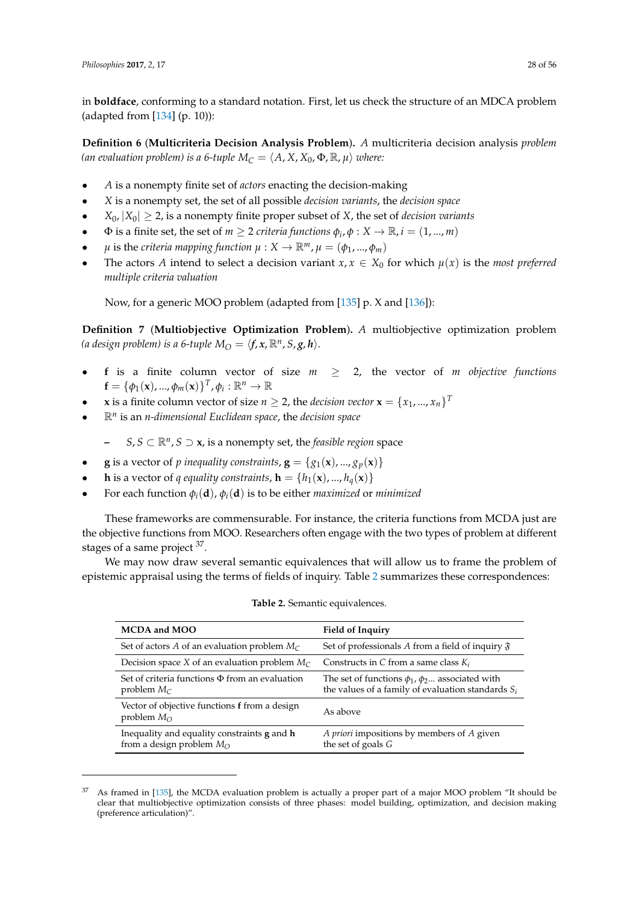in **boldface**, conforming to a standard notation. First, let us check the structure of an MDCA problem (adapted from [134] (p. 10)):

**Definition 6** (**Multicriteria Decision Analysis Problem**). *A multicriteria decision analysis problem (an evaluation problem) is a 6-tuple $M_C = \langle A, X, X_0, \Phi, \mathbb{R}, \mu \rangle$ where:*

- $A$ is a nonempty finite set of *actors* enacting the decision-making
- $X$ is a nonempty set, the set of all possible *decision variants*, the *decision space*
- $X_0, |X_0| \geq 2$, is a nonempty finite proper subset of $X$, the set of *decision variants*
- $\Phi$ is a finite set, the set of $m \geq 2$ *criteria functions* $\phi_i, \phi : X \rightarrow \mathbb{R}, i = (1, ..., m)$
- $\mu$ is the *criteria mapping function* $\mu : X \rightarrow \mathbb{R}^m, \mu = (\phi_1, ..., \phi_m)$
- The actors $A$ intend to select a decision variant $x, x \in X_0$ for which $\mu(x)$ is the *most preferred multiple criteria valuation*

Now, for a generic MOO problem (adapted from [135] p. X and [136]):

**Definition 7** (**Multiobjective Optimization Problem**). *A multiobjective optimization problem (a design problem) is a 6-tuple $M_O = \langle \boldsymbol{f}, \boldsymbol{x}, \mathbb{R}^n, S, \boldsymbol{g}, \boldsymbol{h} \rangle$.*

- $\mathbf{f}$ is a finite column vector of size $m \geq 2$, the vector of $m$ *objective functions* $\mathbf{f} = \{\phi_1(\mathbf{x}), ..., \phi_m(\mathbf{x})\}^T, \phi_i : \mathbb{R}^n \rightarrow \mathbb{R}$
- $\mathbf{x}$ is a finite column vector of size $n \geq 2$, the *decision vector* $\mathbf{x} = \{x_1, ..., x_n\}^T$
- $\mathbb{R}^n$ is an *n-dimensional Euclidean space*, the *decision space*
  - $S, S \subset \mathbb{R}^n, S \supset \mathbf{x}$, is a nonempty set, the *feasible region* space
- $\mathbf{g}$ is a vector of $p$ *inequality constraints*, $\mathbf{g} = \{g_1(\mathbf{x}), ..., g_p(\mathbf{x})\}$
- $\mathbf{h}$ is a vector of $q$ *equality constraints*, $\mathbf{h} = \{h_1(\mathbf{x}), ..., h_q(\mathbf{x})\}$
- For each function $\phi_i(\mathbf{d})$, $\phi_i(\mathbf{d})$ is to be either *maximized* or *minimized*

These frameworks are commensurable. For instance, the criteria functions from MCDA just are the objective functions from MOO. Researchers often engage with the two types of problem at different stages of a same project [37].

We may now draw several semantic equivalences that will allow us to frame the problem of epistemic appraisal using the terms of fields of inquiry. Table 2 summarizes these correspondences:

**Table 2.** Semantic equivalences.

| MCDA and MOO | Field of Inquiry |
|---|---|
| Set of actors $A$ of an evaluation problem $M_C$ | Set of professionals $A$ from a field of inquiry $\mathfrak{F}$ |
| Decision space $X$ of an evaluation problem $M_C$ | Constructs in $C$ from a same class $K_i$ |
| Set of criteria functions $\Phi$ from an evaluation problem $M_C$ | The set of functions $\phi_1, \phi_2...$ associated with the values of a family of evaluation standards $S_i$ |
| Vector of objective functions $\mathbf{f}$ from a design problem $M_O$ | As above |
| Inequality and equality constraints $\mathbf{g}$ and $\mathbf{h}$ from a design problem $M_O$ | *A priori* impositions by members of $A$ given the set of goals $G$ |

[37] As framed in [135], the MCDA evaluation problem is actually a proper part of a major MOO problem "It should be clear that multiobjective optimization consists of three phases: model building, optimization, and decision making (preference articulation)".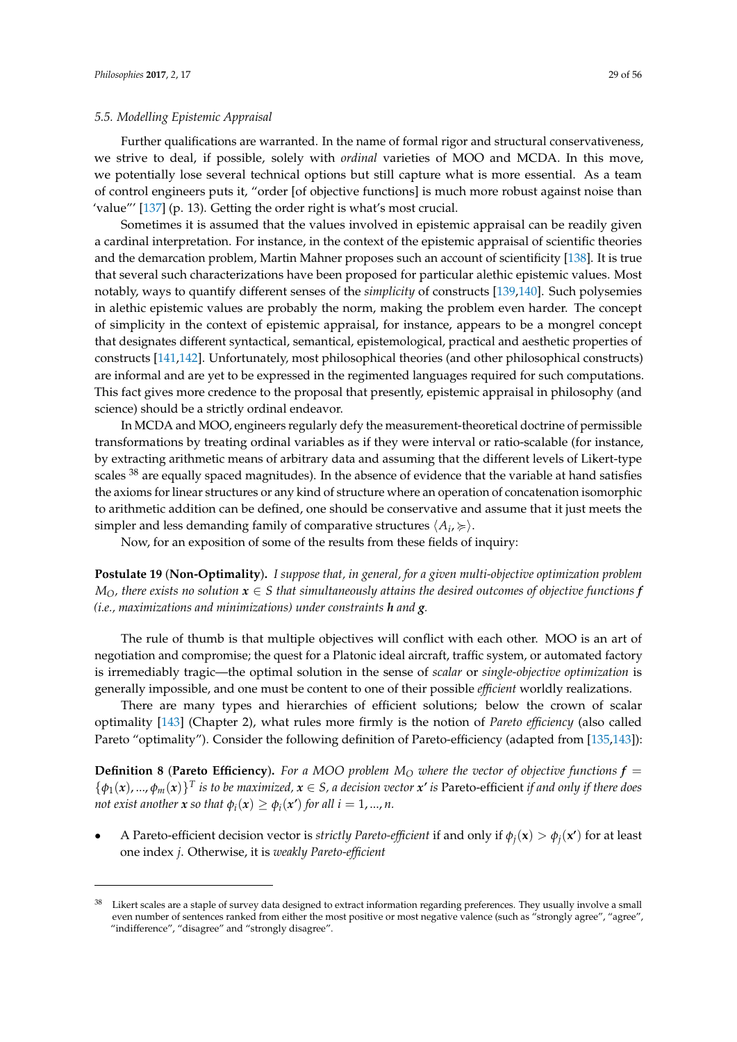### 5.5. Modelling Epistemic Appraisal

Further qualifications are warranted. In the name of formal rigor and structural conservativeness, we strive to deal, if possible, solely with *ordinal* varieties of MOO and MCDA. In this move, we potentially lose several technical options but still capture what is more essential. As a team of control engineers puts it, "order [of objective functions] is much more robust against noise than 'value"' [137] (p. 13). Getting the order right is what's most crucial.

Sometimes it is assumed that the values involved in epistemic appraisal can be readily given a cardinal interpretation. For instance, in the context of the epistemic appraisal of scientific theories and the demarcation problem, Martin Mahner proposes such an account of scientificity [138]. It is true that several such characterizations have been proposed for particular alethic epistemic values. Most notably, ways to quantify different senses of the *simplicity* of constructs [139,140]. Such polysemies in alethic epistemic values are probably the norm, making the problem even harder. The concept of simplicity in the context of epistemic appraisal, for instance, appears to be a mongrel concept that designates different syntactical, semantical, epistemological, practical and aesthetic properties of constructs [141,142]. Unfortunately, most philosophical theories (and other philosophical constructs) are informal and are yet to be expressed in the regimented languages required for such computations. This fact gives more credence to the proposal that presently, epistemic appraisal in philosophy (and science) should be a strictly ordinal endeavor.

In MCDA and MOO, engineers regularly defy the measurement-theoretical doctrine of permissible transformations by treating ordinal variables as if they were interval or ratio-scalable (for instance, by extracting arithmetic means of arbitrary data and assuming that the different levels of Likert-type scales [38] are equally spaced magnitudes). In the absence of evidence that the variable at hand satisfies the axioms for linear structures or any kind of structure where an operation of concatenation isomorphic to arithmetic addition can be defined, one should be conservative and assume that it just meets the simpler and less demanding family of comparative structures $\langle A_i, \succcurlyeq \rangle$.

Now, for an exposition of some of the results from these fields of inquiry:

**Postulate 19** (**Non-Optimality**). *I suppose that, in general, for a given multi-objective optimization problem $M_O$, there exists no solution $\boldsymbol{x} \in S$ that simultaneously attains the desired outcomes of objective functions $\boldsymbol{f}$ (i.e., maximizations and minimizations) under constraints $\boldsymbol{h}$ and $\boldsymbol{g}$.*

The rule of thumb is that multiple objectives will conflict with each other. MOO is an art of negotiation and compromise; the quest for a Platonic ideal aircraft, traffic system, or automated factory is irremediably tragic—the optimal solution in the sense of *scalar* or *single-objective optimization* is generally impossible, and one must be content to one of their possible *efficient* worldly realizations.

There are many types and hierarchies of efficient solutions; below the crown of scalar optimality [143] (Chapter 2), what rules more firmly is the notion of *Pareto efficiency* (also called Pareto "optimality"). Consider the following definition of Pareto-efficiency (adapted from [135,143]):

**Definition 8** (**Pareto Efficiency**). *For a MOO problem $M_O$ where the vector of objective functions $\boldsymbol{f} = \{\phi_1(\boldsymbol{x}), ..., \phi_m(\boldsymbol{x})\}^T$ is to be maximized, $\boldsymbol{x} \in S$, a decision vector $\boldsymbol{x'}$ is* Pareto-efficient *if and only if there does not exist another $\boldsymbol{x}$ so that $\phi_i(\boldsymbol{x}) \geq \phi_i(\boldsymbol{x'})$ for all $i = 1, ..., n$.*

- A Pareto-efficient decision vector is *strictly Pareto-efficient* if and only if $\phi_j(\mathbf{x}) > \phi_j(\mathbf{x'})$ for at least one index $j$. Otherwise, it is *weakly Pareto-efficient*

[38] Likert scales are a staple of survey data designed to extract information regarding preferences. They usually involve a small even number of sentences ranked from either the most positive or most negative valence (such as "strongly agree", "agree", "indifference", "disagree" and "strongly disagree".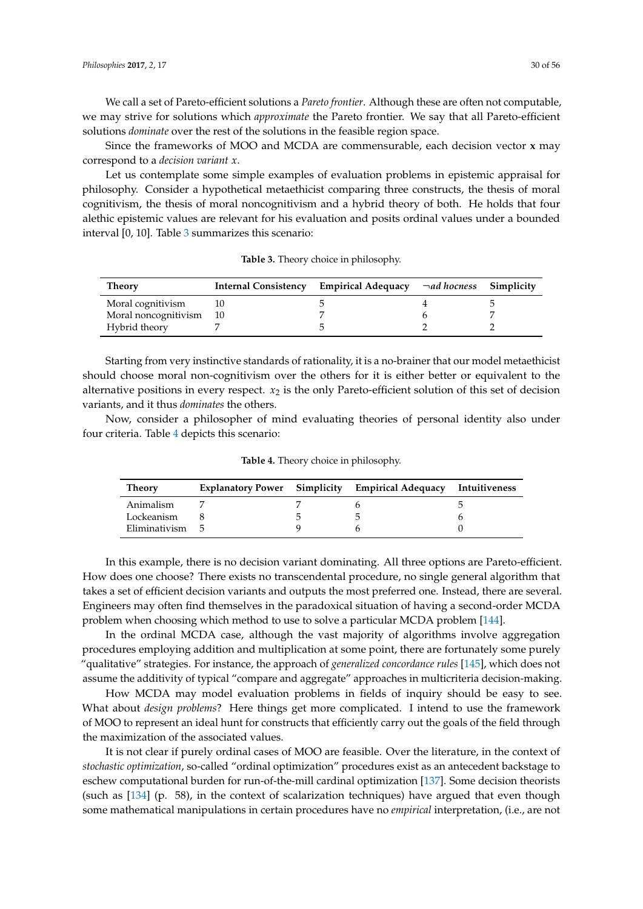We call a set of Pareto-efficient solutions a *Pareto frontier*. Although these are often not computable, we may strive for solutions which *approximate* the Pareto frontier. We say that all Pareto-efficient solutions *dominate* over the rest of the solutions in the feasible region space.

Since the frameworks of MOO and MCDA are commensurable, each decision vector **x** may correspond to a *decision variant* $x$.

Let us contemplate some simple examples of evaluation problems in epistemic appraisal for philosophy. Consider a hypothetical metaethicist comparing three constructs, the thesis of moral cognitivism, the thesis of moral noncognitivism and a hybrid theory of both. He holds that four alethic epistemic values are relevant for his evaluation and posits ordinal values under a bounded interval [0, 10]. Table 3 summarizes this scenario:

**Table 3.** Theory choice in philosophy.

| Theory | Internal Consistency | Empirical Adequacy | $\neg$*ad hocness* | Simplicity |
|---|---|---|---|---|
| Moral cognitivism | 10 | 5 | 4 | 5 |
| Moral noncognitivism | 10 | 7 | 6 | 7 |
| Hybrid theory | 7 | 5 | 2 | 2 |

Starting from very instinctive standards of rationality, it is a no-brainer that our model metaethicist should choose moral non-cognitivism over the others for it is either better or equivalent to the alternative positions in every respect. $x_2$ is the only Pareto-efficient solution of this set of decision variants, and it thus *dominates* the others.

Now, consider a philosopher of mind evaluating theories of personal identity also under four criteria. Table 4 depicts this scenario:

**Table 4.** Theory choice in philosophy.

| Theory | Explanatory Power | Simplicity | Empirical Adequacy | Intuitiveness |
|---|---|---|---|---|
| Animalism | 7 | 7 | 6 | 5 |
| Lockeanism | 8 | 5 | 5 | 6 |
| Eliminativism | 5 | 9 | 6 | 0 |

In this example, there is no decision variant dominating. All three options are Pareto-efficient. How does one choose? There exists no transcendental procedure, no single general algorithm that takes a set of efficient decision variants and outputs the most preferred one. Instead, there are several. Engineers may often find themselves in the paradoxical situation of having a second-order MCDA problem when choosing which method to use to solve a particular MCDA problem [144].

In the ordinal MCDA case, although the vast majority of algorithms involve aggregation procedures employing addition and multiplication at some point, there are fortunately some purely "qualitative" strategies. For instance, the approach of *generalized concordance rules* [145], which does not assume the additivity of typical "compare and aggregate" approaches in multicriteria decision-making.

How MCDA may model evaluation problems in fields of inquiry should be easy to see. What about *design problems*? Here things get more complicated. I intend to use the framework of MOO to represent an ideal hunt for constructs that efficiently carry out the goals of the field through the maximization of the associated values.

It is not clear if purely ordinal cases of MOO are feasible. Over the literature, in the context of *stochastic optimization*, so-called "ordinal optimization" procedures exist as an antecedent backstage to eschew computational burden for run-of-the-mill cardinal optimization [137]. Some decision theorists (such as [134] (p. 58), in the context of scalarization techniques) have argued that even though some mathematical manipulations in certain procedures have no *empirical* interpretation, (i.e., are not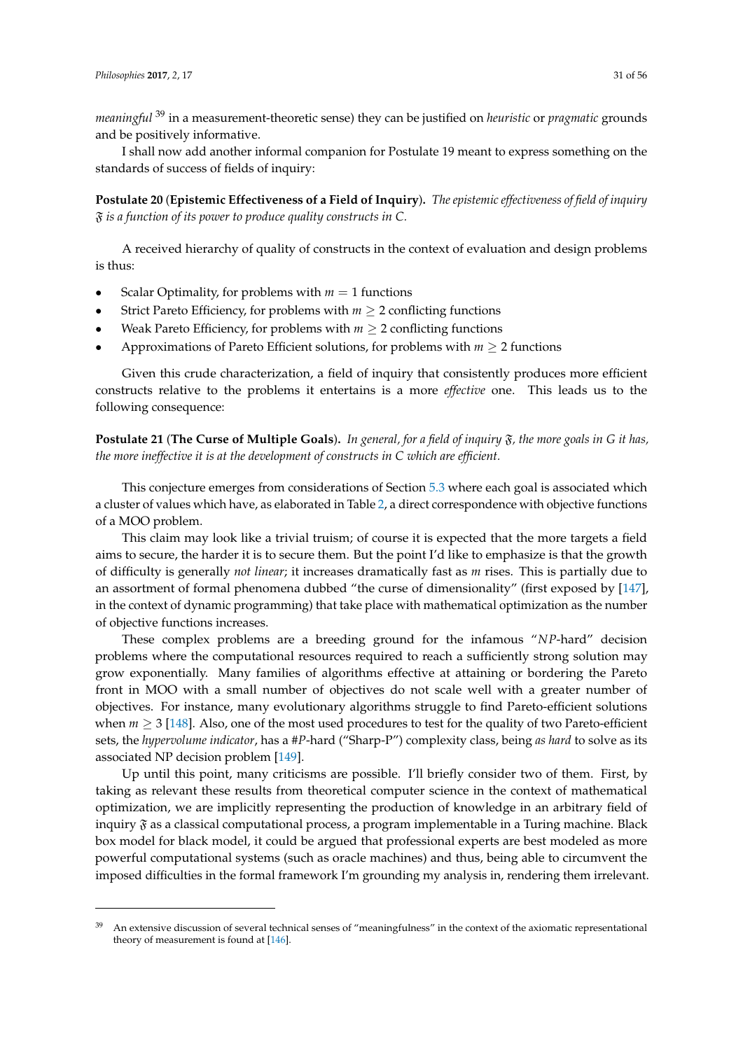*meaningful* [39] in a measurement-theoretic sense) they can be justified on *heuristic* or *pragmatic* grounds and be positively informative.

I shall now add another informal companion for Postulate 19 meant to express something on the standards of success of fields of inquiry:

**Postulate 20** (**Epistemic Effectiveness of a Field of Inquiry**). *The epistemic effectiveness of field of inquiry $\mathfrak{F}$ is a function of its power to produce quality constructs in C.*

A received hierarchy of quality of constructs in the context of evaluation and design problems is thus:

- Scalar Optimality, for problems with $m = 1$ functions
- Strict Pareto Efficiency, for problems with $m \geq 2$ conflicting functions
- Weak Pareto Efficiency, for problems with $m \geq 2$ conflicting functions
- Approximations of Pareto Efficient solutions, for problems with $m \geq 2$ functions

Given this crude characterization, a field of inquiry that consistently produces more efficient constructs relative to the problems it entertains is a more *effective* one. This leads us to the following consequence:

**Postulate 21** (**The Curse of Multiple Goals**). *In general, for a field of inquiry $\mathfrak{F}$, the more goals in G it has, the more ineffective it is at the development of constructs in C which are efficient.*

This conjecture emerges from considerations of Section 5.3 where each goal is associated which a cluster of values which have, as elaborated in Table 2, a direct correspondence with objective functions of a MOO problem.

This claim may look like a trivial truism; of course it is expected that the more targets a field aims to secure, the harder it is to secure them. But the point I'd like to emphasize is that the growth of difficulty is generally *not linear*; it increases dramatically fast as $m$ rises. This is partially due to an assortment of formal phenomena dubbed "the curse of dimensionality" (first exposed by [147], in the context of dynamic programming) that take place with mathematical optimization as the number of objective functions increases.

These complex problems are a breeding ground for the infamous "$NP$-hard" decision problems where the computational resources required to reach a sufficiently strong solution may grow exponentially. Many families of algorithms effective at attaining or bordering the Pareto front in MOO with a small number of objectives do not scale well with a greater number of objectives. For instance, many evolutionary algorithms struggle to find Pareto-efficient solutions when $m \geq 3$ [148]. Also, one of the most used procedures to test for the quality of two Pareto-efficient sets, the *hypervolume indicator*, has a #$P$-hard ("Sharp-P") complexity class, being *as hard* to solve as its associated NP decision problem [149].

Up until this point, many criticisms are possible. I'll briefly consider two of them. First, by taking as relevant these results from theoretical computer science in the context of mathematical optimization, we are implicitly representing the production of knowledge in an arbitrary field of inquiry $\mathfrak{F}$ as a classical computational process, a program implementable in a Turing machine. Black box model for black model, it could be argued that professional experts are best modeled as more powerful computational systems (such as oracle machines) and thus, being able to circumvent the imposed difficulties in the formal framework I'm grounding my analysis in, rendering them irrelevant.

[39] An extensive discussion of several technical senses of "meaningfulness" in the context of the axiomatic representational theory of measurement is found at [146].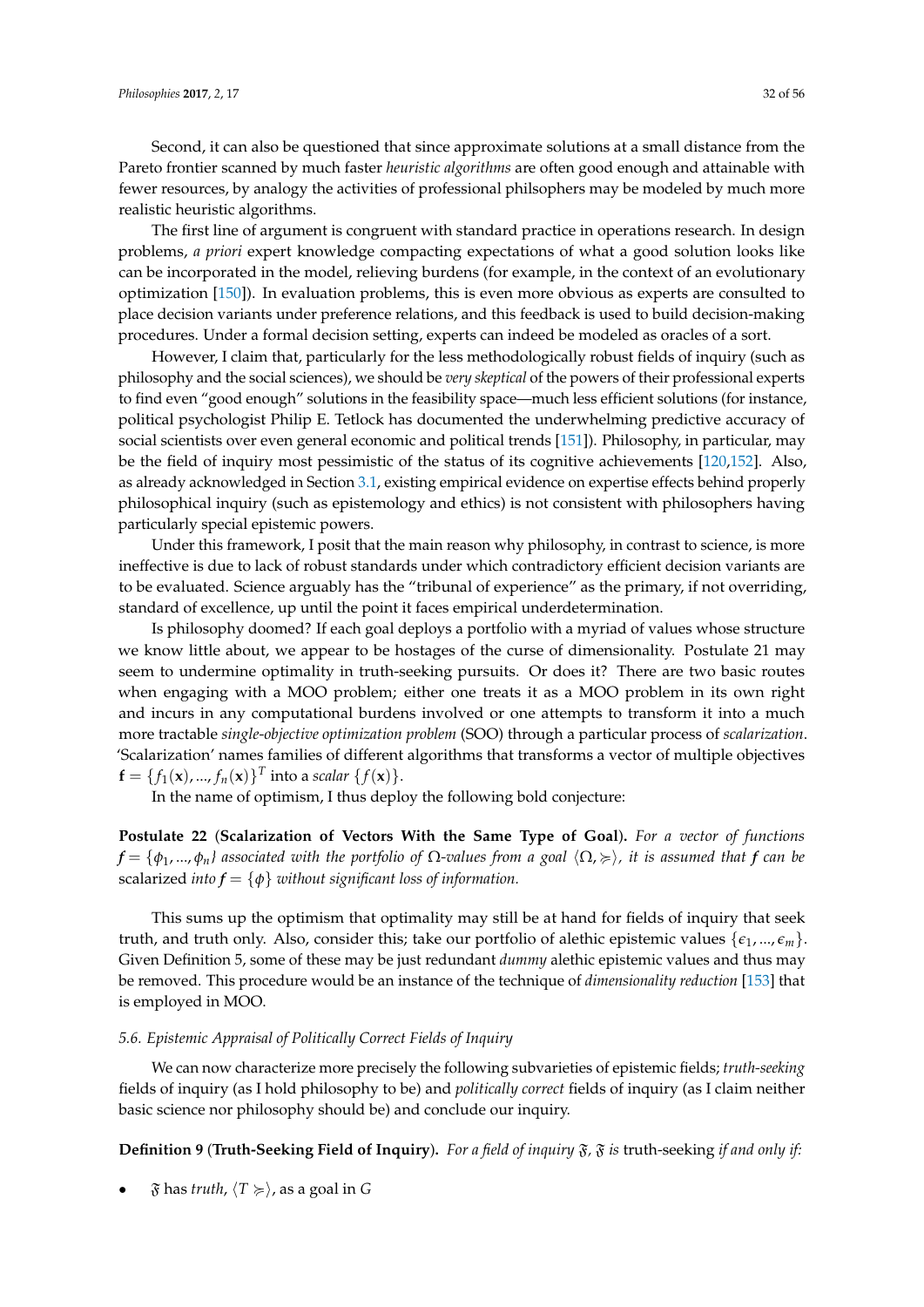Second, it can also be questioned that since approximate solutions at a small distance from the Pareto frontier scanned by much faster *heuristic algorithms* are often good enough and attainable with fewer resources, by analogy the activities of professional philsophers may be modeled by much more realistic heuristic algorithms.

The first line of argument is congruent with standard practice in operations research. In design problems, *a priori* expert knowledge compacting expectations of what a good solution looks like can be incorporated in the model, relieving burdens (for example, in the context of an evolutionary optimization [150]). In evaluation problems, this is even more obvious as experts are consulted to place decision variants under preference relations, and this feedback is used to build decision-making procedures. Under a formal decision setting, experts can indeed be modeled as oracles of a sort.

However, I claim that, particularly for the less methodologically robust fields of inquiry (such as philosophy and the social sciences), we should be *very skeptical* of the powers of their professional experts to find even "good enough" solutions in the feasibility space—much less efficient solutions (for instance, political psychologist Philip E. Tetlock has documented the underwhelming predictive accuracy of social scientists over even general economic and political trends [151]). Philosophy, in particular, may be the field of inquiry most pessimistic of the status of its cognitive achievements [120,152]. Also, as already acknowledged in Section 3.1, existing empirical evidence on expertise effects behind properly philosophical inquiry (such as epistemology and ethics) is not consistent with philosophers having particularly special epistemic powers.

Under this framework, I posit that the main reason why philosophy, in contrast to science, is more ineffective is due to lack of robust standards under which contradictory efficient decision variants are to be evaluated. Science arguably has the "tribunal of experience" as the primary, if not overriding, standard of excellence, up until the point it faces empirical underdetermination.

Is philosophy doomed? If each goal deploys a portfolio with a myriad of values whose structure we know little about, we appear to be hostages of the curse of dimensionality. Postulate 21 may seem to undermine optimality in truth-seeking pursuits. Or does it? There are two basic routes when engaging with a MOO problem; either one treats it as a MOO problem in its own right and incurs in any computational burdens involved or one attempts to transform it into a much more tractable *single-objective optimization problem* (SOO) through a particular process of *scalarization*. 'Scalarization' names families of different algorithms that transforms a vector of multiple objectives $\mathbf{f} = \{f_1(\mathbf{x}), ..., f_n(\mathbf{x})\}^T$ into a *scalar* $\{f(\mathbf{x})\}$.

In the name of optimism, I thus deploy the following bold conjecture:

**Postulate 22** (**Scalarization of Vectors With the Same Type of Goal**). *For a vector of functions $\boldsymbol{f} = \{\phi_1, ..., \phi_n\}$ associated with the portfolio of $\Omega$-values from a goal $\langle \Omega, \succcurlyeq \rangle$, it is assumed that $\boldsymbol{f}$ can be* scalarized *into $\boldsymbol{f} = \{\phi\}$ without significant loss of information.*

This sums up the optimism that optimality may still be at hand for fields of inquiry that seek truth, and truth only. Also, consider this; take our portfolio of alethic epistemic values $\{\epsilon_1, ..., \epsilon_m\}$. Given Definition 5, some of these may be just redundant *dummy* alethic epistemic values and thus may be removed. This procedure would be an instance of the technique of *dimensionality reduction* [153] that is employed in MOO.

### *5.6. Epistemic Appraisal of Politically Correct Fields of Inquiry*

We can now characterize more precisely the following subvarieties of epistemic fields; *truth-seeking* fields of inquiry (as I hold philosophy to be) and *politically correct* fields of inquiry (as I claim neither basic science nor philosophy should be) and conclude our inquiry.

**Definition 9** (**Truth-Seeking Field of Inquiry**). *For a field of inquiry $\mathfrak{F}$, $\mathfrak{F}$ is* truth-seeking *if and only if:*

- $\mathfrak{F}$ has *truth*, $\langle T \succcurlyeq \rangle$, as a goal in $G$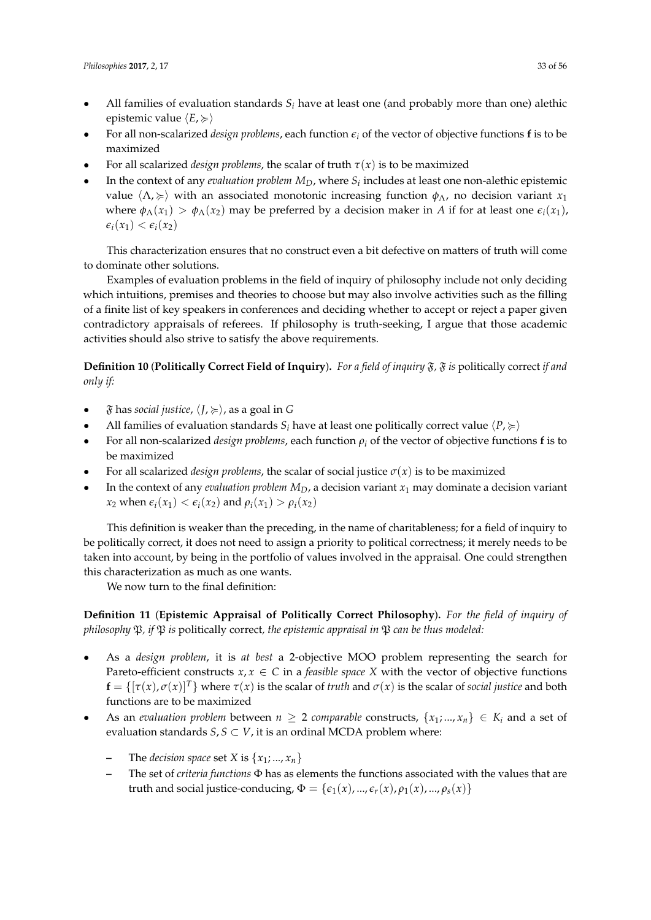- All families of evaluation standards $S_i$ have at least one (and probably more than one) alethic epistemic value $\langle E, \succcurlyeq \rangle$
- For all non-scalarized *design problems*, each function $\epsilon_i$ of the vector of objective functions $\mathbf{f}$ is to be maximized
- For all scalarized *design problems*, the scalar of truth $\tau(x)$ is to be maximized
- In the context of any *evaluation problem* $M_D$, where $S_i$ includes at least one non-alethic epistemic value $\langle \Lambda, \succcurlyeq \rangle$ with an associated monotonic increasing function $\phi_\Lambda$, no decision variant $x_1$ where $\phi_\Lambda(x_1) > \phi_\Lambda(x_2)$ may be preferred by a decision maker in $A$ if for at least one $\epsilon_i(x_1)$, $\epsilon_i(x_1) < \epsilon_i(x_2)$

This characterization ensures that no construct even a bit defective on matters of truth will come to dominate other solutions.

Examples of evaluation problems in the field of inquiry of philosophy include not only deciding which intuitions, premises and theories to choose but may also involve activities such as the filling of a finite list of key speakers in conferences and deciding whether to accept or reject a paper given contradictory appraisals of referees. If philosophy is truth-seeking, I argue that those academic activities should also strive to satisfy the above requirements.

**Definition 10** (**Politically Correct Field of Inquiry**). *For a field of inquiry $\mathfrak{F}$, $\mathfrak{F}$ is* politically correct *if and only if:*

- $\mathfrak{F}$ has *social justice*, $\langle J, \succcurlyeq \rangle$, as a goal in $G$
- All families of evaluation standards $S_i$ have at least one politically correct value $\langle P, \succcurlyeq \rangle$
- For all non-scalarized *design problems*, each function $\rho_i$ of the vector of objective functions $\mathbf{f}$ is to be maximized
- For all scalarized *design problems*, the scalar of social justice $\sigma(x)$ is to be maximized
- In the context of any *evaluation problem* $M_D$, a decision variant $x_1$ may dominate a decision variant $x_2$ when $\epsilon_i(x_1) < \epsilon_i(x_2)$ and $\rho_i(x_1) > \rho_i(x_2)$

This definition is weaker than the preceding, in the name of charitableness; for a field of inquiry to be politically correct, it does not need to assign a priority to political correctness; it merely needs to be taken into account, by being in the portfolio of values involved in the appraisal. One could strengthen this characterization as much as one wants.

We now turn to the final definition:

**Definition 11** (**Epistemic Appraisal of Politically Correct Philosophy**). *For the field of inquiry of philosophy $\mathfrak{P}$, if $\mathfrak{P}$ is* politically correct*, the epistemic appraisal in $\mathfrak{P}$ can be thus modeled:*

- As a *design problem*, it is *at best* a 2-objective MOO problem representing the search for Pareto-efficient constructs $x, x \in C$ in a *feasible space* $X$ with the vector of objective functions $\mathbf{f} = \{[\tau(x), \sigma(x)]^T\}$ where $\tau(x)$ is the scalar of *truth* and $\sigma(x)$ is the scalar of *social justice* and both functions are to be maximized
- As an *evaluation problem* between $n \geq 2$ *comparable* constructs, $\{x_1; ..., x_n\} \in K_i$ and a set of evaluation standards $S, S \subset V$, it is an ordinal MCDA problem where:
  - The *decision space* set $X$ is $\{x_1; ..., x_n\}$
  - The set of *criteria functions* $\Phi$ has as elements the functions associated with the values that are truth and social justice-conducing, $\Phi = \{\epsilon_1(x), ..., \epsilon_r(x), \rho_1(x), ..., \rho_s(x)\}$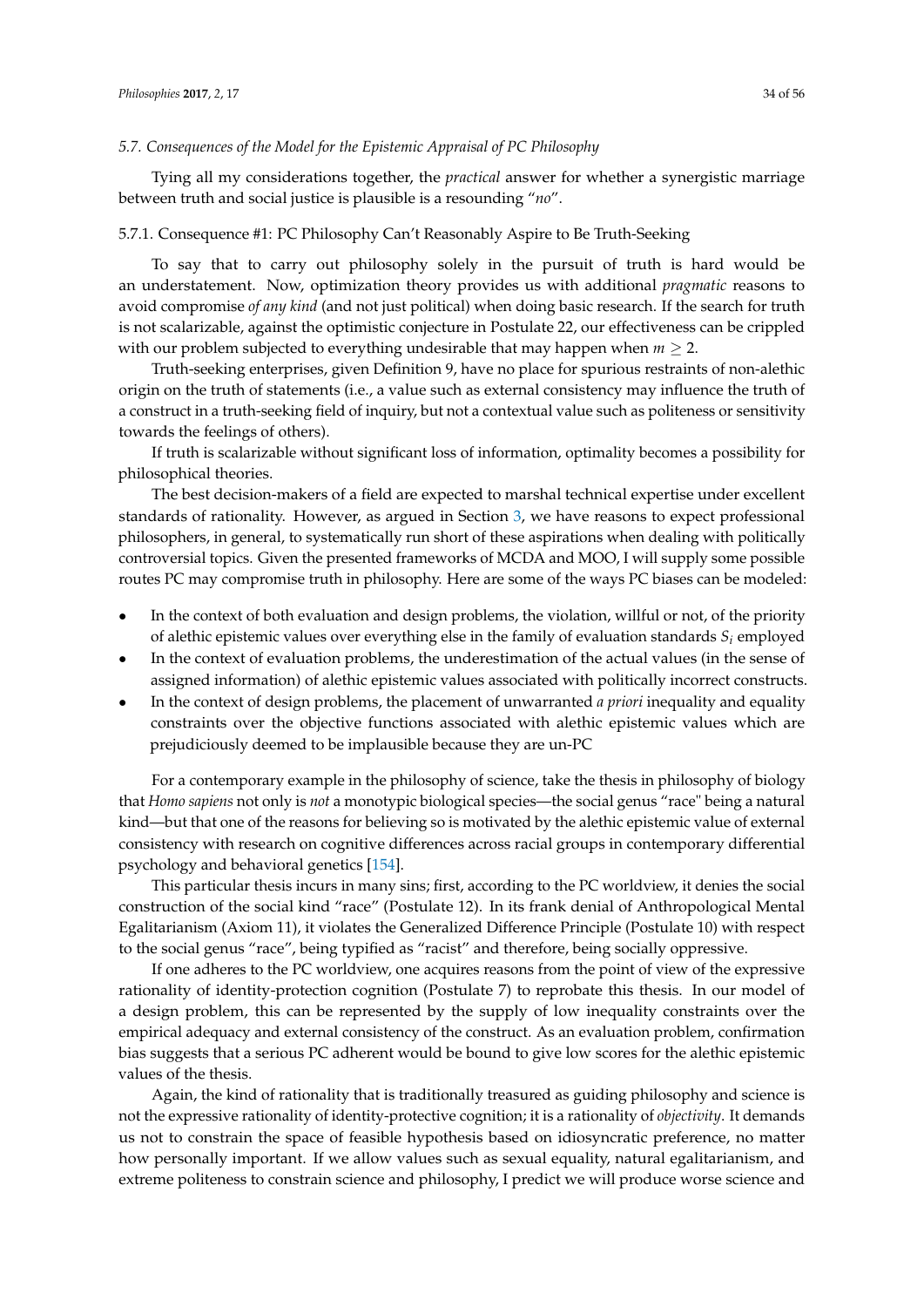### 5.7. Consequences of the Model for the Epistemic Appraisal of PC Philosophy

Tying all my considerations together, the *practical* answer for whether a synergistic marriage between truth and social justice is plausible is a resounding "*no*".

#### 5.7.1. Consequence #1: PC Philosophy Can't Reasonably Aspire to Be Truth-Seeking

To say that to carry out philosophy solely in the pursuit of truth is hard would be an understatement. Now, optimization theory provides us with additional *pragmatic* reasons to avoid compromise *of any kind* (and not just political) when doing basic research. If the search for truth is not scalarizable, against the optimistic conjecture in Postulate 22, our effectiveness can be crippled with our problem subjected to everything undesirable that may happen when $m \geq 2$.

Truth-seeking enterprises, given Definition 9, have no place for spurious restraints of non-alethic origin on the truth of statements (i.e., a value such as external consistency may influence the truth of a construct in a truth-seeking field of inquiry, but not a contextual value such as politeness or sensitivity towards the feelings of others).

If truth is scalarizable without significant loss of information, optimality becomes a possibility for philosophical theories.

The best decision-makers of a field are expected to marshal technical expertise under excellent standards of rationality. However, as argued in Section 3, we have reasons to expect professional philosophers, in general, to systematically run short of these aspirations when dealing with politically controversial topics. Given the presented frameworks of MCDA and MOO, I will supply some possible routes PC may compromise truth in philosophy. Here are some of the ways PC biases can be modeled:

- In the context of both evaluation and design problems, the violation, willful or not, of the priority of alethic epistemic values over everything else in the family of evaluation standards $S_i$ employed
- In the context of evaluation problems, the underestimation of the actual values (in the sense of assigned information) of alethic epistemic values associated with politically incorrect constructs.
- In the context of design problems, the placement of unwarranted *a priori* inequality and equality constraints over the objective functions associated with alethic epistemic values which are prejudiciously deemed to be implausible because they are un-PC

For a contemporary example in the philosophy of science, take the thesis in philosophy of biology that *Homo sapiens* not only is *not* a monotypic biological species—the social genus "race" being a natural kind—but that one of the reasons for believing so is motivated by the alethic epistemic value of external consistency with research on cognitive differences across racial groups in contemporary differential psychology and behavioral genetics [154].

This particular thesis incurs in many sins; first, according to the PC worldview, it denies the social construction of the social kind "race" (Postulate 12). In its frank denial of Anthropological Mental Egalitarianism (Axiom 11), it violates the Generalized Difference Principle (Postulate 10) with respect to the social genus "race", being typified as "racist" and therefore, being socially oppressive.

If one adheres to the PC worldview, one acquires reasons from the point of view of the expressive rationality of identity-protection cognition (Postulate 7) to reprobate this thesis. In our model of a design problem, this can be represented by the supply of low inequality constraints over the empirical adequacy and external consistency of the construct. As an evaluation problem, confirmation bias suggests that a serious PC adherent would be bound to give low scores for the alethic epistemic values of the thesis.

Again, the kind of rationality that is traditionally treasured as guiding philosophy and science is not the expressive rationality of identity-protective cognition; it is a rationality of *objectivity*. It demands us not to constrain the space of feasible hypothesis based on idiosyncratic preference, no matter how personally important. If we allow values such as sexual equality, natural egalitarianism, and extreme politeness to constrain science and philosophy, I predict we will produce worse science and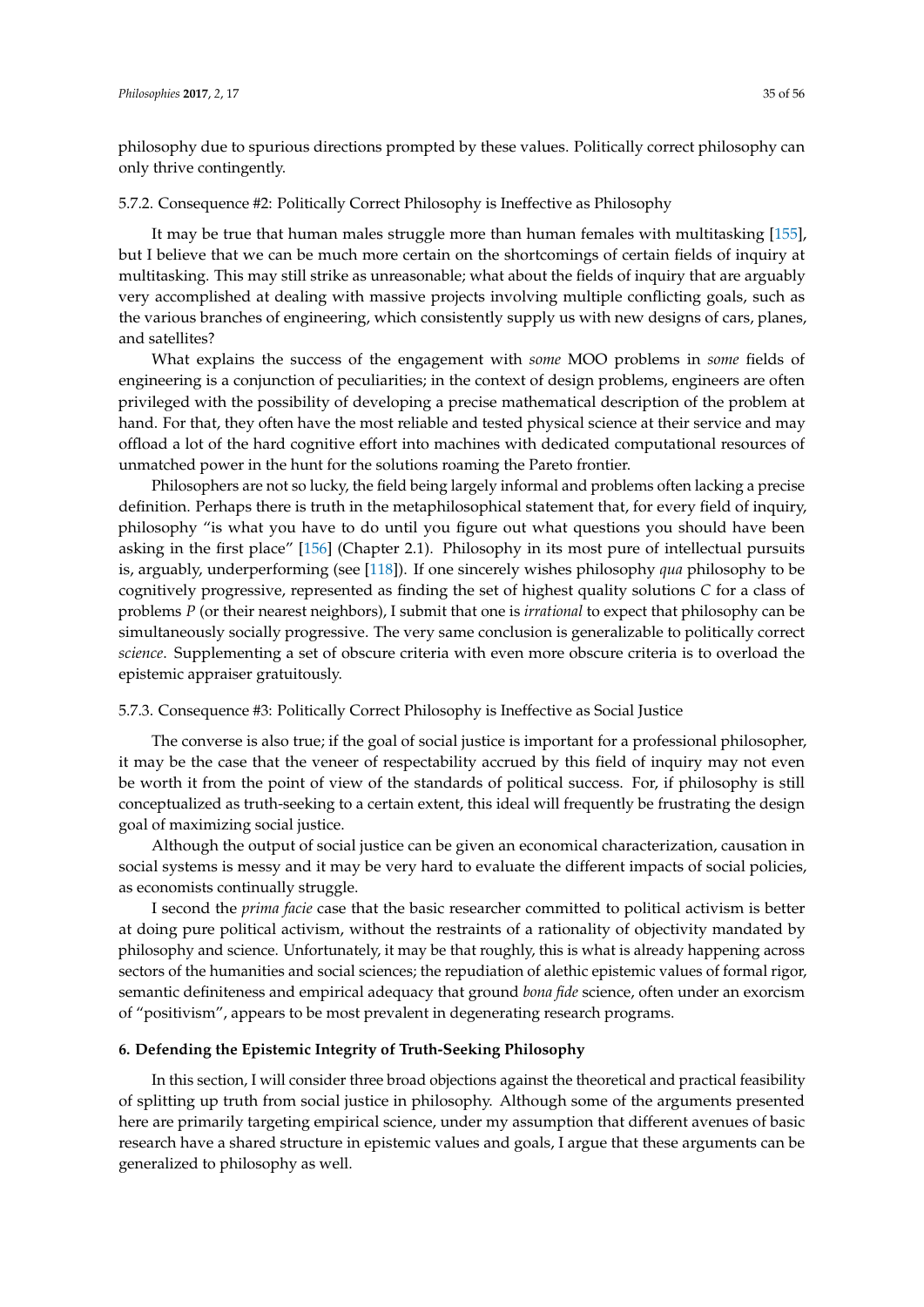philosophy due to spurious directions prompted by these values. Politically correct philosophy can only thrive contingently.

#### 5.7.2. Consequence #2: Politically Correct Philosophy is Ineffective as Philosophy

It may be true that human males struggle more than human females with multitasking [155], but I believe that we can be much more certain on the shortcomings of certain fields of inquiry at multitasking. This may still strike as unreasonable; what about the fields of inquiry that are arguably very accomplished at dealing with massive projects involving multiple conflicting goals, such as the various branches of engineering, which consistently supply us with new designs of cars, planes, and satellites?

What explains the success of the engagement with *some* MOO problems in *some* fields of engineering is a conjunction of peculiarities; in the context of design problems, engineers are often privileged with the possibility of developing a precise mathematical description of the problem at hand. For that, they often have the most reliable and tested physical science at their service and may offload a lot of the hard cognitive effort into machines with dedicated computational resources of unmatched power in the hunt for the solutions roaming the Pareto frontier.

Philosophers are not so lucky, the field being largely informal and problems often lacking a precise definition. Perhaps there is truth in the metaphilosophical statement that, for every field of inquiry, philosophy "is what you have to do until you figure out what questions you should have been asking in the first place" [156] (Chapter 2.1). Philosophy in its most pure of intellectual pursuits is, arguably, underperforming (see [118]). If one sincerely wishes philosophy *qua* philosophy to be cognitively progressive, represented as finding the set of highest quality solutions $C$ for a class of problems $P$ (or their nearest neighbors), I submit that one is *irrational* to expect that philosophy can be simultaneously socially progressive. The very same conclusion is generalizable to politically correct *science*. Supplementing a set of obscure criteria with even more obscure criteria is to overload the epistemic appraiser gratuitously.

#### 5.7.3. Consequence #3: Politically Correct Philosophy is Ineffective as Social Justice

The converse is also true; if the goal of social justice is important for a professional philosopher, it may be the case that the veneer of respectability accrued by this field of inquiry may not even be worth it from the point of view of the standards of political success. For, if philosophy is still conceptualized as truth-seeking to a certain extent, this ideal will frequently be frustrating the design goal of maximizing social justice.

Although the output of social justice can be given an economical characterization, causation in social systems is messy and it may be very hard to evaluate the different impacts of social policies, as economists continually struggle.

I second the *prima facie* case that the basic researcher committed to political activism is better at doing pure political activism, without the restraints of a rationality of objectivity mandated by philosophy and science. Unfortunately, it may be that roughly, this is what is already happening across sectors of the humanities and social sciences; the repudiation of alethic epistemic values of formal rigor, semantic definiteness and empirical adequacy that ground *bona fide* science, often under an exorcism of "positivism", appears to be most prevalent in degenerating research programs.

## 6. Defending the Epistemic Integrity of Truth-Seeking Philosophy

In this section, I will consider three broad objections against the theoretical and practical feasibility of splitting up truth from social justice in philosophy. Although some of the arguments presented here are primarily targeting empirical science, under my assumption that different avenues of basic research have a shared structure in epistemic values and goals, I argue that these arguments can be generalized to philosophy as well.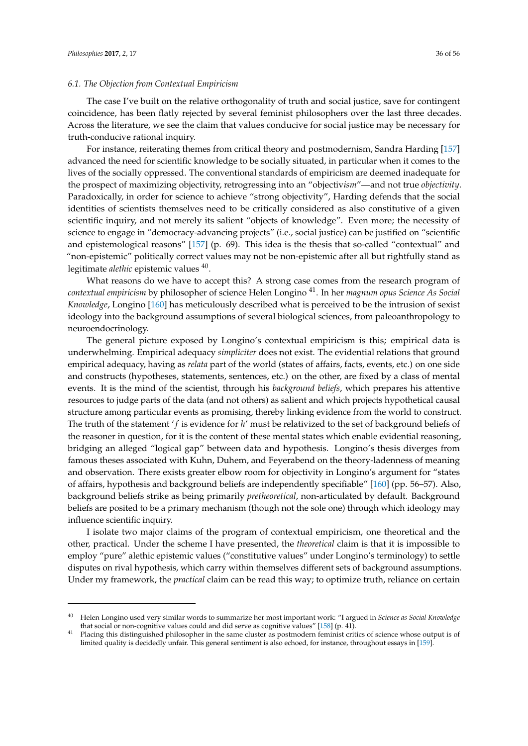### 6.1. The Objection from Contextual Empiricism

The case I've built on the relative orthogonality of truth and social justice, save for contingent coincidence, has been flatly rejected by several feminist philosophers over the last three decades. Across the literature, we see the claim that values conducive for social justice may be necessary for truth-conducive rational inquiry.

For instance, reiterating themes from critical theory and postmodernism, Sandra Harding [157] advanced the need for scientific knowledge to be socially situated, in particular when it comes to the lives of the socially oppressed. The conventional standards of empiricism are deemed inadequate for the prospect of maximizing objectivity, retrogressing into an "objectiv*ism*"—and not true *objectivity*. Paradoxically, in order for science to achieve "strong objectivity", Harding defends that the social identities of scientists themselves need to be critically considered as also constitutive of a given scientific inquiry, and not merely its salient "objects of knowledge". Even more; the necessity of science to engage in "democracy-advancing projects" (i.e., social justice) can be justified on "scientific and epistemological reasons" [157] (p. 69). This idea is the thesis that so-called "contextual" and "non-epistemic" politically correct values may not be non-epistemic after all but rightfully stand as legitimate *alethic* epistemic values [40].

What reasons do we have to accept this? A strong case comes from the research program of *contextual empiricism* by philosopher of science Helen Longino [41]. In her *magnum opus Science As Social Knowledge*, Longino [160] has meticulously described what is perceived to be the intrusion of sexist ideology into the background assumptions of several biological sciences, from paleoanthropology to neuroendocrinology.

The general picture exposed by Longino's contextual empiricism is this; empirical data is underwhelming. Empirical adequacy *simpliciter* does not exist. The evidential relations that ground empirical adequacy, having as *relata* part of the world (states of affairs, facts, events, etc.) on one side and constructs (hypotheses, statements, sentences, etc.) on the other, are fixed by a class of mental events. It is the mind of the scientist, through his *background beliefs*, which prepares his attentive resources to judge parts of the data (and not others) as salient and which projects hypothetical causal structure among particular events as promising, thereby linking evidence from the world to construct. The truth of the statement '$f$ is evidence for $h$' must be relativized to the set of background beliefs of the reasoner in question, for it is the content of these mental states which enable evidential reasoning, bridging an alleged "logical gap" between data and hypothesis. Longino's thesis diverges from famous theses associated with Kuhn, Duhem, and Feyerabend on the theory-ladenness of meaning and observation. There exists greater elbow room for objectivity in Longino's argument for "states of affairs, hypothesis and background beliefs are independently specifiable" [160] (pp. 56–57). Also, background beliefs strike as being primarily *pretheoretical*, non-articulated by default. Background beliefs are posited to be a primary mechanism (though not the sole one) through which ideology may influence scientific inquiry.

I isolate two major claims of the program of contextual empiricism, one theoretical and the other, practical. Under the scheme I have presented, the *theoretical* claim is that it is impossible to employ "pure" alethic epistemic values ("constitutive values" under Longino's terminology) to settle disputes on rival hypothesis, which carry within themselves different sets of background assumptions. Under my framework, the *practical* claim can be read this way; to optimize truth, reliance on certain

---

[40] Helen Longino used very similar words to summarize her most important work: "I argued in *Science as Social Knowledge* that social or non-cognitive values could and did serve as cognitive values" [158] (p. 41).

[41] Placing this distinguished philosopher in the same cluster as postmodern feminist critics of science whose output is of limited quality is decidedly unfair. This general sentiment is also echoed, for instance, throughout essays in [159].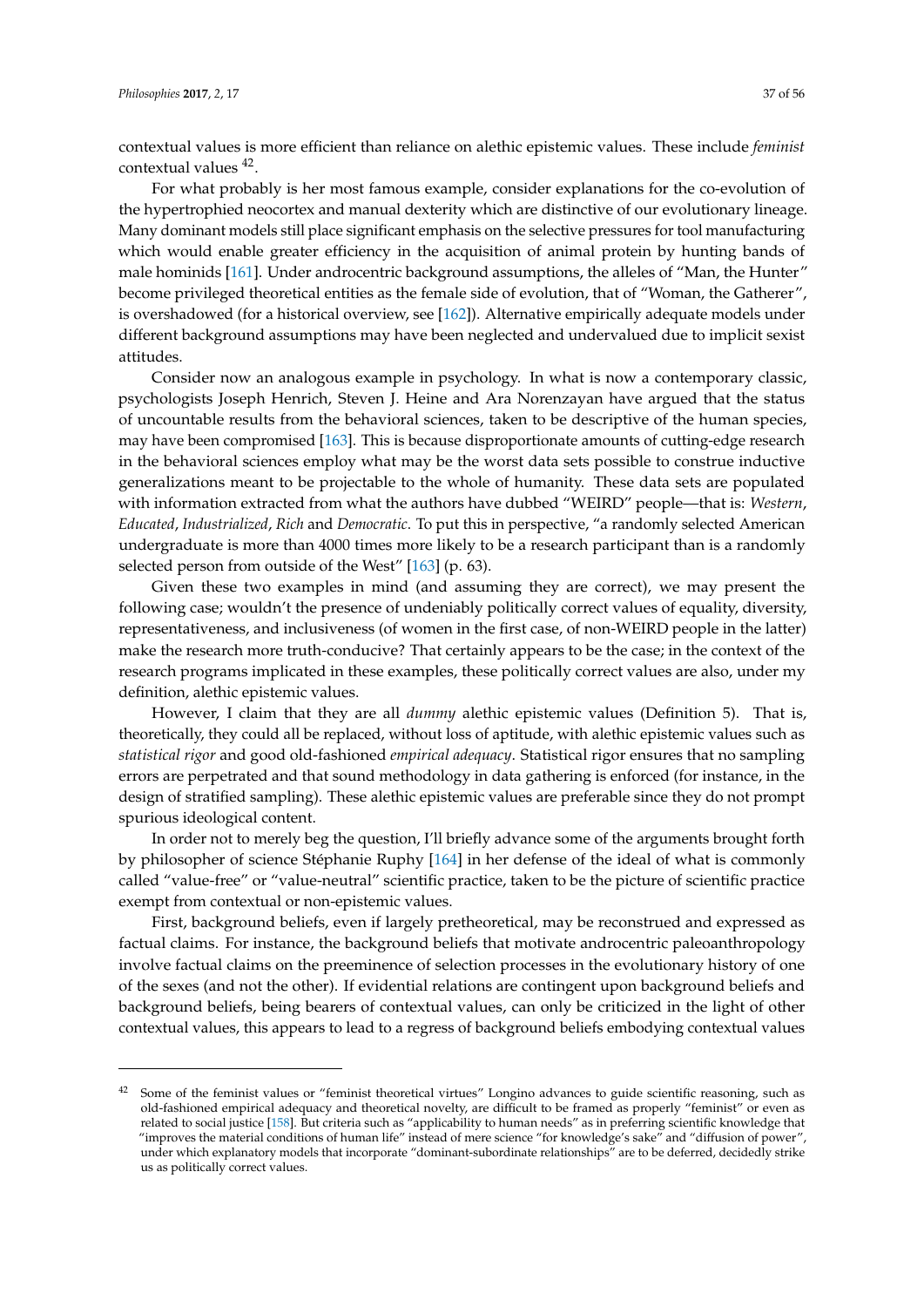contextual values is more efficient than reliance on alethic epistemic values. These include *feminist* contextual values [42].

For what probably is her most famous example, consider explanations for the co-evolution of the hypertrophied neocortex and manual dexterity which are distinctive of our evolutionary lineage. Many dominant models still place significant emphasis on the selective pressures for tool manufacturing which would enable greater efficiency in the acquisition of animal protein by hunting bands of male hominids [161]. Under androcentric background assumptions, the alleles of "Man, the Hunter" become privileged theoretical entities as the female side of evolution, that of "Woman, the Gatherer", is overshadowed (for a historical overview, see [162]). Alternative empirically adequate models under different background assumptions may have been neglected and undervalued due to implicit sexist attitudes.

Consider now an analogous example in psychology. In what is now a contemporary classic, psychologists Joseph Henrich, Steven J. Heine and Ara Norenzayan have argued that the status of uncountable results from the behavioral sciences, taken to be descriptive of the human species, may have been compromised [163]. This is because disproportionate amounts of cutting-edge research in the behavioral sciences employ what may be the worst data sets possible to construe inductive generalizations meant to be projectable to the whole of humanity. These data sets are populated with information extracted from what the authors have dubbed "WEIRD" people—that is: *Western*, *Educated*, *Industrialized*, *Rich* and *Democratic*. To put this in perspective, "a randomly selected American undergraduate is more than 4000 times more likely to be a research participant than is a randomly selected person from outside of the West" [163] (p. 63).

Given these two examples in mind (and assuming they are correct), we may present the following case; wouldn't the presence of undeniably politically correct values of equality, diversity, representativeness, and inclusiveness (of women in the first case, of non-WEIRD people in the latter) make the research more truth-conducive? That certainly appears to be the case; in the context of the research programs implicated in these examples, these politically correct values are also, under my definition, alethic epistemic values.

However, I claim that they are all *dummy* alethic epistemic values (Definition 5). That is, theoretically, they could all be replaced, without loss of aptitude, with alethic epistemic values such as *statistical rigor* and good old-fashioned *empirical adequacy*. Statistical rigor ensures that no sampling errors are perpetrated and that sound methodology in data gathering is enforced (for instance, in the design of stratified sampling). These alethic epistemic values are preferable since they do not prompt spurious ideological content.

In order not to merely beg the question, I'll briefly advance some of the arguments brought forth by philosopher of science Stéphanie Ruphy [164] in her defense of the ideal of what is commonly called "value-free" or "value-neutral" scientific practice, taken to be the picture of scientific practice exempt from contextual or non-epistemic values.

First, background beliefs, even if largely pretheoretical, may be reconstrued and expressed as factual claims. For instance, the background beliefs that motivate androcentric paleoanthropology involve factual claims on the preeminence of selection processes in the evolutionary history of one of the sexes (and not the other). If evidential relations are contingent upon background beliefs and background beliefs, being bearers of contextual values, can only be criticized in the light of other contextual values, this appears to lead to a regress of background beliefs embodying contextual values

---

[42] Some of the feminist values or "feminist theoretical virtues" Longino advances to guide scientific reasoning, such as old-fashioned empirical adequacy and theoretical novelty, are difficult to be framed as properly "feminist" or even as related to social justice [158]. But criteria such as "applicability to human needs" as in preferring scientific knowledge that "improves the material conditions of human life" instead of mere science "for knowledge's sake" and "diffusion of power", under which explanatory models that incorporate "dominant-subordinate relationships" are to be deferred, decidedly strike us as politically correct values.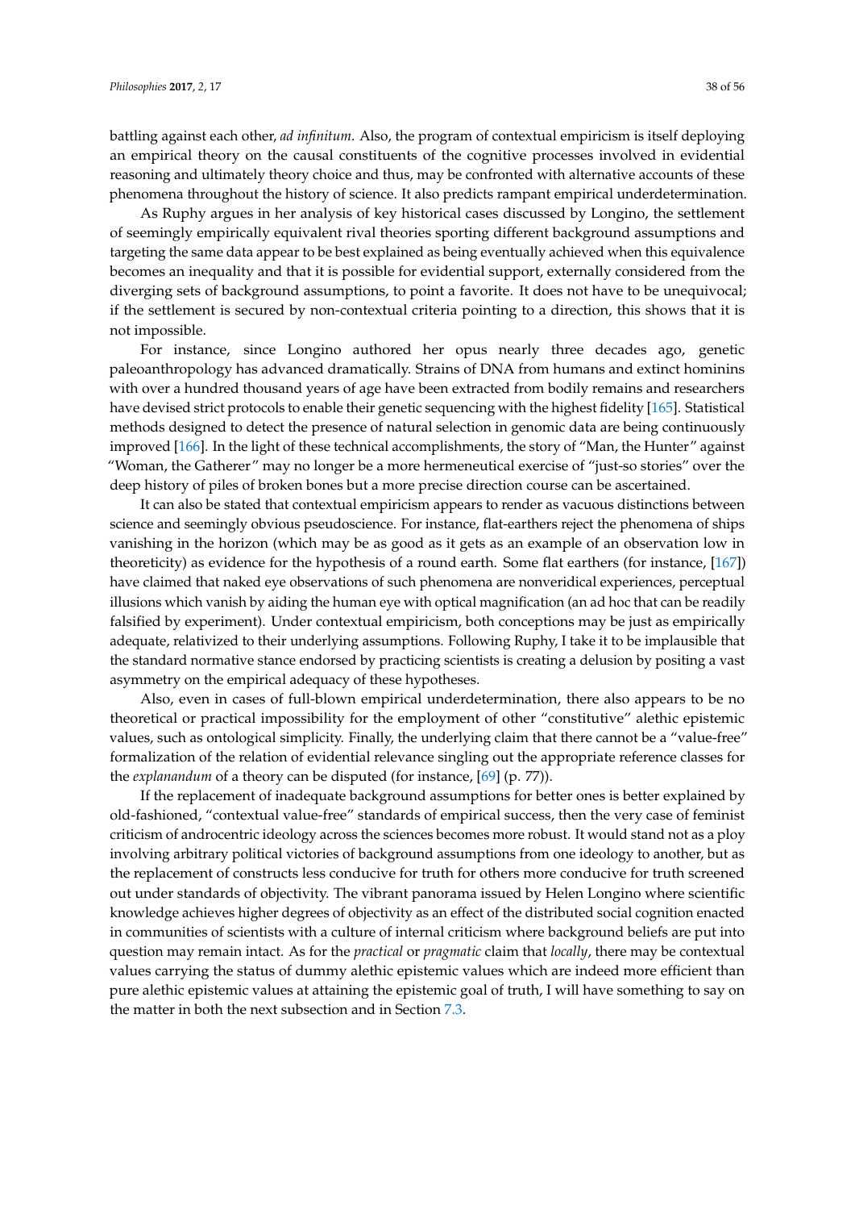battling against each other, *ad infinitum*. Also, the program of contextual empiricism is itself deploying an empirical theory on the causal constituents of the cognitive processes involved in evidential reasoning and ultimately theory choice and thus, may be confronted with alternative accounts of these phenomena throughout the history of science. It also predicts rampant empirical underdetermination.

As Ruphy argues in her analysis of key historical cases discussed by Longino, the settlement of seemingly empirically equivalent rival theories sporting different background assumptions and targeting the same data appear to be best explained as being eventually achieved when this equivalence becomes an inequality and that it is possible for evidential support, externally considered from the diverging sets of background assumptions, to point a favorite. It does not have to be unequivocal; if the settlement is secured by non-contextual criteria pointing to a direction, this shows that it is not impossible.

For instance, since Longino authored her opus nearly three decades ago, genetic paleoanthropology has advanced dramatically. Strains of DNA from humans and extinct hominins with over a hundred thousand years of age have been extracted from bodily remains and researchers have devised strict protocols to enable their genetic sequencing with the highest fidelity [165]. Statistical methods designed to detect the presence of natural selection in genomic data are being continuously improved [166]. In the light of these technical accomplishments, the story of "Man, the Hunter" against "Woman, the Gatherer" may no longer be a more hermeneutical exercise of "just-so stories" over the deep history of piles of broken bones but a more precise direction course can be ascertained.

It can also be stated that contextual empiricism appears to render as vacuous distinctions between science and seemingly obvious pseudoscience. For instance, flat-earthers reject the phenomena of ships vanishing in the horizon (which may be as good as it gets as an example of an observation low in theoreticity) as evidence for the hypothesis of a round earth. Some flat earthers (for instance, [167]) have claimed that naked eye observations of such phenomena are nonveridical experiences, perceptual illusions which vanish by aiding the human eye with optical magnification (an ad hoc that can be readily falsified by experiment). Under contextual empiricism, both conceptions may be just as empirically adequate, relativized to their underlying assumptions. Following Ruphy, I take it to be implausible that the standard normative stance endorsed by practicing scientists is creating a delusion by positing a vast asymmetry on the empirical adequacy of these hypotheses.

Also, even in cases of full-blown empirical underdetermination, there also appears to be no theoretical or practical impossibility for the employment of other "constitutive" alethic epistemic values, such as ontological simplicity. Finally, the underlying claim that there cannot be a "value-free" formalization of the relation of evidential relevance singling out the appropriate reference classes for the *explanandum* of a theory can be disputed (for instance, [69] (p. 77)).

If the replacement of inadequate background assumptions for better ones is better explained by old-fashioned, "contextual value-free" standards of empirical success, then the very case of feminist criticism of androcentric ideology across the sciences becomes more robust. It would stand not as a ploy involving arbitrary political victories of background assumptions from one ideology to another, but as the replacement of constructs less conducive for truth for others more conducive for truth screened out under standards of objectivity. The vibrant panorama issued by Helen Longino where scientific knowledge achieves higher degrees of objectivity as an effect of the distributed social cognition enacted in communities of scientists with a culture of internal criticism where background beliefs are put into question may remain intact. As for the *practical* or *pragmatic* claim that *locally*, there may be contextual values carrying the status of dummy alethic epistemic values which are indeed more efficient than pure alethic epistemic values at attaining the epistemic goal of truth, I will have something to say on the matter in both the next subsection and in Section 7.3.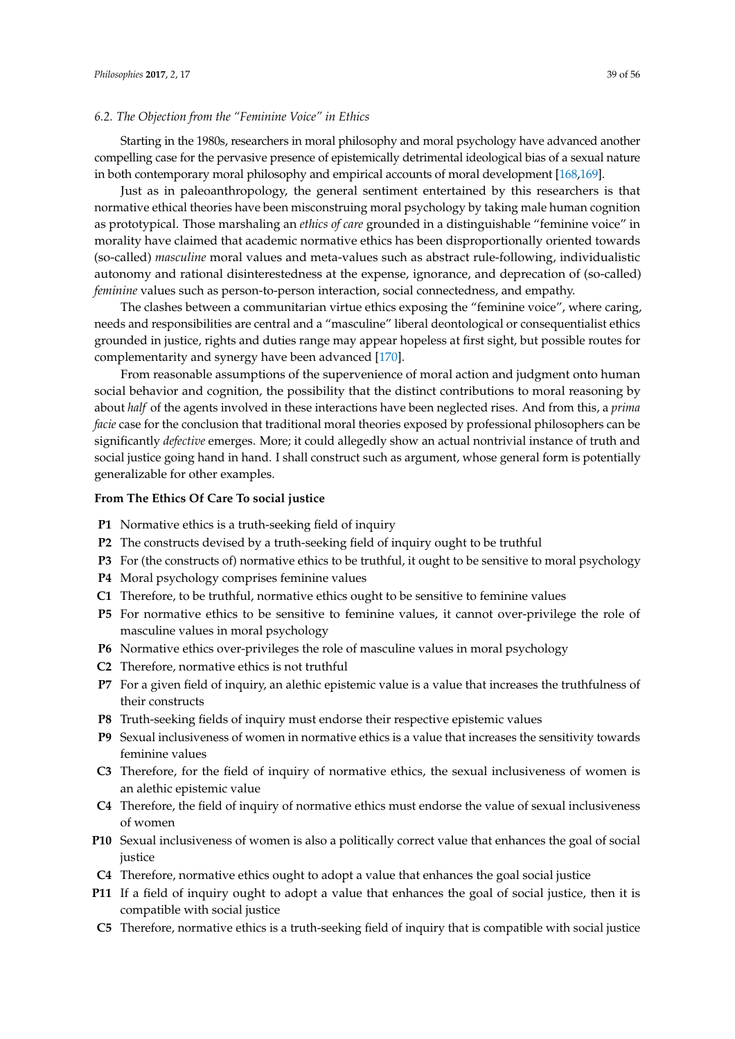### 6.2. The Objection from the "Feminine Voice" in Ethics

Starting in the 1980s, researchers in moral philosophy and moral psychology have advanced another compelling case for the pervasive presence of epistemically detrimental ideological bias of a sexual nature in both contemporary moral philosophy and empirical accounts of moral development [168,169].

Just as in paleoanthropology, the general sentiment entertained by this researchers is that normative ethical theories have been misconstruing moral psychology by taking male human cognition as prototypical. Those marshaling an *ethics of care* grounded in a distinguishable "feminine voice" in morality have claimed that academic normative ethics has been disproportionally oriented towards (so-called) *masculine* moral values and meta-values such as abstract rule-following, individualistic autonomy and rational disinterestedness at the expense, ignorance, and deprecation of (so-called) *feminine* values such as person-to-person interaction, social connectedness, and empathy.

The clashes between a communitarian virtue ethics exposing the "feminine voice", where caring, needs and responsibilities are central and a "masculine" liberal deontological or consequentialist ethics grounded in justice, rights and duties range may appear hopeless at first sight, but possible routes for complementarity and synergy have been advanced [170].

From reasonable assumptions of the supervenience of moral action and judgment onto human social behavior and cognition, the possibility that the distinct contributions to moral reasoning by about *half* of the agents involved in these interactions have been neglected rises. And from this, a *prima facie* case for the conclusion that traditional moral theories exposed by professional philosophers can be significantly *defective* emerges. More; it could allegedly show an actual nontrivial instance of truth and social justice going hand in hand. I shall construct such as argument, whose general form is potentially generalizable for other examples.

**From The Ethics Of Care To social justice**

- **P1** Normative ethics is a truth-seeking field of inquiry
- **P2** The constructs devised by a truth-seeking field of inquiry ought to be truthful
- **P3** For (the constructs of) normative ethics to be truthful, it ought to be sensitive to moral psychology
- **P4** Moral psychology comprises feminine values
- **C1** Therefore, to be truthful, normative ethics ought to be sensitive to feminine values
- **P5** For normative ethics to be sensitive to feminine values, it cannot over-privilege the role of masculine values in moral psychology
- **P6** Normative ethics over-privileges the role of masculine values in moral psychology
- **C2** Therefore, normative ethics is not truthful
- **P7** For a given field of inquiry, an alethic epistemic value is a value that increases the truthfulness of their constructs
- **P8** Truth-seeking fields of inquiry must endorse their respective epistemic values
- **P9** Sexual inclusiveness of women in normative ethics is a value that increases the sensitivity towards feminine values
- **C3** Therefore, for the field of inquiry of normative ethics, the sexual inclusiveness of women is an alethic epistemic value
- **C4** Therefore, the field of inquiry of normative ethics must endorse the value of sexual inclusiveness of women
- **P10** Sexual inclusiveness of women is also a politically correct value that enhances the goal of social justice
- **C4** Therefore, normative ethics ought to adopt a value that enhances the goal social justice
- **P11** If a field of inquiry ought to adopt a value that enhances the goal of social justice, then it is compatible with social justice
- **C5** Therefore, normative ethics is a truth-seeking field of inquiry that is compatible with social justice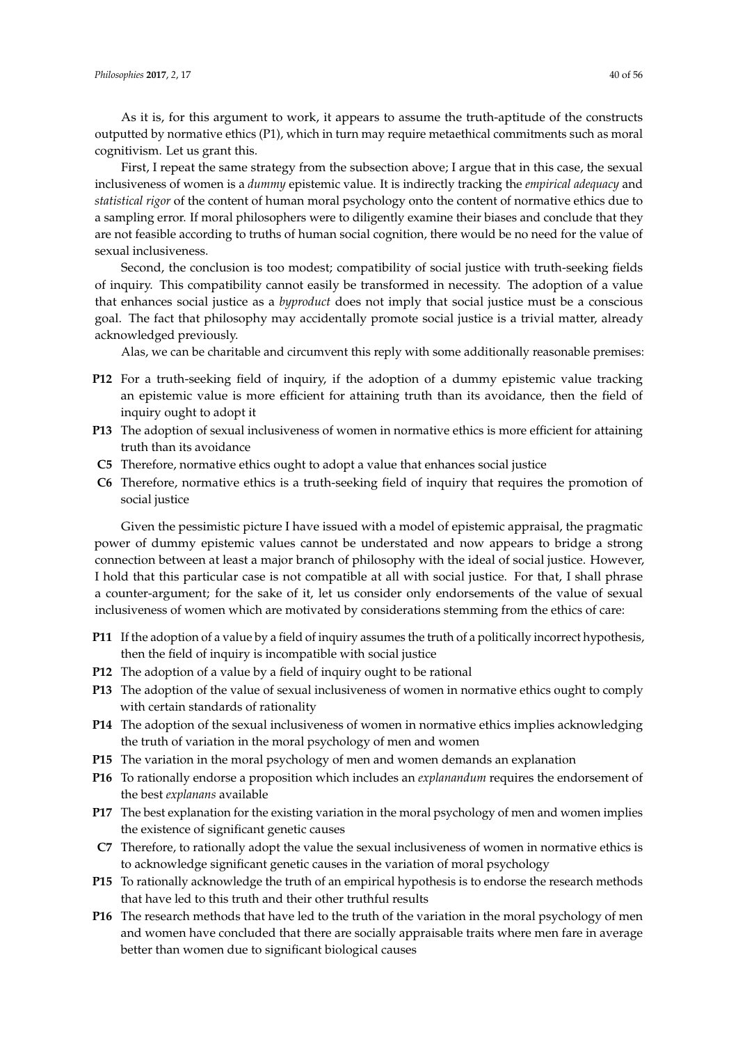As it is, for this argument to work, it appears to assume the truth-aptitude of the constructs outputted by normative ethics (P1), which in turn may require metaethical commitments such as moral cognitivism. Let us grant this.

First, I repeat the same strategy from the subsection above; I argue that in this case, the sexual inclusiveness of women is a *dummy* epistemic value. It is indirectly tracking the *empirical adequacy* and *statistical rigor* of the content of human moral psychology onto the content of normative ethics due to a sampling error. If moral philosophers were to diligently examine their biases and conclude that they are not feasible according to truths of human social cognition, there would be no need for the value of sexual inclusiveness.

Second, the conclusion is too modest; compatibility of social justice with truth-seeking fields of inquiry. This compatibility cannot easily be transformed in necessity. The adoption of a value that enhances social justice as a *byproduct* does not imply that social justice must be a conscious goal. The fact that philosophy may accidentally promote social justice is a trivial matter, already acknowledged previously.

Alas, we can be charitable and circumvent this reply with some additionally reasonable premises:

- **P12** For a truth-seeking field of inquiry, if the adoption of a dummy epistemic value tracking an epistemic value is more efficient for attaining truth than its avoidance, then the field of inquiry ought to adopt it
- **P13** The adoption of sexual inclusiveness of women in normative ethics is more efficient for attaining truth than its avoidance
- **C5** Therefore, normative ethics ought to adopt a value that enhances social justice
- **C6** Therefore, normative ethics is a truth-seeking field of inquiry that requires the promotion of social justice

Given the pessimistic picture I have issued with a model of epistemic appraisal, the pragmatic power of dummy epistemic values cannot be understated and now appears to bridge a strong connection between at least a major branch of philosophy with the ideal of social justice. However, I hold that this particular case is not compatible at all with social justice. For that, I shall phrase a counter-argument; for the sake of it, let us consider only endorsements of the value of sexual inclusiveness of women which are motivated by considerations stemming from the ethics of care:

- **P11** If the adoption of a value by a field of inquiry assumes the truth of a politically incorrect hypothesis, then the field of inquiry is incompatible with social justice
- **P12** The adoption of a value by a field of inquiry ought to be rational
- **P13** The adoption of the value of sexual inclusiveness of women in normative ethics ought to comply with certain standards of rationality
- **P14** The adoption of the sexual inclusiveness of women in normative ethics implies acknowledging the truth of variation in the moral psychology of men and women
- **P15** The variation in the moral psychology of men and women demands an explanation
- **P16** To rationally endorse a proposition which includes an *explanandum* requires the endorsement of the best *explanans* available
- **P17** The best explanation for the existing variation in the moral psychology of men and women implies the existence of significant genetic causes
- **C7** Therefore, to rationally adopt the value the sexual inclusiveness of women in normative ethics is to acknowledge significant genetic causes in the variation of moral psychology
- **P15** To rationally acknowledge the truth of an empirical hypothesis is to endorse the research methods that have led to this truth and their other truthful results
- **P16** The research methods that have led to the truth of the variation in the moral psychology of men and women have concluded that there are socially appraisable traits where men fare in average better than women due to significant biological causes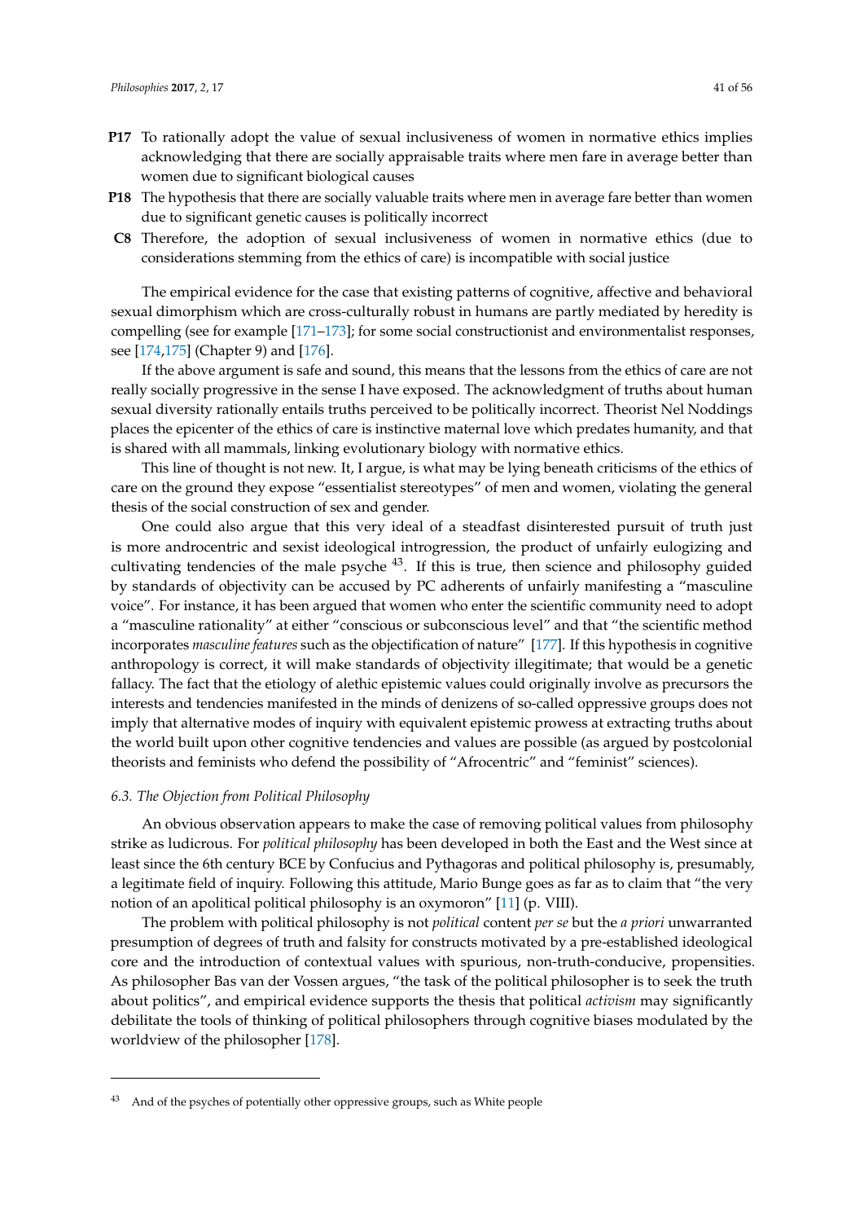**P17** To rationally adopt the value of sexual inclusiveness of women in normative ethics implies acknowledging that there are socially appraisable traits where men fare in average better than women due to significant biological causes

**P18** The hypothesis that there are socially valuable traits where men in average fare better than women due to significant genetic causes is politically incorrect

**C8** Therefore, the adoption of sexual inclusiveness of women in normative ethics (due to considerations stemming from the ethics of care) is incompatible with social justice

The empirical evidence for the case that existing patterns of cognitive, affective and behavioral sexual dimorphism which are cross-culturally robust in humans are partly mediated by heredity is compelling (see for example [171–173]; for some social constructionist and environmentalist responses, see [174,175] (Chapter 9) and [176].

If the above argument is safe and sound, this means that the lessons from the ethics of care are not really socially progressive in the sense I have exposed. The acknowledgment of truths about human sexual diversity rationally entails truths perceived to be politically incorrect. Theorist Nel Noddings places the epicenter of the ethics of care is instinctive maternal love which predates humanity, and that is shared with all mammals, linking evolutionary biology with normative ethics.

This line of thought is not new. It, I argue, is what may be lying beneath criticisms of the ethics of care on the ground they expose "essentialist stereotypes" of men and women, violating the general thesis of the social construction of sex and gender.

One could also argue that this very ideal of a steadfast disinterested pursuit of truth just is more androcentric and sexist ideological introgression, the product of unfairly eulogizing and cultivating tendencies of the male psyche [43]. If this is true, then science and philosophy guided by standards of objectivity can be accused by PC adherents of unfairly manifesting a "masculine voice". For instance, it has been argued that women who enter the scientific community need to adopt a "masculine rationality" at either "conscious or subconscious level" and that "the scientific method incorporates *masculine features* such as the objectification of nature" [177]. If this hypothesis in cognitive anthropology is correct, it will make standards of objectivity illegitimate; that would be a genetic fallacy. The fact that the etiology of alethic epistemic values could originally involve as precursors the interests and tendencies manifested in the minds of denizens of so-called oppressive groups does not imply that alternative modes of inquiry with equivalent epistemic prowess at extracting truths about the world built upon other cognitive tendencies and values are possible (as argued by postcolonial theorists and feminists who defend the possibility of "Afrocentric" and "feminist" sciences).

### *6.3. The Objection from Political Philosophy*

An obvious observation appears to make the case of removing political values from philosophy strike as ludicrous. For *political philosophy* has been developed in both the East and the West since at least since the 6th century BCE by Confucius and Pythagoras and political philosophy is, presumably, a legitimate field of inquiry. Following this attitude, Mario Bunge goes as far as to claim that "the very notion of an apolitical political philosophy is an oxymoron" [11] (p. VIII).

The problem with political philosophy is not *political* content *per se* but the *a priori* unwarranted presumption of degrees of truth and falsity for constructs motivated by a pre-established ideological core and the introduction of contextual values with spurious, non-truth-conducive, propensities. As philosopher Bas van der Vossen argues, "the task of the political philosopher is to seek the truth about politics", and empirical evidence supports the thesis that political *activism* may significantly debilitate the tools of thinking of political philosophers through cognitive biases modulated by the worldview of the philosopher [178].

---

[43] And of the psyches of potentially other oppressive groups, such as White people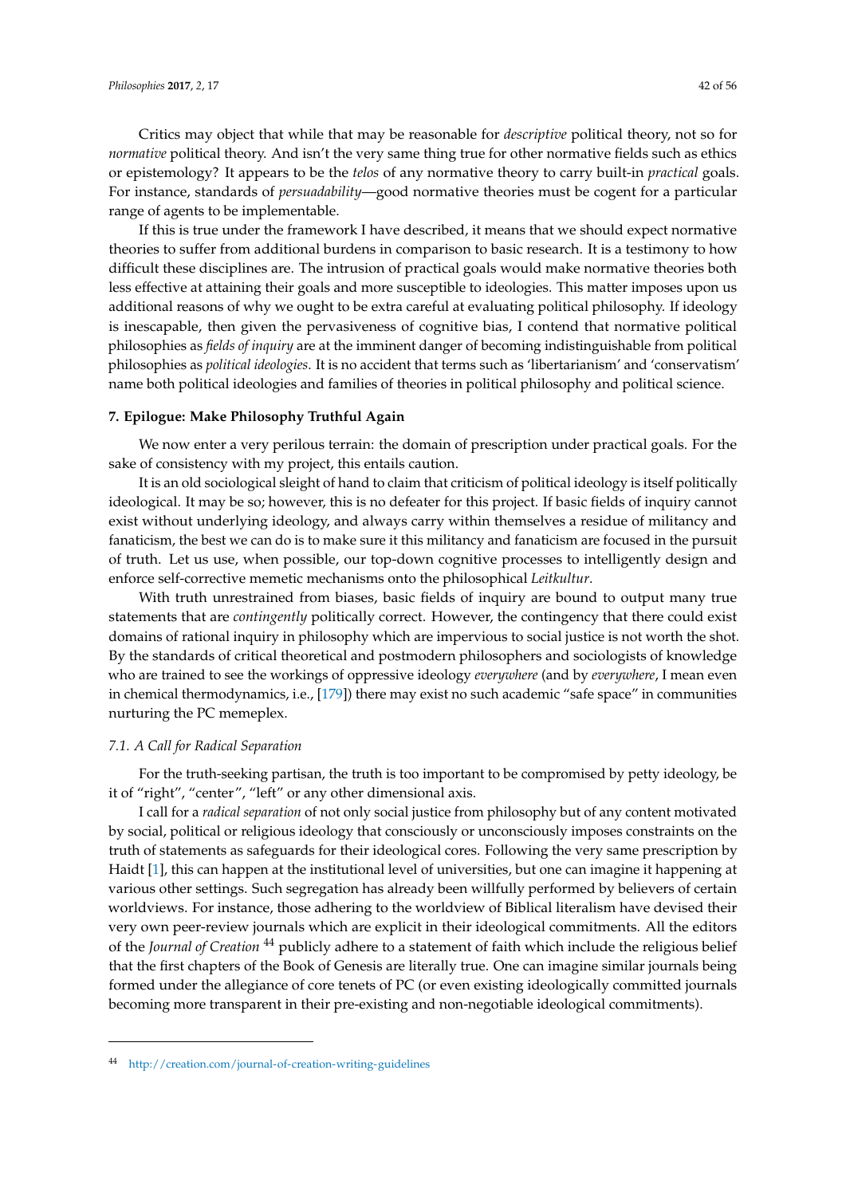Critics may object that while that may be reasonable for *descriptive* political theory, not so for *normative* political theory. And isn't the very same thing true for other normative fields such as ethics or epistemology? It appears to be the *telos* of any normative theory to carry built-in *practical* goals. For instance, standards of *persuadability*—good normative theories must be cogent for a particular range of agents to be implementable.

If this is true under the framework I have described, it means that we should expect normative theories to suffer from additional burdens in comparison to basic research. It is a testimony to how difficult these disciplines are. The intrusion of practical goals would make normative theories both less effective at attaining their goals and more susceptible to ideologies. This matter imposes upon us additional reasons of why we ought to be extra careful at evaluating political philosophy. If ideology is inescapable, then given the pervasiveness of cognitive bias, I contend that normative political philosophies as *fields of inquiry* are at the imminent danger of becoming indistinguishable from political philosophies as *political ideologies*. It is no accident that terms such as 'libertarianism' and 'conservatism' name both political ideologies and families of theories in political philosophy and political science.

## 7. Epilogue: Make Philosophy Truthful Again

We now enter a very perilous terrain: the domain of prescription under practical goals. For the sake of consistency with my project, this entails caution.

It is an old sociological sleight of hand to claim that criticism of political ideology is itself politically ideological. It may be so; however, this is no defeater for this project. If basic fields of inquiry cannot exist without underlying ideology, and always carry within themselves a residue of militancy and fanaticism, the best we can do is to make sure it this militancy and fanaticism are focused in the pursuit of truth. Let us use, when possible, our top-down cognitive processes to intelligently design and enforce self-corrective memetic mechanisms onto the philosophical *Leitkultur*.

With truth unrestrained from biases, basic fields of inquiry are bound to output many true statements that are *contingently* politically correct. However, the contingency that there could exist domains of rational inquiry in philosophy which are impervious to social justice is not worth the shot. By the standards of critical theoretical and postmodern philosophers and sociologists of knowledge who are trained to see the workings of oppressive ideology *everywhere* (and by *everywhere*, I mean even in chemical thermodynamics, i.e., [179]) there may exist no such academic "safe space" in communities nurturing the PC memeplex.

### *7.1. A Call for Radical Separation*

For the truth-seeking partisan, the truth is too important to be compromised by petty ideology, be it of "right", "center", "left" or any other dimensional axis.

I call for a *radical separation* of not only social justice from philosophy but of any content motivated by social, political or religious ideology that consciously or unconsciously imposes constraints on the truth of statements as safeguards for their ideological cores. Following the very same prescription by Haidt [1], this can happen at the institutional level of universities, but one can imagine it happening at various other settings. Such segregation has already been willfully performed by believers of certain worldviews. For instance, those adhering to the worldview of Biblical literalism have devised their very own peer-review journals which are explicit in their ideological commitments. All the editors of the *Journal of Creation* [44] publicly adhere to a statement of faith which include the religious belief that the first chapters of the Book of Genesis are literally true. One can imagine similar journals being formed under the allegiance of core tenets of PC (or even existing ideologically committed journals becoming more transparent in their pre-existing and non-negotiable ideological commitments).

---

[44] http://creation.com/journal-of-creation-writing-guidelines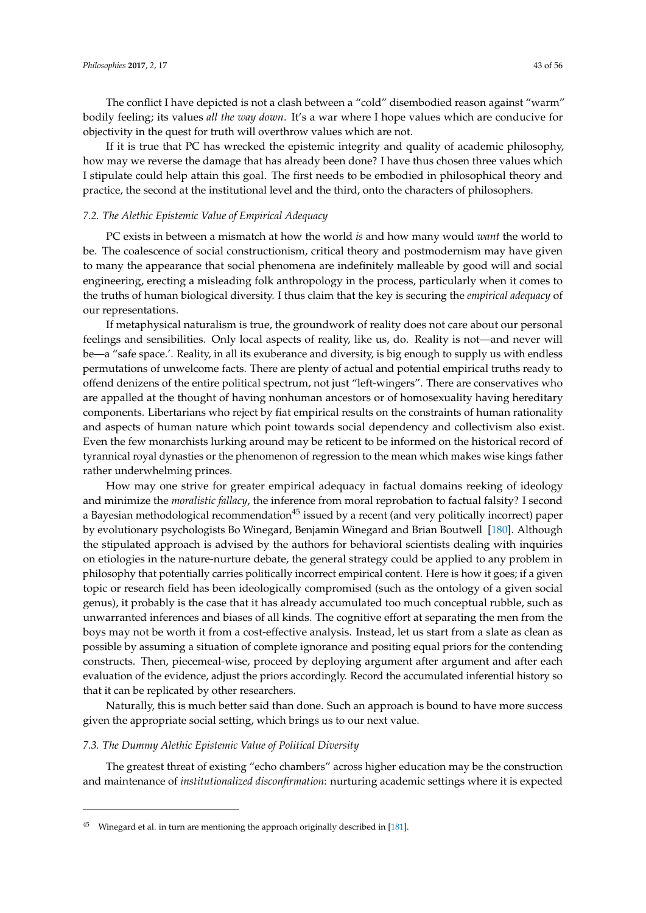The conflict I have depicted is not a clash between a "cold" disembodied reason against "warm" bodily feeling; its values *all the way down*. It's a war where I hope values which are conducive for objectivity in the quest for truth will overthrow values which are not.

If it is true that PC has wrecked the epistemic integrity and quality of academic philosophy, how may we reverse the damage that has already been done? I have thus chosen three values which I stipulate could help attain this goal. The first needs to be embodied in philosophical theory and practice, the second at the institutional level and the third, onto the characters of philosophers.

### *7.2. The Alethic Epistemic Value of Empirical Adequacy*

PC exists in between a mismatch at how the world *is* and how many would *want* the world to be. The coalescence of social constructionism, critical theory and postmodernism may have given to many the appearance that social phenomena are indefinitely malleable by good will and social engineering, erecting a misleading folk anthropology in the process, particularly when it comes to the truths of human biological diversity. I thus claim that the key is securing the *empirical adequacy* of our representations.

If metaphysical naturalism is true, the groundwork of reality does not care about our personal feelings and sensibilities. Only local aspects of reality, like us, do. Reality is not—and never will be—a "safe space.'. Reality, in all its exuberance and diversity, is big enough to supply us with endless permutations of unwelcome facts. There are plenty of actual and potential empirical truths ready to offend denizens of the entire political spectrum, not just "left-wingers". There are conservatives who are appalled at the thought of having nonhuman ancestors or of homosexuality having hereditary components. Libertarians who reject by fiat empirical results on the constraints of human rationality and aspects of human nature which point towards social dependency and collectivism also exist. Even the few monarchists lurking around may be reticent to be informed on the historical record of tyrannical royal dynasties or the phenomenon of regression to the mean which makes wise kings father rather underwhelming princes.

How may one strive for greater empirical adequacy in factual domains reeking of ideology and minimize the *moralistic fallacy*, the inference from moral reprobation to factual falsity? I second a Bayesian methodological recommendation[45] issued by a recent (and very politically incorrect) paper by evolutionary psychologists Bo Winegard, Benjamin Winegard and Brian Boutwell [180]. Although the stipulated approach is advised by the authors for behavioral scientists dealing with inquiries on etiologies in the nature-nurture debate, the general strategy could be applied to any problem in philosophy that potentially carries politically incorrect empirical content. Here is how it goes; if a given topic or research field has been ideologically compromised (such as the ontology of a given social genus), it probably is the case that it has already accumulated too much conceptual rubble, such as unwarranted inferences and biases of all kinds. The cognitive effort at separating the men from the boys may not be worth it from a cost-effective analysis. Instead, let us start from a slate as clean as possible by assuming a situation of complete ignorance and positing equal priors for the contending constructs. Then, piecemeal-wise, proceed by deploying argument after argument and after each evaluation of the evidence, adjust the priors accordingly. Record the accumulated inferential history so that it can be replicated by other researchers.

Naturally, this is much better said than done. Such an approach is bound to have more success given the appropriate social setting, which brings us to our next value.

### *7.3. The Dummy Alethic Epistemic Value of Political Diversity*

The greatest threat of existing "echo chambers" across higher education may be the construction and maintenance of *institutionalized disconfirmation*: nurturing academic settings where it is expected

---

[45] Winegard et al. in turn are mentioning the approach originally described in [181].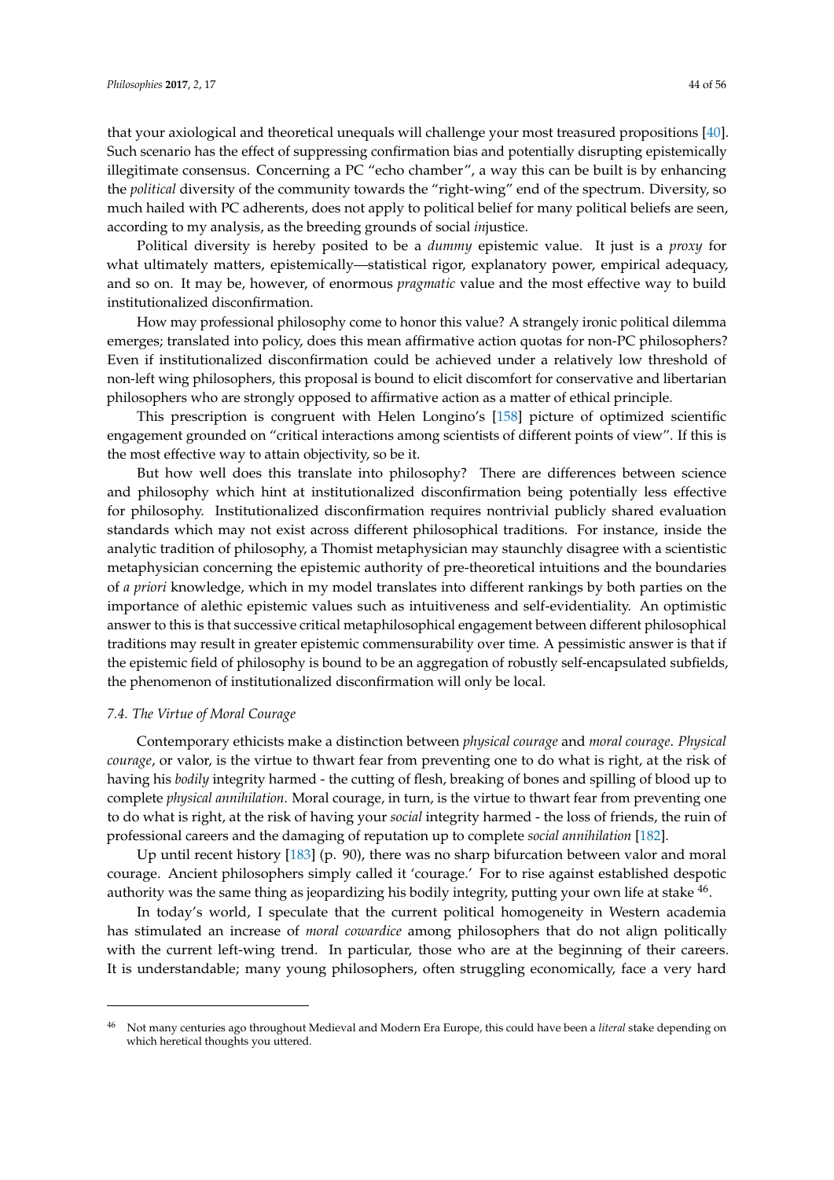that your axiological and theoretical unequals will challenge your most treasured propositions [40]. Such scenario has the effect of suppressing confirmation bias and potentially disrupting epistemically illegitimate consensus. Concerning a PC "echo chamber", a way this can be built is by enhancing the *political* diversity of the community towards the "right-wing" end of the spectrum. Diversity, so much hailed with PC adherents, does not apply to political belief for many political beliefs are seen, according to my analysis, as the breeding grounds of social *in*justice.

Political diversity is hereby posited to be a *dummy* epistemic value. It just is a *proxy* for what ultimately matters, epistemically—statistical rigor, explanatory power, empirical adequacy, and so on. It may be, however, of enormous *pragmatic* value and the most effective way to build institutionalized disconfirmation.

How may professional philosophy come to honor this value? A strangely ironic political dilemma emerges; translated into policy, does this mean affirmative action quotas for non-PC philosophers? Even if institutionalized disconfirmation could be achieved under a relatively low threshold of non-left wing philosophers, this proposal is bound to elicit discomfort for conservative and libertarian philosophers who are strongly opposed to affirmative action as a matter of ethical principle.

This prescription is congruent with Helen Longino's [158] picture of optimized scientific engagement grounded on "critical interactions among scientists of different points of view". If this is the most effective way to attain objectivity, so be it.

But how well does this translate into philosophy? There are differences between science and philosophy which hint at institutionalized disconfirmation being potentially less effective for philosophy. Institutionalized disconfirmation requires nontrivial publicly shared evaluation standards which may not exist across different philosophical traditions. For instance, inside the analytic tradition of philosophy, a Thomist metaphysician may staunchly disagree with a scientistic metaphysician concerning the epistemic authority of pre-theoretical intuitions and the boundaries of *a priori* knowledge, which in my model translates into different rankings by both parties on the importance of alethic epistemic values such as intuitiveness and self-evidentiality. An optimistic answer to this is that successive critical metaphilosophical engagement between different philosophical traditions may result in greater epistemic commensurability over time. A pessimistic answer is that if the epistemic field of philosophy is bound to be an aggregation of robustly self-encapsulated subfields, the phenomenon of institutionalized disconfirmation will only be local.

### 7.4. The Virtue of Moral Courage

Contemporary ethicists make a distinction between *physical courage* and *moral courage*. *Physical courage*, or valor, is the virtue to thwart fear from preventing one to do what is right, at the risk of having his *bodily* integrity harmed - the cutting of flesh, breaking of bones and spilling of blood up to complete *physical annihilation*. Moral courage, in turn, is the virtue to thwart fear from preventing one to do what is right, at the risk of having your *social* integrity harmed - the loss of friends, the ruin of professional careers and the damaging of reputation up to complete *social annihilation* [182].

Up until recent history [183] (p. 90), there was no sharp bifurcation between valor and moral courage. Ancient philosophers simply called it 'courage.' For to rise against established despotic authority was the same thing as jeopardizing his bodily integrity, putting your own life at stake [46].

In today's world, I speculate that the current political homogeneity in Western academia has stimulated an increase of *moral cowardice* among philosophers that do not align politically with the current left-wing trend. In particular, those who are at the beginning of their careers. It is understandable; many young philosophers, often struggling economically, face a very hard

[46] Not many centuries ago throughout Medieval and Modern Era Europe, this could have been a *literal* stake depending on which heretical thoughts you uttered.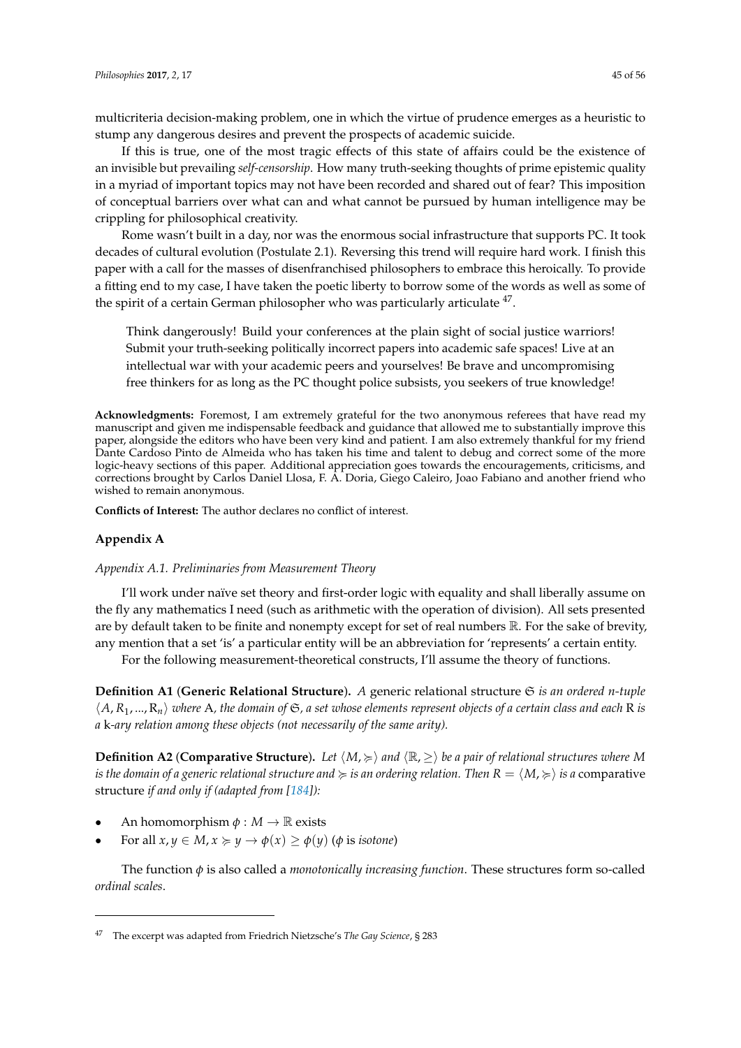multicriteria decision-making problem, one in which the virtue of prudence emerges as a heuristic to stump any dangerous desires and prevent the prospects of academic suicide.

If this is true, one of the most tragic effects of this state of affairs could be the existence of an invisible but prevailing *self-censorship*. How many truth-seeking thoughts of prime epistemic quality in a myriad of important topics may not have been recorded and shared out of fear? This imposition of conceptual barriers over what can and what cannot be pursued by human intelligence may be crippling for philosophical creativity.

Rome wasn't built in a day, nor was the enormous social infrastructure that supports PC. It took decades of cultural evolution (Postulate 2.1). Reversing this trend will require hard work. I finish this paper with a call for the masses of disenfranchised philosophers to embrace this heroically. To provide a fitting end to my case, I have taken the poetic liberty to borrow some of the words as well as some of the spirit of a certain German philosopher who was particularly articulate [47].

> Think dangerously! Build your conferences at the plain sight of social justice warriors! Submit your truth-seeking politically incorrect papers into academic safe spaces! Live at an intellectual war with your academic peers and yourselves! Be brave and uncompromising free thinkers for as long as the PC thought police subsists, you seekers of true knowledge!

**Acknowledgments:** Foremost, I am extremely grateful for the two anonymous referees that have read my manuscript and given me indispensable feedback and guidance that allowed me to substantially improve this paper, alongside the editors who have been very kind and patient. I am also extremely thankful for my friend Dante Cardoso Pinto de Almeida who has taken his time and talent to debug and correct some of the more logic-heavy sections of this paper. Additional appreciation goes towards the encouragements, criticisms, and corrections brought by Carlos Daniel Llosa, F. A. Doria, Giego Caleiro, Joao Fabiano and another friend who wished to remain anonymous.

**Conflicts of Interest:** The author declares no conflict of interest.

## Appendix A

### Appendix A.1. Preliminaries from Measurement Theory

I'll work under naïve set theory and first-order logic with equality and shall liberally assume on the fly any mathematics I need (such as arithmetic with the operation of division). All sets presented are by default taken to be finite and nonempty except for set of real numbers $\mathbb{R}$. For the sake of brevity, any mention that a set 'is' a particular entity will be an abbreviation for 'represents' a certain entity.

For the following measurement-theoretical constructs, I'll assume the theory of functions.

**Definition A1** (**Generic Relational Structure**)**.** *A* generic relational structure $\mathfrak{S}$ *is an ordered n-tuple* $\langle A, R_1, ..., R_n \rangle$ *where* A*, the domain of* $\mathfrak{S}$*, a set whose elements represent objects of a certain class and each* R *is a* k*-ary relation among these objects (not necessarily of the same arity).*

**Definition A2** (**Comparative Structure**)**.** *Let* $\langle M, \succcurlyeq \rangle$ *and* $\langle \mathbb{R}, \geq \rangle$ *be a pair of relational structures where* $M$ *is the domain of a generic relational structure and* $\succcurlyeq$ *is an ordering relation. Then* $R = \langle M, \succcurlyeq \rangle$ *is a* comparative structure *if and only if (adapted from [184]):*

- An homomorphism $\phi : M \rightarrow \mathbb{R}$ exists
- For all $x, y \in M, x \succcurlyeq y \rightarrow \phi(x) \geq \phi(y)$ ($\phi$ is *isotone*)

The function $\phi$ is also called a *monotonically increasing function*. These structures form so-called *ordinal scales*.

[47] The excerpt was adapted from Friedrich Nietzsche's *The Gay Science*, § 283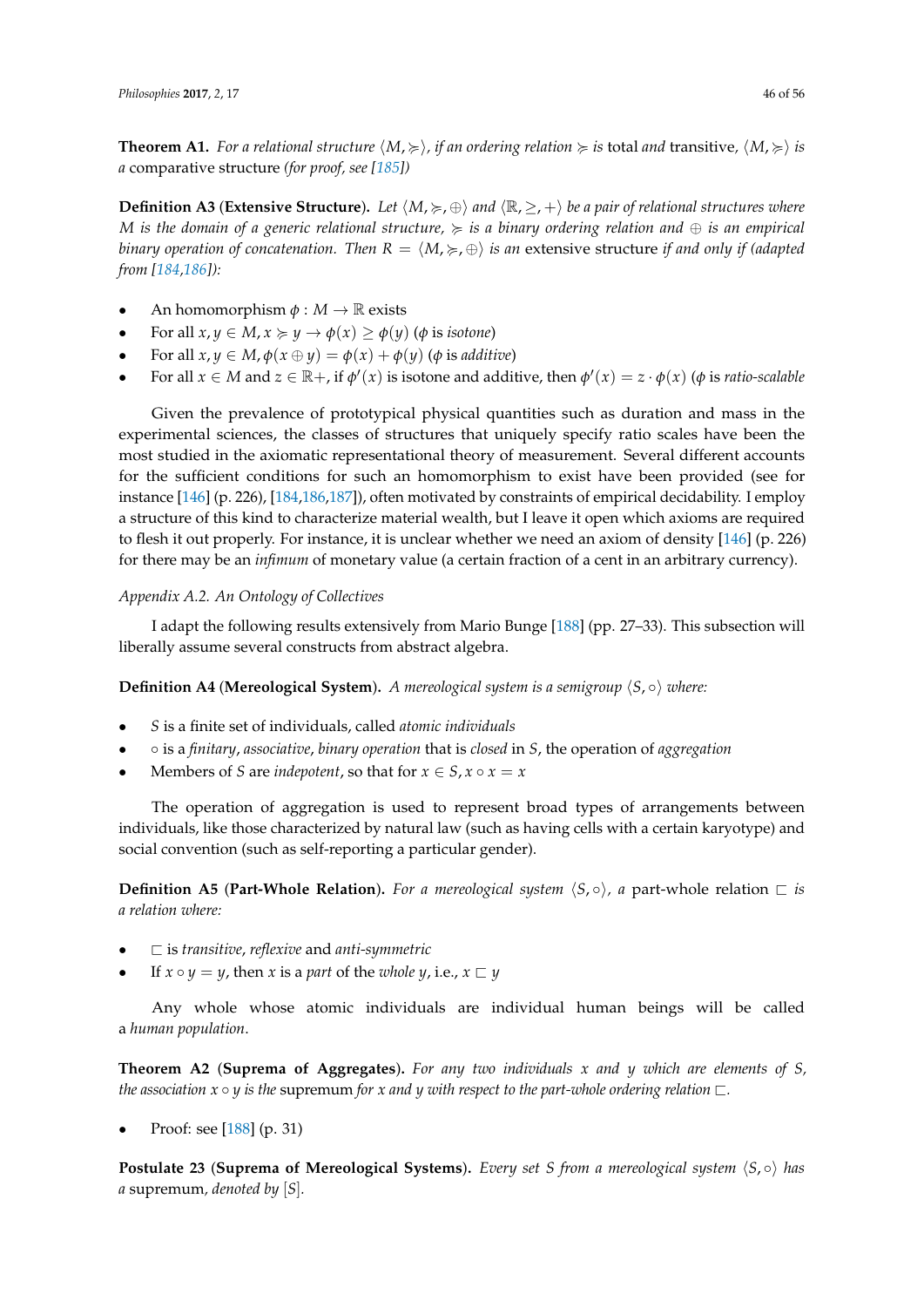**Theorem A1.** *For a relational structure $\langle M, \succcurlyeq \rangle$, if an ordering relation $\succcurlyeq$ is* total *and* transitive, *$\langle M, \succcurlyeq \rangle$ is a* comparative structure *(for proof, see [185])*

**Definition A3** (**Extensive Structure**). *Let $\langle M, \succcurlyeq, \oplus \rangle$ and $\langle \mathbb{R}, \geq, + \rangle$ be a pair of relational structures where $M$ is the domain of a generic relational structure, $\succcurlyeq$ is a binary ordering relation and $\oplus$ is an empirical binary operation of concatenation. Then $R = \langle M, \succcurlyeq, \oplus \rangle$ is an* extensive structure *if and only if (adapted from [184,186]):*

- An homomorphism $\phi : M \to \mathbb{R}$ exists
- For all $x, y \in M, x \succcurlyeq y \to \phi(x) \geq \phi(y)$ ($\phi$ is *isotone*)
- For all $x, y \in M, \phi(x \oplus y) = \phi(x) + \phi(y)$ ($\phi$ is *additive*)
- For all $x \in M$ and $z \in \mathbb{R}+$, if $\phi'(x)$ is isotone and additive, then $\phi'(x) = z \cdot \phi(x)$ ($\phi$ is *ratio-scalable*

Given the prevalence of prototypical physical quantities such as duration and mass in the experimental sciences, the classes of structures that uniquely specify ratio scales have been the most studied in the axiomatic representational theory of measurement. Several different accounts for the sufficient conditions for such an homomorphism to exist have been provided (see for instance [146] (p. 226), [184,186,187]), often motivated by constraints of empirical decidability. I employ a structure of this kind to characterize material wealth, but I leave it open which axioms are required to flesh it out properly. For instance, it is unclear whether we need an axiom of density [146] (p. 226) for there may be an *infimum* of monetary value (a certain fraction of a cent in an arbitrary currency).

*Appendix A.2. An Ontology of Collectives*

I adapt the following results extensively from Mario Bunge [188] (pp. 27–33). This subsection will liberally assume several constructs from abstract algebra.

**Definition A4** (**Mereological System**). *A mereological system is a semigroup $\langle S, \circ \rangle$ where:*

- $S$ is a finite set of individuals, called *atomic individuals*
- $\circ$ is a *finitary*, *associative*, *binary operation* that is *closed* in $S$, the operation of *aggregation*
- Members of $S$ are *indepotent*, so that for $x \in S, x \circ x = x$

The operation of aggregation is used to represent broad types of arrangements between individuals, like those characterized by natural law (such as having cells with a certain karyotype) and social convention (such as self-reporting a particular gender).

**Definition A5** (**Part-Whole Relation**). *For a mereological system $\langle S, \circ \rangle$, a* part-whole relation *$\sqsubset$ is a relation where:*

- $\sqsubset$ is *transitive*, *reflexive* and *anti-symmetric*
- If $x \circ y = y$, then $x$ is a *part* of the *whole* $y$, i.e., $x \sqsubset y$

Any whole whose atomic individuals are individual human beings will be called a *human population*.

**Theorem A2** (**Suprema of Aggregates**). *For any two individuals $x$ and $y$ which are elements of $S$, the association $x \circ y$ is the* supremum *for $x$ and $y$ with respect to the part-whole ordering relation $\sqsubset$.*

- Proof: see [188] (p. 31)

**Postulate 23** (**Suprema of Mereological Systems**). *Every set $S$ from a mereological system $\langle S, \circ \rangle$ has a* supremum, *denoted by $[S]$.*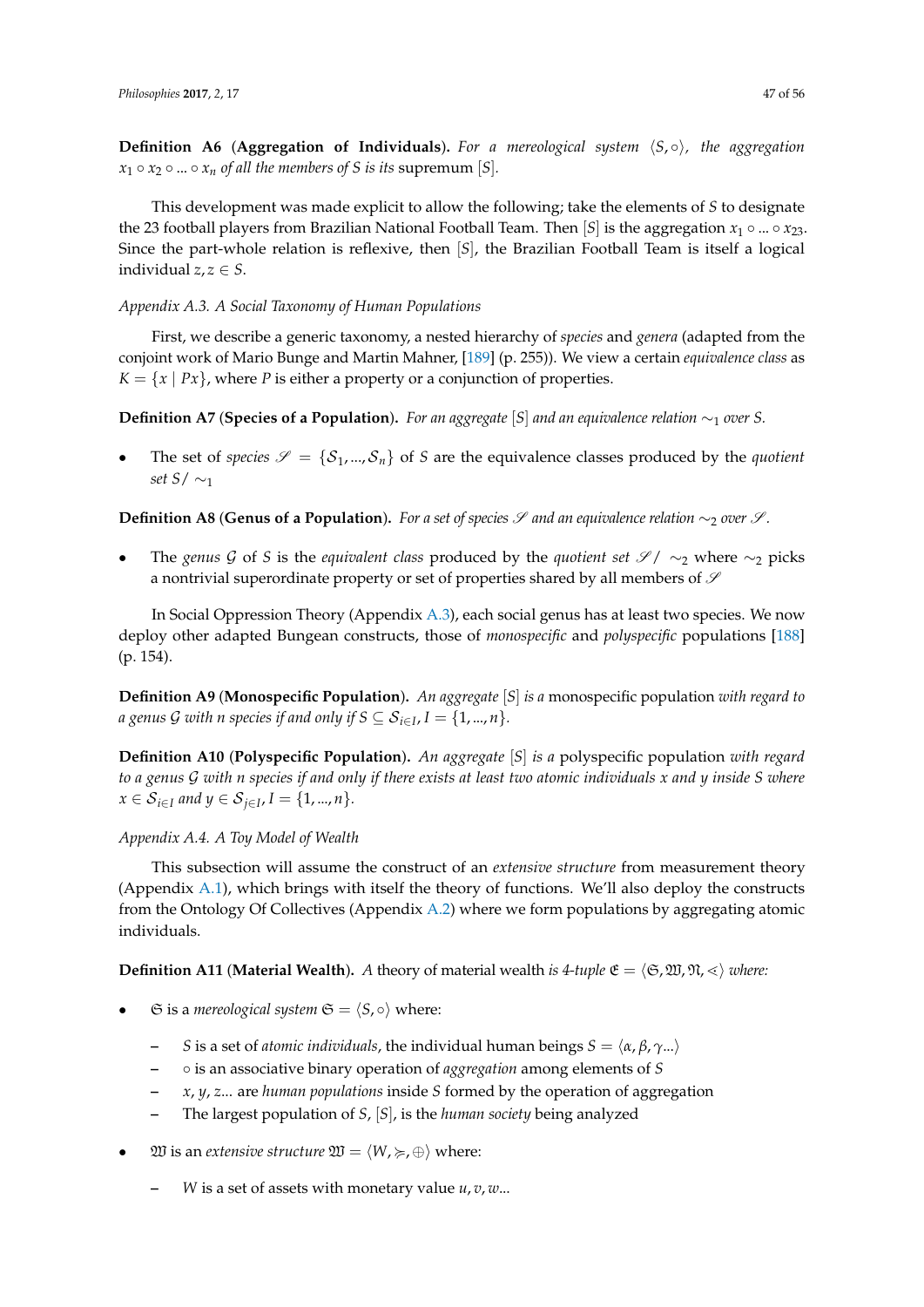**Definition A6** (**Aggregation of Individuals**). *For a mereological system* $\langle S, \circ \rangle$*, the aggregation* $x_1 \circ x_2 \circ ... \circ x_n$ *of all the members of S is its* supremum $[S]$.

This development was made explicit to allow the following; take the elements of $S$ to designate the 23 football players from Brazilian National Football Team. Then $[S]$ is the aggregation $x_1 \circ ... \circ x_{23}$. Since the part-whole relation is reflexive, then $[S]$, the Brazilian Football Team is itself a logical individual $z, z \in S$.

*Appendix A.3. A Social Taxonomy of Human Populations*

First, we describe a generic taxonomy, a nested hierarchy of *species* and *genera* (adapted from the conjoint work of Mario Bunge and Martin Mahner, [189] (p. 255)). We view a certain *equivalence class* as $K = \{x \mid Px\}$, where $P$ is either a property or a conjunction of properties.

**Definition A7** (**Species of a Population**). *For an aggregate* $[S]$ *and an equivalence relation* $\sim_1$ *over S.*

- The set of *species* $\mathscr{S} = \{\mathcal{S}_1, ..., \mathcal{S}_n\}$ of $S$ are the equivalence classes produced by the *quotient set* $S/\sim_1$

**Definition A8** (**Genus of a Population**). *For a set of species* $\mathscr{S}$ *and an equivalence relation* $\sim_2$ *over* $\mathscr{S}$.

- The *genus* $\mathcal{G}$ of $S$ is the *equivalent class* produced by the *quotient set* $\mathscr{S}/\sim_2$ where $\sim_2$ picks a nontrivial superordinate property or set of properties shared by all members of $\mathscr{S}$

In Social Oppression Theory (Appendix A.3), each social genus has at least two species. We now deploy other adapted Bungean constructs, those of *monospecific* and *polyspecific* populations [188] (p. 154).

**Definition A9** (**Monospecific Population**). *An aggregate* $[S]$ *is a* monospecific population *with regard to a genus* $\mathcal{G}$ *with n species if and only if* $S \subseteq \mathcal{S}_{i \in I}, I = \{1, ..., n\}$.

**Definition A10** (**Polyspecific Population**). *An aggregate* $[S]$ *is a* polyspecific population *with regard to a genus* $\mathcal{G}$ *with n species if and only if there exists at least two atomic individuals x and y inside S where* $x \in \mathcal{S}_{i \in I}$ *and* $y \in \mathcal{S}_{j \in I}, I = \{1, ..., n\}$.

*Appendix A.4. A Toy Model of Wealth*

This subsection will assume the construct of an *extensive structure* from measurement theory (Appendix A.1), which brings with itself the theory of functions. We'll also deploy the constructs from the Ontology Of Collectives (Appendix A.2) where we form populations by aggregating atomic individuals.

**Definition A11** (**Material Wealth**). *A* theory of material wealth *is 4-tuple* $\mathfrak{E} = \langle \mathfrak{S}, \mathfrak{W}, \mathfrak{N}, \lessdot \rangle$ *where:*

- $\mathfrak{S}$ is a *mereological system* $\mathfrak{S} = \langle S, \circ \rangle$ where:
  - $S$ is a set of *atomic individuals*, the individual human beings $S = \langle \alpha, \beta, \gamma ... \rangle$
  - $\circ$ is an associative binary operation of *aggregation* among elements of $S$
  - $x, y, z...$ are *human populations* inside $S$ formed by the operation of aggregation
  - The largest population of $S$, $[S]$, is the *human society* being analyzed
- $\mathfrak{W}$ is an *extensive structure* $\mathfrak{W} = \langle W, \succcurlyeq, \oplus \rangle$ where:
  - $W$ is a set of assets with monetary value $u, v, w...$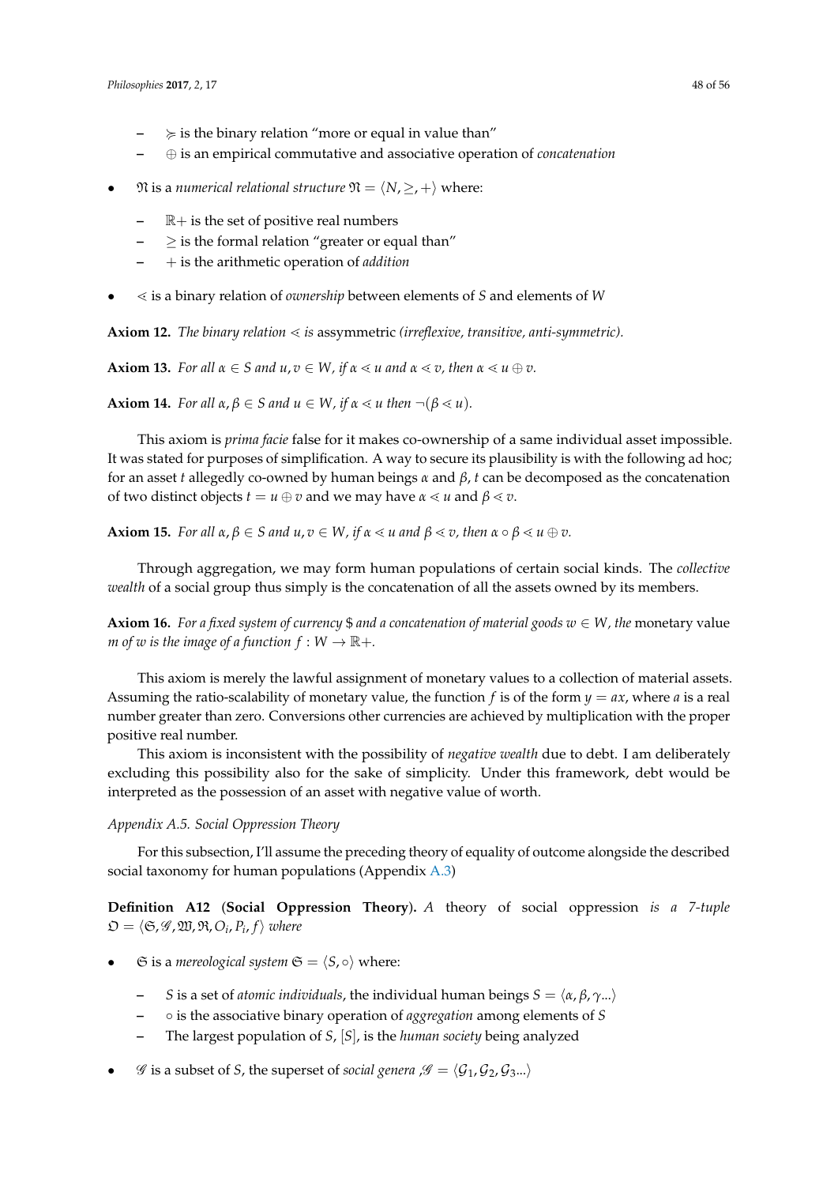- $\succcurlyeq$ is the binary relation "more or equal in value than"
  - $\oplus$ is an empirical commutative and associative operation of *concatenation*

- $\mathfrak{N}$ is a *numerical relational structure* $\mathfrak{N} = \langle N, \geq, + \rangle$ where:
  - $\mathbb{R}+$ is the set of positive real numbers
  - $\geq$ is the formal relation "greater or equal than"
  - $+$ is the arithmetic operation of *addition*

- $\lessdot$ is a binary relation of *ownership* between elements of $S$ and elements of $W$

**Axiom 12.** *The binary relation* $\lessdot$ *is* assymmetric *(irreflexive, transitive, anti-symmetric).*

**Axiom 13.** *For all* $\alpha \in S$ *and* $u, v \in W$*, if* $\alpha \lessdot u$ *and* $\alpha \lessdot v$*, then* $\alpha \lessdot u \oplus v$*.*

**Axiom 14.** *For all* $\alpha, \beta \in S$ *and* $u \in W$*, if* $\alpha \lessdot u$ *then* $\neg(\beta \lessdot u)$*.*

This axiom is *prima facie* false for it makes co-ownership of a same individual asset impossible. It was stated for purposes of simplification. A way to secure its plausibility is with the following ad hoc; for an asset $t$ allegedly co-owned by human beings $\alpha$ and $\beta$, $t$ can be decomposed as the concatenation of two distinct objects $t = u \oplus v$ and we may have $\alpha \lessdot u$ and $\beta \lessdot v$.

**Axiom 15.** *For all* $\alpha, \beta \in S$ *and* $u, v \in W$*, if* $\alpha \lessdot u$ *and* $\beta \lessdot v$*, then* $\alpha \circ \beta \lessdot u \oplus v$*.*

Through aggregation, we may form human populations of certain social kinds. The *collective wealth* of a social group thus simply is the concatenation of all the assets owned by its members.

**Axiom 16.** *For a fixed system of currency* \$ *and a concatenation of material goods* $w \in W$*, the* monetary value *$m$ of $w$ is the image of a function* $f : W \to \mathbb{R}+$*.*

This axiom is merely the lawful assignment of monetary values to a collection of material assets. Assuming the ratio-scalability of monetary value, the function $f$ is of the form $y = ax$, where $a$ is a real number greater than zero. Conversions other currencies are achieved by multiplication with the proper positive real number.

This axiom is inconsistent with the possibility of *negative wealth* due to debt. I am deliberately excluding this possibility also for the sake of simplicity. Under this framework, debt would be interpreted as the possession of an asset with negative value of worth.

### *Appendix A.5. Social Oppression Theory*

For this subsection, I'll assume the preceding theory of equality of outcome alongside the described social taxonomy for human populations (Appendix A.3)

**Definition A12** (**Social Oppression Theory**). *A* theory of social oppression *is a 7-tuple* $\mathfrak{O} = \langle \mathfrak{S}, \mathscr{G}, \mathfrak{W}, \mathfrak{R}, O_i, P_i, f \rangle$ *where*

- $\mathfrak{S}$ is a *mereological system* $\mathfrak{S} = \langle S, \circ \rangle$ where:
  - $S$ is a set of *atomic individuals*, the individual human beings $S = \langle \alpha, \beta, \gamma ... \rangle$
  - $\circ$ is the associative binary operation of *aggregation* among elements of $S$
  - The largest population of $S$, $[S]$, is the *human society* being analyzed

- $\mathscr{G}$ is a subset of $S$, the superset of *social genera* ,$\mathscr{G} = \langle \mathcal{G}_1, \mathcal{G}_2, \mathcal{G}_3 ... \rangle$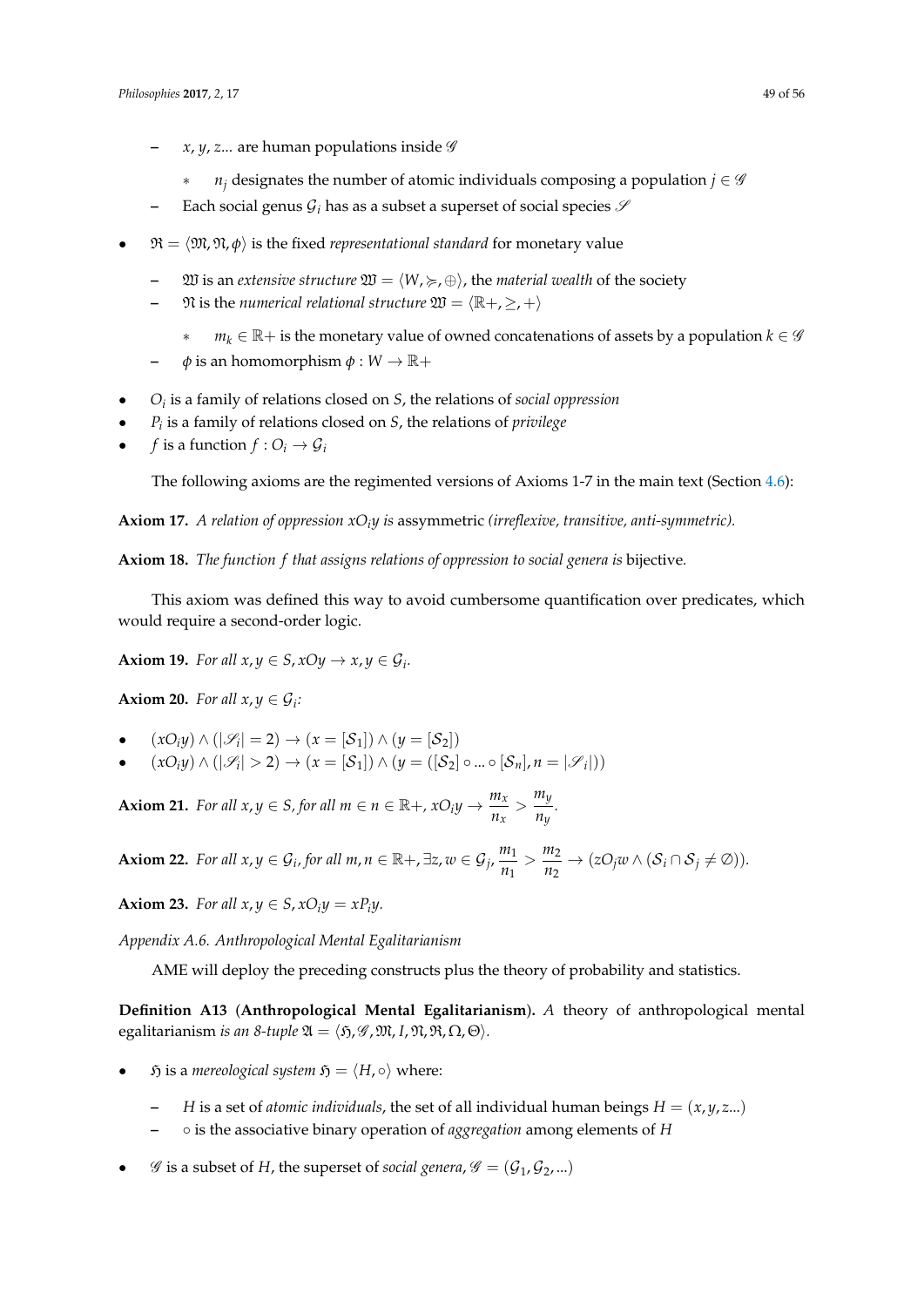- $x, y, z$... are human populations inside $\mathscr{G}$
    - $n_j$ designates the number of atomic individuals composing a population $j \in \mathscr{G}$
- Each social genus $\mathcal{G}_i$ has as a subset a superset of social species $\mathscr{S}$

- $\mathfrak{R} = \langle \mathfrak{M}, \mathfrak{N}, \phi \rangle$ is the fixed *representational standard* for monetary value
    - $\mathfrak{W}$ is an *extensive structure* $\mathfrak{W} = \langle W, \succcurlyeq, \oplus \rangle$, the *material wealth* of the society
    - $\mathfrak{N}$ is the *numerical relational structure* $\mathfrak{W} = \langle \mathbb{R}+, \geq, + \rangle$
        - $m_k \in \mathbb{R}+$ is the monetary value of owned concatenations of assets by a population $k \in \mathscr{G}$
    - $\phi$ is an homomorphism $\phi : W \to \mathbb{R}+$
- $O_i$ is a family of relations closed on $S$, the relations of *social oppression*
- $P_i$ is a family of relations closed on $S$, the relations of *privilege*
- $f$ is a function $f : O_i \to \mathcal{G}_i$

The following axioms are the regimented versions of Axioms 1-7 in the main text (Section 4.6):

**Axiom 17.** *A relation of oppression $xO_iy$ is* assymmetric *(irreflexive, transitive, anti-symmetric).*

**Axiom 18.** *The function $f$ that assigns relations of oppression to social genera is* bijective*.*

This axiom was defined this way to avoid cumbersome quantification over predicates, which would require a second-order logic.

**Axiom 19.** *For all $x, y \in S$, $xOy \to x, y \in \mathcal{G}_i$.*

**Axiom 20.** *For all $x, y \in \mathcal{G}_i$:*

- $(xO_iy) \wedge (|\mathscr{S}_i| = 2) \to (x = [\mathcal{S}_1]) \wedge (y = [\mathcal{S}_2])$
- $(xO_iy) \wedge (|\mathscr{S}_i| > 2) \to (x = [\mathcal{S}_1]) \wedge (y = ([\mathcal{S}_2] \circ ... \circ [\mathcal{S}_n], n = |\mathscr{S}_i|))$

**Axiom 21.** *For all $x, y \in S$, for all $m \in n \in \mathbb{R}+$, $xO_iy \to \dfrac{m_x}{n_x} > \dfrac{m_y}{n_y}$.*

**Axiom 22.** *For all $x, y \in \mathcal{G}_i$, for all $m, n \in \mathbb{R}+$, $\exists z, w \in \mathcal{G}_j$, $\dfrac{m_1}{n_1} > \dfrac{m_2}{n_2} \to (zO_jw \wedge (\mathcal{S}_i \cap \mathcal{S}_j \neq \emptyset))$.*

**Axiom 23.** *For all $x, y \in S$, $xO_iy = xP_iy$.*

*Appendix A.6. Anthropological Mental Egalitarianism*

AME will deploy the preceding constructs plus the theory of probability and statistics.

**Definition A13 (Anthropological Mental Egalitarianism).** *A* theory of anthropological mental egalitarianism *is an 8-tuple* $\mathfrak{A} = \langle \mathfrak{H}, \mathscr{G}, \mathfrak{M}, I, \mathfrak{N}, \mathfrak{R}, \Omega, \Theta \rangle$*.*

- $\mathfrak{H}$ is a *mereological system* $\mathfrak{H} = \langle H, \circ \rangle$ where:
    - $H$ is a set of *atomic individuals*, the set of all individual human beings $H = (x, y, z...)$
    - $\circ$ is the associative binary operation of *aggregation* among elements of $H$
- $\mathscr{G}$ is a subset of $H$, the superset of *social genera*, $\mathscr{G} = (\mathcal{G}_1, \mathcal{G}_2, ...)$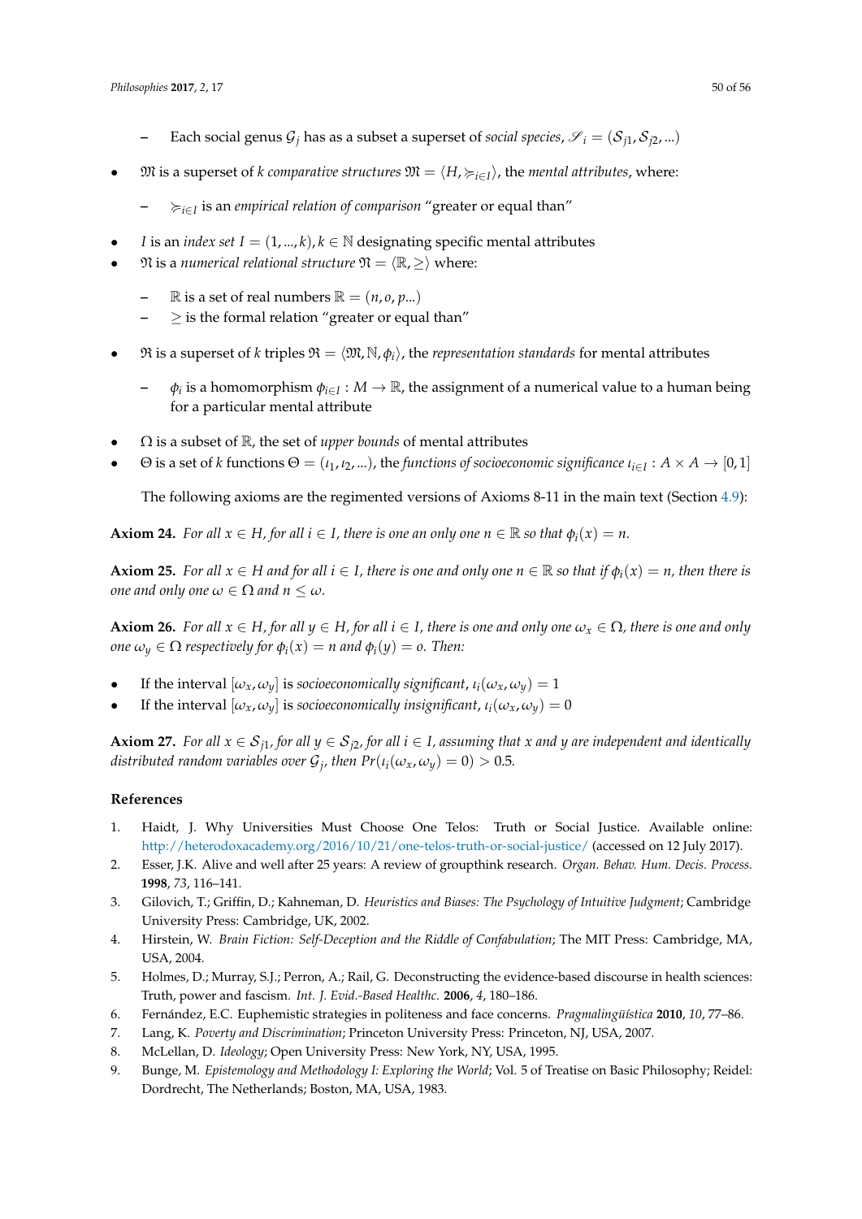- Each social genus $\mathcal{G}_j$ has as a subset a superset of *social species*, $\mathscr{S}_i = (\mathcal{S}_{j1}, \mathcal{S}_{j2}, ...)$

- $\mathfrak{M}$ is a superset of $k$ *comparative structures* $\mathfrak{M} = \langle H, \succcurlyeq_{i \in I} \rangle$, the *mental attributes*, where:
  - $\succcurlyeq_{i \in I}$ is an *empirical relation of comparison* "greater or equal than"
- $I$ is an *index set* $I = (1, ..., k), k \in \mathbb{N}$ designating specific mental attributes
- $\mathfrak{N}$ is a *numerical relational structure* $\mathfrak{N} = \langle \mathbb{R}, \geq \rangle$ where:
  - $\mathbb{R}$ is a set of real numbers $\mathbb{R} = (n, o, p...)$
  - $\geq$ is the formal relation "greater or equal than"
- $\mathfrak{R}$ is a superset of $k$ triples $\mathfrak{R} = \langle \mathfrak{M}, \mathbb{N}, \phi_i \rangle$, the *representation standards* for mental attributes
  - $\phi_i$ is a homomorphism $\phi_{i \in I} : M \rightarrow \mathbb{R}$, the assignment of a numerical value to a human being for a particular mental attribute
- $\Omega$ is a subset of $\mathbb{R}$, the set of *upper bounds* of mental attributes
- $\Theta$ is a set of $k$ functions $\Theta = (\iota_1, \iota_2, ...)$, the *functions of socioeconomic significance* $\iota_{i \in I} : A \times A \rightarrow [0, 1]$

  The following axioms are the regimented versions of Axioms 8-11 in the main text (Section 4.9):

**Axiom 24.** *For all $x \in H$, for all $i \in I$, there is one an only one $n \in \mathbb{R}$ so that $\phi_i(x) = n$.*

**Axiom 25.** *For all $x \in H$ and for all $i \in I$, there is one and only one $n \in \mathbb{R}$ so that if $\phi_i(x) = n$, then there is one and only one $\omega \in \Omega$ and $n \leq \omega$.*

**Axiom 26.** *For all $x \in H$, for all $y \in H$, for all $i \in I$, there is one and only one $\omega_x \in \Omega$, there is one and only one $\omega_y \in \Omega$ respectively for $\phi_i(x) = n$ and $\phi_i(y) = o$. Then:*

- If the interval $[\omega_x, \omega_y]$ is *socioeconomically significant*, $\iota_i(\omega_x, \omega_y) = 1$
- If the interval $[\omega_x, \omega_y]$ is *socioeconomically insignificant*, $\iota_i(\omega_x, \omega_y) = 0$

**Axiom 27.** *For all $x \in \mathcal{S}_{j1}$, for all $y \in \mathcal{S}_{j2}$, for all $i \in I$, assuming that $x$ and $y$ are independent and identically distributed random variables over $\mathcal{G}_j$, then $Pr(\iota_i(\omega_x, \omega_y) = 0) > 0.5$.*

## References

1. Haidt, J. Why Universities Must Choose One Telos: Truth or Social Justice. Available online: http://heterodoxacademy.org/2016/10/21/one-telos-truth-or-social-justice/ (accessed on 12 July 2017).
2. Esser, J.K. Alive and well after 25 years: A review of groupthink research. *Organ. Behav. Hum. Decis. Process.* **1998**, *73*, 116–141.
3. Gilovich, T.; Griffin, D.; Kahneman, D. *Heuristics and Biases: The Psychology of Intuitive Judgment*; Cambridge University Press: Cambridge, UK, 2002.
4. Hirstein, W. *Brain Fiction: Self-Deception and the Riddle of Confabulation*; The MIT Press: Cambridge, MA, USA, 2004.
5. Holmes, D.; Murray, S.J.; Perron, A.; Rail, G. Deconstructing the evidence-based discourse in health sciences: Truth, power and fascism. *Int. J. Evid.-Based Healthc.* **2006**, *4*, 180–186.
6. Fernández, E.C. Euphemistic strategies in politeness and face concerns. *Pragmalingüística* **2010**, *10*, 77–86.
7. Lang, K. *Poverty and Discrimination*; Princeton University Press: Princeton, NJ, USA, 2007.
8. McLellan, D. *Ideology*; Open University Press: New York, NY, USA, 1995.
9. Bunge, M. *Epistemology and Methodology I: Exploring the World*; Vol. 5 of Treatise on Basic Philosophy; Reidel: Dordrecht, The Netherlands; Boston, MA, USA, 1983.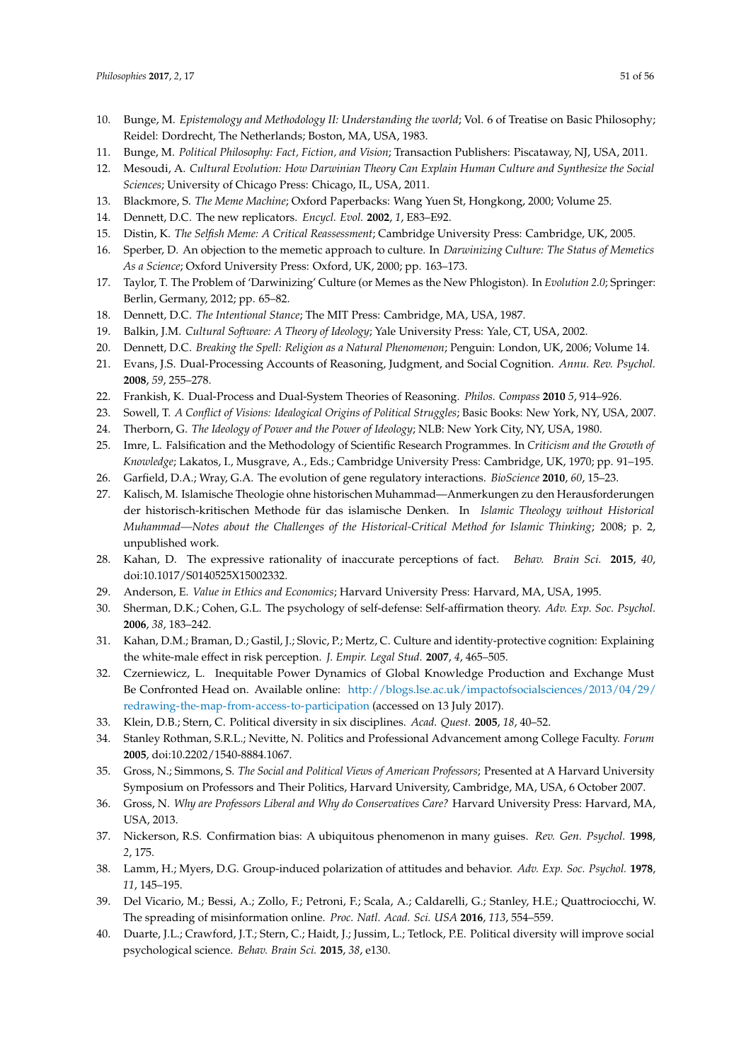10. Bunge, M. *Epistemology and Methodology II: Understanding the world*; Vol. 6 of Treatise on Basic Philosophy; Reidel: Dordrecht, The Netherlands; Boston, MA, USA, 1983.
11. Bunge, M. *Political Philosophy: Fact, Fiction, and Vision*; Transaction Publishers: Piscataway, NJ, USA, 2011.
12. Mesoudi, A. *Cultural Evolution: How Darwinian Theory Can Explain Human Culture and Synthesize the Social Sciences*; University of Chicago Press: Chicago, IL, USA, 2011.
13. Blackmore, S. *The Meme Machine*; Oxford Paperbacks: Wang Yuen St, Hongkong, 2000; Volume 25.
14. Dennett, D.C. The new replicators. *Encycl. Evol.* **2002**, *1*, E83–E92.
15. Distin, K. *The Selfish Meme: A Critical Reassessment*; Cambridge University Press: Cambridge, UK, 2005.
16. Sperber, D. An objection to the memetic approach to culture. In *Darwinizing Culture: The Status of Memetics As a Science*; Oxford University Press: Oxford, UK, 2000; pp. 163–173.
17. Taylor, T. The Problem of 'Darwinizing' Culture (or Memes as the New Phlogiston). In *Evolution 2.0*; Springer: Berlin, Germany, 2012; pp. 65–82.
18. Dennett, D.C. *The Intentional Stance*; The MIT Press: Cambridge, MA, USA, 1987.
19. Balkin, J.M. *Cultural Software: A Theory of Ideology*; Yale University Press: Yale, CT, USA, 2002.
20. Dennett, D.C. *Breaking the Spell: Religion as a Natural Phenomenon*; Penguin: London, UK, 2006; Volume 14.
21. Evans, J.S. Dual-Processing Accounts of Reasoning, Judgment, and Social Cognition. *Annu. Rev. Psychol.* **2008**, *59*, 255–278.
22. Frankish, K. Dual-Process and Dual-System Theories of Reasoning. *Philos. Compass* **2010** *5*, 914–926.
23. Sowell, T. *A Conflict of Visions: Idealogical Origins of Political Struggles*; Basic Books: New York, NY, USA, 2007.
24. Therborn, G. *The Ideology of Power and the Power of Ideology*; NLB: New York City, NY, USA, 1980.
25. Imre, L. Falsification and the Methodology of Scientific Research Programmes. In *Criticism and the Growth of Knowledge*; Lakatos, I., Musgrave, A., Eds.; Cambridge University Press: Cambridge, UK, 1970; pp. 91–195.
26. Garfield, D.A.; Wray, G.A. The evolution of gene regulatory interactions. *BioScience* **2010**, *60*, 15–23.
27. Kalisch, M. Islamische Theologie ohne historischen Muhammad—Anmerkungen zu den Herausforderungen der historisch-kritischen Methode für das islamische Denken. In *Islamic Theology without Historical Muhammad—Notes about the Challenges of the Historical-Critical Method for Islamic Thinking*; 2008; p. 2, unpublished work.
28. Kahan, D. The expressive rationality of inaccurate perceptions of fact. *Behav. Brain Sci.* **2015**, *40*, doi:10.1017/S0140525X15002332.
29. Anderson, E. *Value in Ethics and Economics*; Harvard University Press: Harvard, MA, USA, 1995.
30. Sherman, D.K.; Cohen, G.L. The psychology of self-defense: Self-affirmation theory. *Adv. Exp. Soc. Psychol.* **2006**, *38*, 183–242.
31. Kahan, D.M.; Braman, D.; Gastil, J.; Slovic, P.; Mertz, C. Culture and identity-protective cognition: Explaining the white-male effect in risk perception. *J. Empir. Legal Stud.* **2007**, *4*, 465–505.
32. Czerniewicz, L. Inequitable Power Dynamics of Global Knowledge Production and Exchange Must Be Confronted Head on. Available online: http://blogs.lse.ac.uk/impactofsocialsciences/2013/04/29/redrawing-the-map-from-access-to-participation (accessed on 13 July 2017).
33. Klein, D.B.; Stern, C. Political diversity in six disciplines. *Acad. Quest.* **2005**, *18*, 40–52.
34. Stanley Rothman, S.R.L.; Nevitte, N. Politics and Professional Advancement among College Faculty. *Forum* **2005**, doi:10.2202/1540-8884.1067.
35. Gross, N.; Simmons, S. *The Social and Political Views of American Professors*; Presented at A Harvard University Symposium on Professors and Their Politics, Harvard University, Cambridge, MA, USA, 6 October 2007.
36. Gross, N. *Why are Professors Liberal and Why do Conservatives Care?* Harvard University Press: Harvard, MA, USA, 2013.
37. Nickerson, R.S. Confirmation bias: A ubiquitous phenomenon in many guises. *Rev. Gen. Psychol.* **1998**, *2*, 175.
38. Lamm, H.; Myers, D.G. Group-induced polarization of attitudes and behavior. *Adv. Exp. Soc. Psychol.* **1978**, *11*, 145–195.
39. Del Vicario, M.; Bessi, A.; Zollo, F.; Petroni, F.; Scala, A.; Caldarelli, G.; Stanley, H.E.; Quattrociocchi, W. The spreading of misinformation online. *Proc. Natl. Acad. Sci. USA* **2016**, *113*, 554–559.
40. Duarte, J.L.; Crawford, J.T.; Stern, C.; Haidt, J.; Jussim, L.; Tetlock, P.E. Political diversity will improve social psychological science. *Behav. Brain Sci.* **2015**, *38*, e130.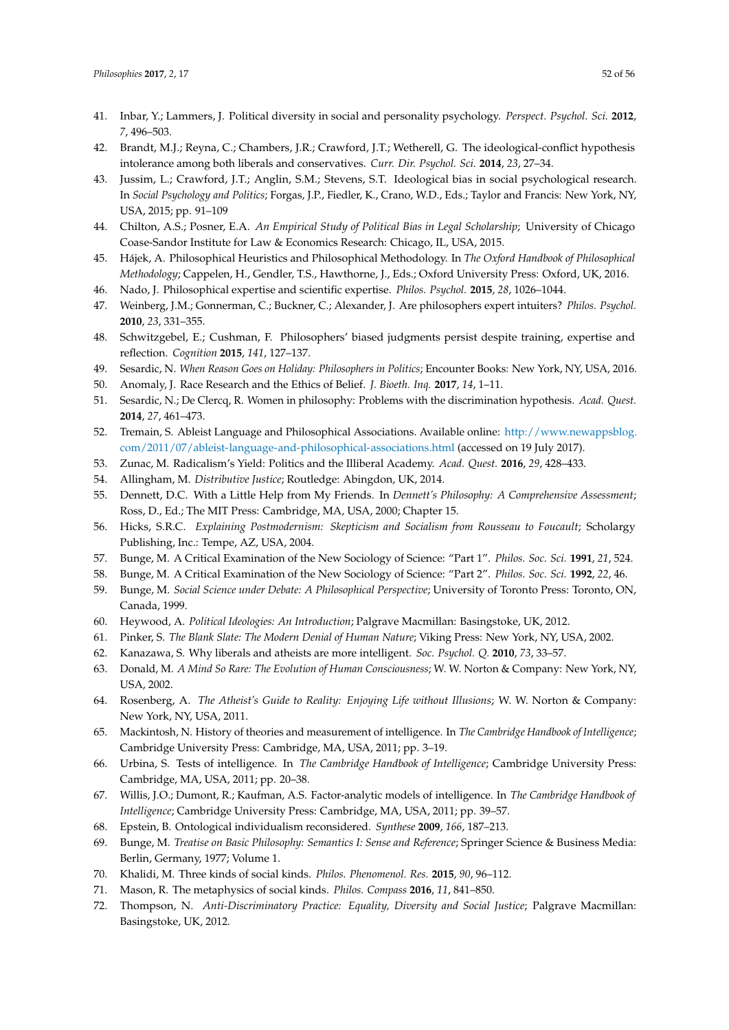41. Inbar, Y.; Lammers, J. Political diversity in social and personality psychology. *Perspect. Psychol. Sci.* **2012**, *7*, 496–503.
42. Brandt, M.J.; Reyna, C.; Chambers, J.R.; Crawford, J.T.; Wetherell, G. The ideological-conflict hypothesis intolerance among both liberals and conservatives. *Curr. Dir. Psychol. Sci.* **2014**, *23*, 27–34.
43. Jussim, L.; Crawford, J.T.; Anglin, S.M.; Stevens, S.T. Ideological bias in social psychological research. In *Social Psychology and Politics*; Forgas, J.P., Fiedler, K., Crano, W.D., Eds.; Taylor and Francis: New York, NY, USA, 2015; pp. 91–109
44. Chilton, A.S.; Posner, E.A. *An Empirical Study of Political Bias in Legal Scholarship*; University of Chicago Coase-Sandor Institute for Law & Economics Research: Chicago, IL, USA, 2015.
45. Hájek, A. Philosophical Heuristics and Philosophical Methodology. In *The Oxford Handbook of Philosophical Methodology*; Cappelen, H., Gendler, T.S., Hawthorne, J., Eds.; Oxford University Press: Oxford, UK, 2016.
46. Nado, J. Philosophical expertise and scientific expertise. *Philos. Psychol.* **2015**, *28*, 1026–1044.
47. Weinberg, J.M.; Gonnerman, C.; Buckner, C.; Alexander, J. Are philosophers expert intuiters? *Philos. Psychol.* **2010**, *23*, 331–355.
48. Schwitzgebel, E.; Cushman, F. Philosophers' biased judgments persist despite training, expertise and reflection. *Cognition* **2015**, *141*, 127–137.
49. Sesardic, N. *When Reason Goes on Holiday: Philosophers in Politics*; Encounter Books: New York, NY, USA, 2016.
50. Anomaly, J. Race Research and the Ethics of Belief. *J. Bioeth. Inq.* **2017**, *14*, 1–11.
51. Sesardic, N.; De Clercq, R. Women in philosophy: Problems with the discrimination hypothesis. *Acad. Quest.* **2014**, *27*, 461–473.
52. Tremain, S. Ableist Language and Philosophical Associations. Available online: http://www.newappsblog.com/2011/07/ableist-language-and-philosophical-associations.html (accessed on 19 July 2017).
53. Zunac, M. Radicalism's Yield: Politics and the Illiberal Academy. *Acad. Quest.* **2016**, *29*, 428–433.
54. Allingham, M. *Distributive Justice*; Routledge: Abingdon, UK, 2014.
55. Dennett, D.C. With a Little Help from My Friends. In *Dennett's Philosophy: A Comprehensive Assessment*; Ross, D., Ed.; The MIT Press: Cambridge, MA, USA, 2000; Chapter 15.
56. Hicks, S.R.C. *Explaining Postmodernism: Skepticism and Socialism from Rousseau to Foucault*; Scholargy Publishing, Inc.: Tempe, AZ, USA, 2004.
57. Bunge, M. A Critical Examination of the New Sociology of Science: "Part 1". *Philos. Soc. Sci.* **1991**, *21*, 524.
58. Bunge, M. A Critical Examination of the New Sociology of Science: "Part 2". *Philos. Soc. Sci.* **1992**, *22*, 46.
59. Bunge, M. *Social Science under Debate: A Philosophical Perspective*; University of Toronto Press: Toronto, ON, Canada, 1999.
60. Heywood, A. *Political Ideologies: An Introduction*; Palgrave Macmillan: Basingstoke, UK, 2012.
61. Pinker, S. *The Blank Slate: The Modern Denial of Human Nature*; Viking Press: New York, NY, USA, 2002.
62. Kanazawa, S. Why liberals and atheists are more intelligent. *Soc. Psychol. Q.* **2010**, *73*, 33–57.
63. Donald, M. *A Mind So Rare: The Evolution of Human Consciousness*; W. W. Norton & Company: New York, NY, USA, 2002.
64. Rosenberg, A. *The Atheist's Guide to Reality: Enjoying Life without Illusions*; W. W. Norton & Company: New York, NY, USA, 2011.
65. Mackintosh, N. History of theories and measurement of intelligence. In *The Cambridge Handbook of Intelligence*; Cambridge University Press: Cambridge, MA, USA, 2011; pp. 3–19.
66. Urbina, S. Tests of intelligence. In *The Cambridge Handbook of Intelligence*; Cambridge University Press: Cambridge, MA, USA, 2011; pp. 20–38.
67. Willis, J.O.; Dumont, R.; Kaufman, A.S. Factor-analytic models of intelligence. In *The Cambridge Handbook of Intelligence*; Cambridge University Press: Cambridge, MA, USA, 2011; pp. 39–57.
68. Epstein, B. Ontological individualism reconsidered. *Synthese* **2009**, *166*, 187–213.
69. Bunge, M. *Treatise on Basic Philosophy: Semantics I: Sense and Reference*; Springer Science & Business Media: Berlin, Germany, 1977; Volume 1.
70. Khalidi, M. Three kinds of social kinds. *Philos. Phenomenol. Res.* **2015**, *90*, 96–112.
71. Mason, R. The metaphysics of social kinds. *Philos. Compass* **2016**, *11*, 841–850.
72. Thompson, N. *Anti-Discriminatory Practice: Equality, Diversity and Social Justice*; Palgrave Macmillan: Basingstoke, UK, 2012.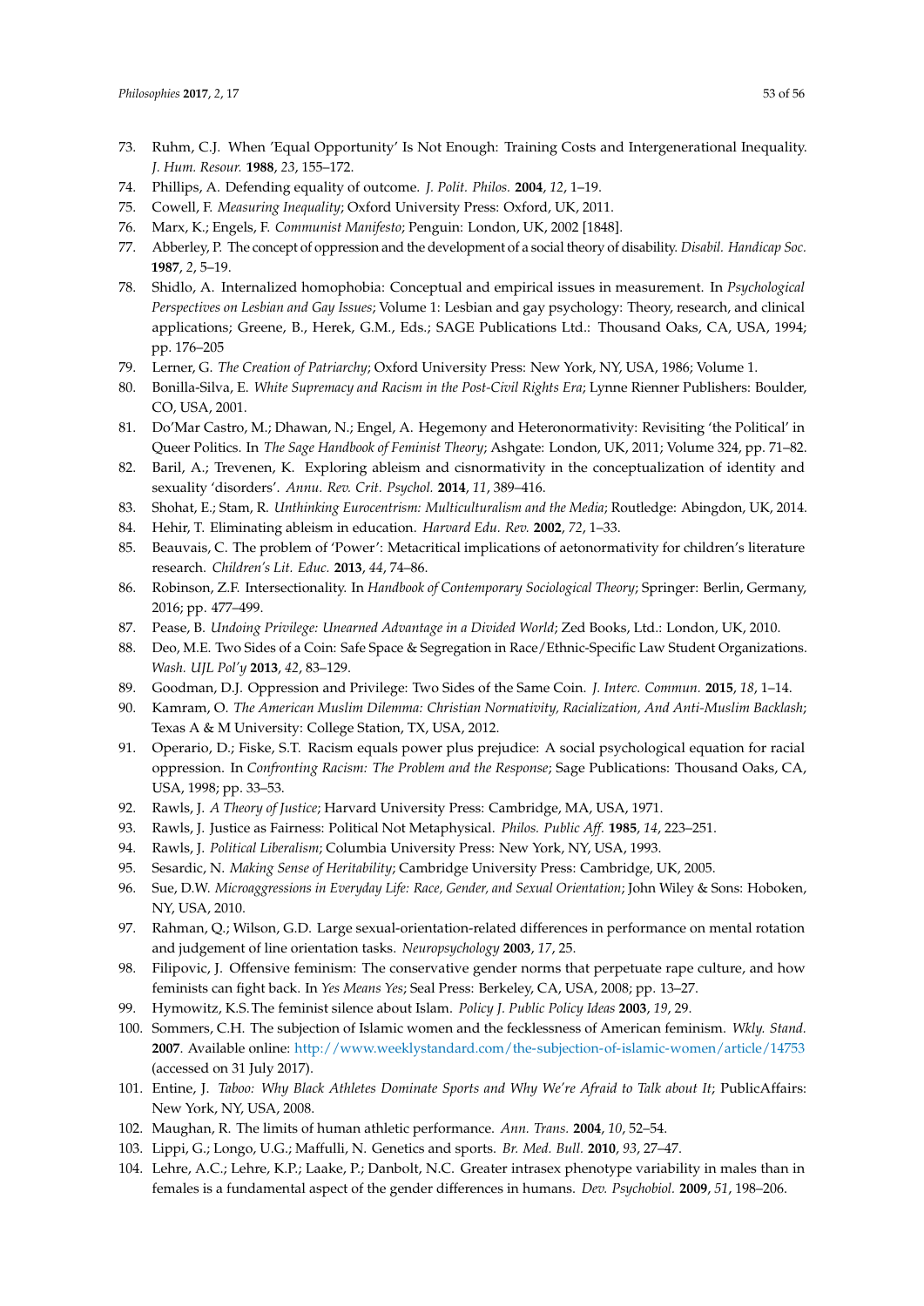73. Ruhm, C.J. When 'Equal Opportunity' Is Not Enough: Training Costs and Intergenerational Inequality. *J. Hum. Resour.* **1988**, *23*, 155–172.
74. Phillips, A. Defending equality of outcome. *J. Polit. Philos.* **2004**, *12*, 1–19.
75. Cowell, F. *Measuring Inequality*; Oxford University Press: Oxford, UK, 2011.
76. Marx, K.; Engels, F. *Communist Manifesto*; Penguin: London, UK, 2002 [1848].
77. Abberley, P. The concept of oppression and the development of a social theory of disability. *Disabil. Handicap Soc.* **1987**, *2*, 5–19.
78. Shidlo, A. Internalized homophobia: Conceptual and empirical issues in measurement. In *Psychological Perspectives on Lesbian and Gay Issues*; Volume 1: Lesbian and gay psychology: Theory, research, and clinical applications; Greene, B., Herek, G.M., Eds.; SAGE Publications Ltd.: Thousand Oaks, CA, USA, 1994; pp. 176–205
79. Lerner, G. *The Creation of Patriarchy*; Oxford University Press: New York, NY, USA, 1986; Volume 1.
80. Bonilla-Silva, E. *White Supremacy and Racism in the Post-Civil Rights Era*; Lynne Rienner Publishers: Boulder, CO, USA, 2001.
81. Do'Mar Castro, M.; Dhawan, N.; Engel, A. Hegemony and Heteronormativity: Revisiting 'the Political' in Queer Politics. In *The Sage Handbook of Feminist Theory*; Ashgate: London, UK, 2011; Volume 324, pp. 71–82.
82. Baril, A.; Trevenen, K. Exploring ableism and cisnormativity in the conceptualization of identity and sexuality 'disorders'. *Annu. Rev. Crit. Psychol.* **2014**, *11*, 389–416.
83. Shohat, E.; Stam, R. *Unthinking Eurocentrism: Multiculturalism and the Media*; Routledge: Abingdon, UK, 2014.
84. Hehir, T. Eliminating ableism in education. *Harvard Edu. Rev.* **2002**, *72*, 1–33.
85. Beauvais, C. The problem of 'Power': Metacritical implications of aetonormativity for children's literature research. *Children's Lit. Educ.* **2013**, *44*, 74–86.
86. Robinson, Z.F. Intersectionality. In *Handbook of Contemporary Sociological Theory*; Springer: Berlin, Germany, 2016; pp. 477–499.
87. Pease, B. *Undoing Privilege: Unearned Advantage in a Divided World*; Zed Books, Ltd.: London, UK, 2010.
88. Deo, M.E. Two Sides of a Coin: Safe Space & Segregation in Race/Ethnic-Specific Law Student Organizations. *Wash. UJL Pol'y* **2013**, *42*, 83–129.
89. Goodman, D.J. Oppression and Privilege: Two Sides of the Same Coin. *J. Interc. Commun.* **2015**, *18*, 1–14.
90. Kamram, O. *The American Muslim Dilemma: Christian Normativity, Racialization, And Anti-Muslim Backlash*; Texas A & M University: College Station, TX, USA, 2012.
91. Operario, D.; Fiske, S.T. Racism equals power plus prejudice: A social psychological equation for racial oppression. In *Confronting Racism: The Problem and the Response*; Sage Publications: Thousand Oaks, CA, USA, 1998; pp. 33–53.
92. Rawls, J. *A Theory of Justice*; Harvard University Press: Cambridge, MA, USA, 1971.
93. Rawls, J. Justice as Fairness: Political Not Metaphysical. *Philos. Public Aff.* **1985**, *14*, 223–251.
94. Rawls, J. *Political Liberalism*; Columbia University Press: New York, NY, USA, 1993.
95. Sesardic, N. *Making Sense of Heritability*; Cambridge University Press: Cambridge, UK, 2005.
96. Sue, D.W. *Microaggressions in Everyday Life: Race, Gender, and Sexual Orientation*; John Wiley & Sons: Hoboken, NY, USA, 2010.
97. Rahman, Q.; Wilson, G.D. Large sexual-orientation-related differences in performance on mental rotation and judgement of line orientation tasks. *Neuropsychology* **2003**, *17*, 25.
98. Filipovic, J. Offensive feminism: The conservative gender norms that perpetuate rape culture, and how feminists can fight back. In *Yes Means Yes*; Seal Press: Berkeley, CA, USA, 2008; pp. 13–27.
99. Hymowitz, K.S. The feminist silence about Islam. *Policy J. Public Policy Ideas* **2003**, *19*, 29.
100. Sommers, C.H. The subjection of Islamic women and the fecklessness of American feminism. *Wkly. Stand.* **2007**. Available online: http://www.weeklystandard.com/the-subjection-of-islamic-women/article/14753 (accessed on 31 July 2017).
101. Entine, J. *Taboo: Why Black Athletes Dominate Sports and Why We're Afraid to Talk about It*; PublicAffairs: New York, NY, USA, 2008.
102. Maughan, R. The limits of human athletic performance. *Ann. Trans.* **2004**, *10*, 52–54.
103. Lippi, G.; Longo, U.G.; Maffulli, N. Genetics and sports. *Br. Med. Bull.* **2010**, *93*, 27–47.
104. Lehre, A.C.; Lehre, K.P.; Laake, P.; Danbolt, N.C. Greater intrasex phenotype variability in males than in females is a fundamental aspect of the gender differences in humans. *Dev. Psychobiol.* **2009**, *51*, 198–206.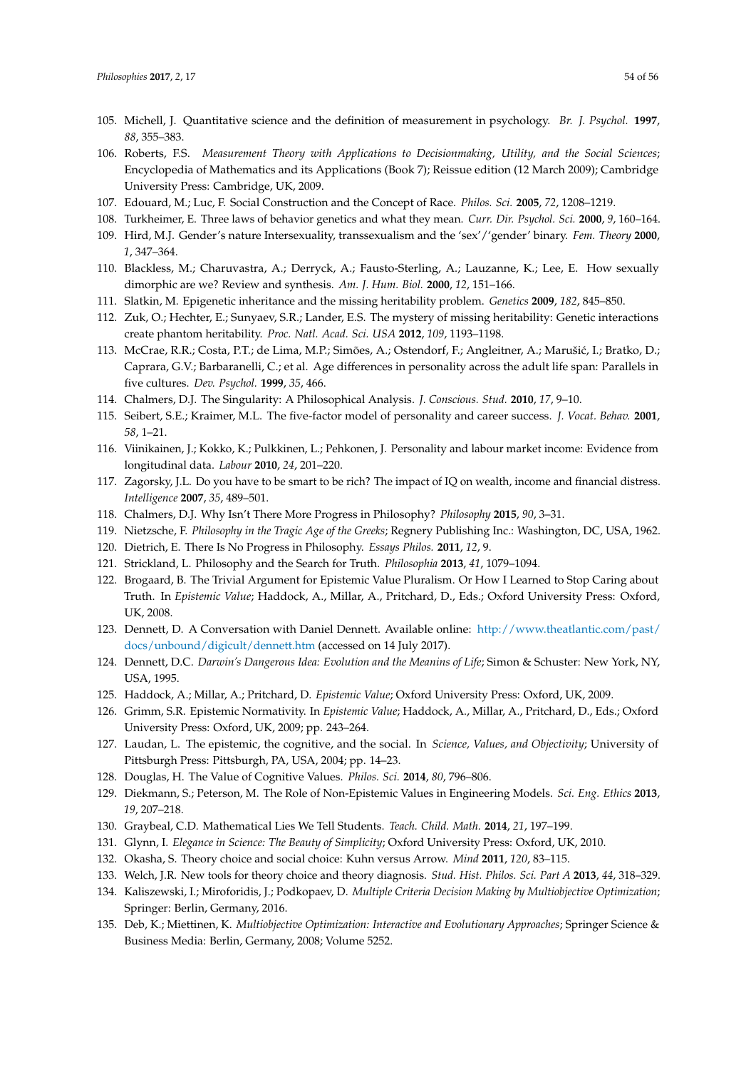105. Michell, J. Quantitative science and the definition of measurement in psychology. *Br. J. Psychol.* **1997**, *88*, 355–383.
106. Roberts, F.S. *Measurement Theory with Applications to Decisionmaking, Utility, and the Social Sciences*; Encyclopedia of Mathematics and its Applications (Book 7); Reissue edition (12 March 2009); Cambridge University Press: Cambridge, UK, 2009.
107. Edouard, M.; Luc, F. Social Construction and the Concept of Race. *Philos. Sci.* **2005**, *72*, 1208–1219.
108. Turkheimer, E. Three laws of behavior genetics and what they mean. *Curr. Dir. Psychol. Sci.* **2000**, *9*, 160–164.
109. Hird, M.J. Gender's nature Intersexuality, transsexualism and the 'sex'/'gender' binary. *Fem. Theory* **2000**, *1*, 347–364.
110. Blackless, M.; Charuvastra, A.; Derryck, A.; Fausto-Sterling, A.; Lauzanne, K.; Lee, E. How sexually dimorphic are we? Review and synthesis. *Am. J. Hum. Biol.* **2000**, *12*, 151–166.
111. Slatkin, M. Epigenetic inheritance and the missing heritability problem. *Genetics* **2009**, *182*, 845–850.
112. Zuk, O.; Hechter, E.; Sunyaev, S.R.; Lander, E.S. The mystery of missing heritability: Genetic interactions create phantom heritability. *Proc. Natl. Acad. Sci. USA* **2012**, *109*, 1193–1198.
113. McCrae, R.R.; Costa, P.T.; de Lima, M.P.; Simões, A.; Ostendorf, F.; Angleitner, A.; Marušić, I.; Bratko, D.; Caprara, G.V.; Barbaranelli, C.; et al. Age differences in personality across the adult life span: Parallels in five cultures. *Dev. Psychol.* **1999**, *35*, 466.
114. Chalmers, D.J. The Singularity: A Philosophical Analysis. *J. Conscious. Stud.* **2010**, *17*, 9–10.
115. Seibert, S.E.; Kraimer, M.L. The five-factor model of personality and career success. *J. Vocat. Behav.* **2001**, *58*, 1–21.
116. Viinikainen, J.; Kokko, K.; Pulkkinen, L.; Pehkonen, J. Personality and labour market income: Evidence from longitudinal data. *Labour* **2010**, *24*, 201–220.
117. Zagorsky, J.L. Do you have to be smart to be rich? The impact of IQ on wealth, income and financial distress. *Intelligence* **2007**, *35*, 489–501.
118. Chalmers, D.J. Why Isn't There More Progress in Philosophy? *Philosophy* **2015**, *90*, 3–31.
119. Nietzsche, F. *Philosophy in the Tragic Age of the Greeks*; Regnery Publishing Inc.: Washington, DC, USA, 1962.
120. Dietrich, E. There Is No Progress in Philosophy. *Essays Philos.* **2011**, *12*, 9.
121. Strickland, L. Philosophy and the Search for Truth. *Philosophia* **2013**, *41*, 1079–1094.
122. Brogaard, B. The Trivial Argument for Epistemic Value Pluralism. Or How I Learned to Stop Caring about Truth. In *Epistemic Value*; Haddock, A., Millar, A., Pritchard, D., Eds.; Oxford University Press: Oxford, UK, 2008.
123. Dennett, D. A Conversation with Daniel Dennett. Available online: http://www.theatlantic.com/past/docs/unbound/digicult/dennett.htm (accessed on 14 July 2017).
124. Dennett, D.C. *Darwin's Dangerous Idea: Evolution and the Meanins of Life*; Simon & Schuster: New York, NY, USA, 1995.
125. Haddock, A.; Millar, A.; Pritchard, D. *Epistemic Value*; Oxford University Press: Oxford, UK, 2009.
126. Grimm, S.R. Epistemic Normativity. In *Epistemic Value*; Haddock, A., Millar, A., Pritchard, D., Eds.; Oxford University Press: Oxford, UK, 2009; pp. 243–264.
127. Laudan, L. The epistemic, the cognitive, and the social. In *Science, Values, and Objectivity*; University of Pittsburgh Press: Pittsburgh, PA, USA, 2004; pp. 14–23.
128. Douglas, H. The Value of Cognitive Values. *Philos. Sci.* **2014**, *80*, 796–806.
129. Diekmann, S.; Peterson, M. The Role of Non-Epistemic Values in Engineering Models. *Sci. Eng. Ethics* **2013**, *19*, 207–218.
130. Graybeal, C.D. Mathematical Lies We Tell Students. *Teach. Child. Math.* **2014**, *21*, 197–199.
131. Glynn, I. *Elegance in Science: The Beauty of Simplicity*; Oxford University Press: Oxford, UK, 2010.
132. Okasha, S. Theory choice and social choice: Kuhn versus Arrow. *Mind* **2011**, *120*, 83–115.
133. Welch, J.R. New tools for theory choice and theory diagnosis. *Stud. Hist. Philos. Sci. Part A* **2013**, *44*, 318–329.
134. Kaliszewski, I.; Miroforidis, J.; Podkopaev, D. *Multiple Criteria Decision Making by Multiobjective Optimization*; Springer: Berlin, Germany, 2016.
135. Deb, K.; Miettinen, K. *Multiobjective Optimization: Interactive and Evolutionary Approaches*; Springer Science & Business Media: Berlin, Germany, 2008; Volume 5252.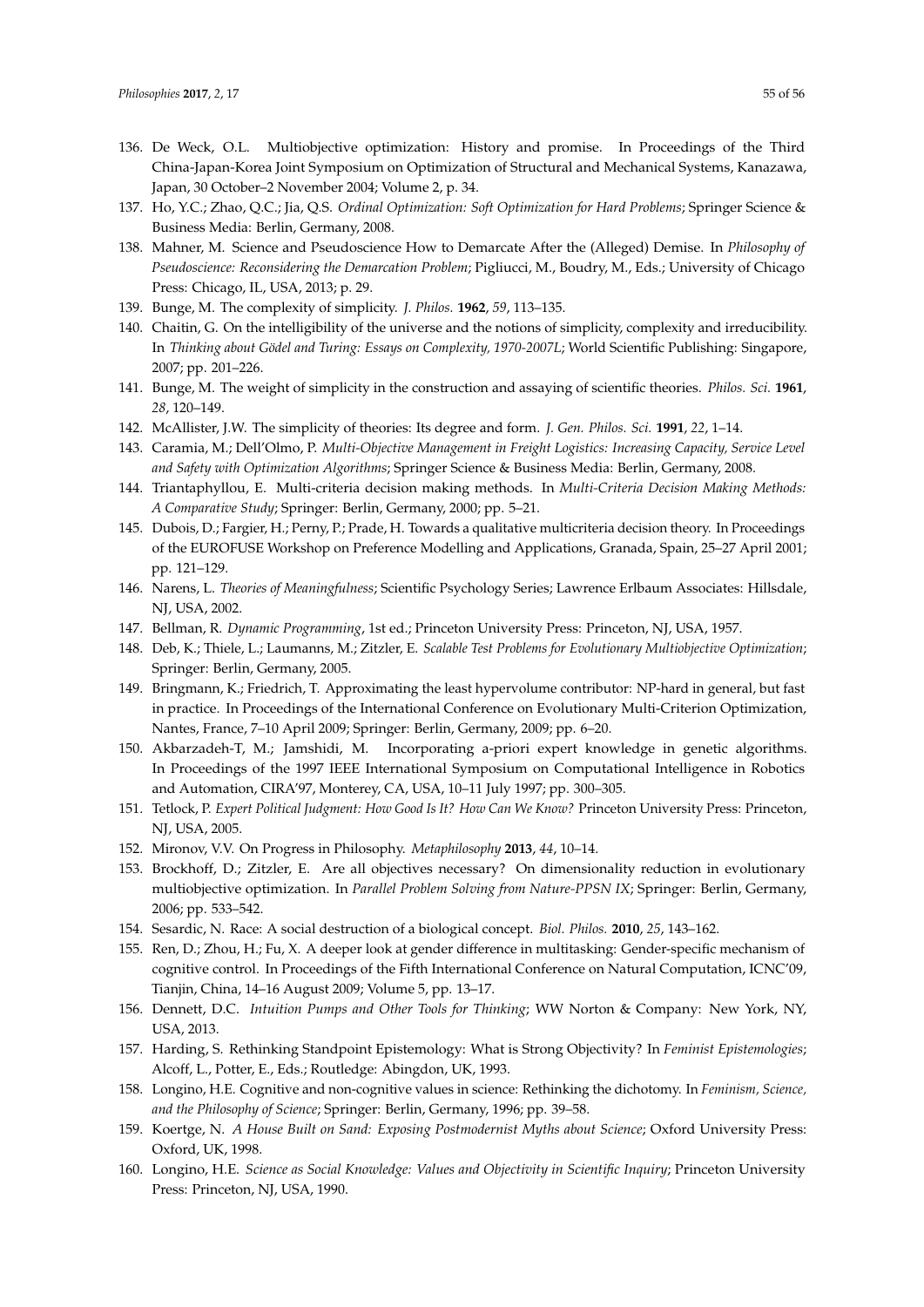136. De Weck, O.L. Multiobjective optimization: History and promise. In Proceedings of the Third China-Japan-Korea Joint Symposium on Optimization of Structural and Mechanical Systems, Kanazawa, Japan, 30 October–2 November 2004; Volume 2, p. 34.
137. Ho, Y.C.; Zhao, Q.C.; Jia, Q.S. *Ordinal Optimization: Soft Optimization for Hard Problems*; Springer Science & Business Media: Berlin, Germany, 2008.
138. Mahner, M. Science and Pseudoscience How to Demarcate After the (Alleged) Demise. In *Philosophy of Pseudoscience: Reconsidering the Demarcation Problem*; Pigliucci, M., Boudry, M., Eds.; University of Chicago Press: Chicago, IL, USA, 2013; p. 29.
139. Bunge, M. The complexity of simplicity. *J. Philos.* **1962**, *59*, 113–135.
140. Chaitin, G. On the intelligibility of the universe and the notions of simplicity, complexity and irreducibility. In *Thinking about Gödel and Turing: Essays on Complexity, 1970-2007L*; World Scientific Publishing: Singapore, 2007; pp. 201–226.
141. Bunge, M. The weight of simplicity in the construction and assaying of scientific theories. *Philos. Sci.* **1961**, *28*, 120–149.
142. McAllister, J.W. The simplicity of theories: Its degree and form. *J. Gen. Philos. Sci.* **1991**, *22*, 1–14.
143. Caramia, M.; Dell'Olmo, P. *Multi-Objective Management in Freight Logistics: Increasing Capacity, Service Level and Safety with Optimization Algorithms*; Springer Science & Business Media: Berlin, Germany, 2008.
144. Triantaphyllou, E. Multi-criteria decision making methods. In *Multi-Criteria Decision Making Methods: A Comparative Study*; Springer: Berlin, Germany, 2000; pp. 5–21.
145. Dubois, D.; Fargier, H.; Perny, P.; Prade, H. Towards a qualitative multicriteria decision theory. In Proceedings of the EUROFUSE Workshop on Preference Modelling and Applications, Granada, Spain, 25–27 April 2001; pp. 121–129.
146. Narens, L. *Theories of Meaningfulness*; Scientific Psychology Series; Lawrence Erlbaum Associates: Hillsdale, NJ, USA, 2002.
147. Bellman, R. *Dynamic Programming*, 1st ed.; Princeton University Press: Princeton, NJ, USA, 1957.
148. Deb, K.; Thiele, L.; Laumanns, M.; Zitzler, E. *Scalable Test Problems for Evolutionary Multiobjective Optimization*; Springer: Berlin, Germany, 2005.
149. Bringmann, K.; Friedrich, T. Approximating the least hypervolume contributor: NP-hard in general, but fast in practice. In Proceedings of the International Conference on Evolutionary Multi-Criterion Optimization, Nantes, France, 7–10 April 2009; Springer: Berlin, Germany, 2009; pp. 6–20.
150. Akbarzadeh-T, M.; Jamshidi, M. Incorporating a-priori expert knowledge in genetic algorithms. In Proceedings of the 1997 IEEE International Symposium on Computational Intelligence in Robotics and Automation, CIRA'97, Monterey, CA, USA, 10–11 July 1997; pp. 300–305.
151. Tetlock, P. *Expert Political Judgment: How Good Is It? How Can We Know?* Princeton University Press: Princeton, NJ, USA, 2005.
152. Mironov, V.V. On Progress in Philosophy. *Metaphilosophy* **2013**, *44*, 10–14.
153. Brockhoff, D.; Zitzler, E. Are all objectives necessary? On dimensionality reduction in evolutionary multiobjective optimization. In *Parallel Problem Solving from Nature-PPSN IX*; Springer: Berlin, Germany, 2006; pp. 533–542.
154. Sesardic, N. Race: A social destruction of a biological concept. *Biol. Philos.* **2010**, *25*, 143–162.
155. Ren, D.; Zhou, H.; Fu, X. A deeper look at gender difference in multitasking: Gender-specific mechanism of cognitive control. In Proceedings of the Fifth International Conference on Natural Computation, ICNC'09, Tianjin, China, 14–16 August 2009; Volume 5, pp. 13–17.
156. Dennett, D.C. *Intuition Pumps and Other Tools for Thinking*; WW Norton & Company: New York, NY, USA, 2013.
157. Harding, S. Rethinking Standpoint Epistemology: What is Strong Objectivity? In *Feminist Epistemologies*; Alcoff, L., Potter, E., Eds.; Routledge: Abingdon, UK, 1993.
158. Longino, H.E. Cognitive and non-cognitive values in science: Rethinking the dichotomy. In *Feminism, Science, and the Philosophy of Science*; Springer: Berlin, Germany, 1996; pp. 39–58.
159. Koertge, N. *A House Built on Sand: Exposing Postmodernist Myths about Science*; Oxford University Press: Oxford, UK, 1998.
160. Longino, H.E. *Science as Social Knowledge: Values and Objectivity in Scientific Inquiry*; Princeton University Press: Princeton, NJ, USA, 1990.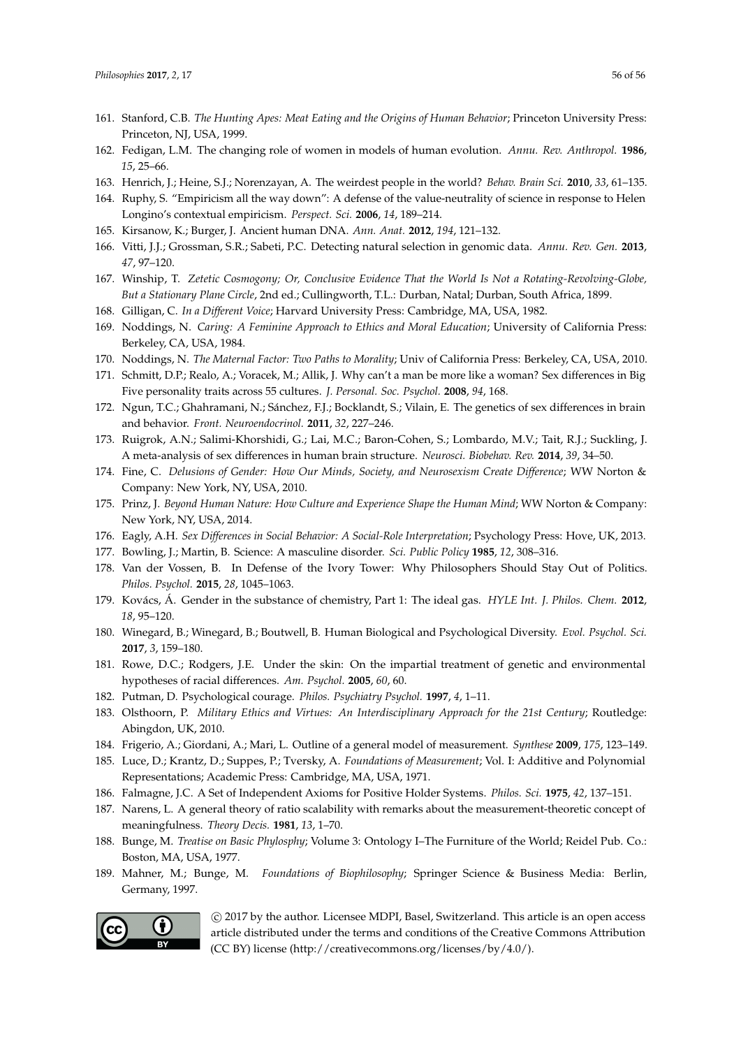161. Stanford, C.B. *The Hunting Apes: Meat Eating and the Origins of Human Behavior*; Princeton University Press: Princeton, NJ, USA, 1999.
162. Fedigan, L.M. The changing role of women in models of human evolution. *Annu. Rev. Anthropol.* **1986**, *15*, 25–66.
163. Henrich, J.; Heine, S.J.; Norenzayan, A. The weirdest people in the world? *Behav. Brain Sci.* **2010**, *33*, 61–135.
164. Ruphy, S. "Empiricism all the way down": A defense of the value-neutrality of science in response to Helen Longino's contextual empiricism. *Perspect. Sci.* **2006**, *14*, 189–214.
165. Kirsanow, K.; Burger, J. Ancient human DNA. *Ann. Anat.* **2012**, *194*, 121–132.
166. Vitti, J.J.; Grossman, S.R.; Sabeti, P.C. Detecting natural selection in genomic data. *Annu. Rev. Gen.* **2013**, *47*, 97–120.
167. Winship, T. *Zetetic Cosmogony; Or, Conclusive Evidence That the World Is Not a Rotating-Revolving-Globe, But a Stationary Plane Circle*, 2nd ed.; Cullingworth, T.L.: Durban, Natal; Durban, South Africa, 1899.
168. Gilligan, C. *In a Different Voice*; Harvard University Press: Cambridge, MA, USA, 1982.
169. Noddings, N. *Caring: A Feminine Approach to Ethics and Moral Education*; University of California Press: Berkeley, CA, USA, 1984.
170. Noddings, N. *The Maternal Factor: Two Paths to Morality*; Univ of California Press: Berkeley, CA, USA, 2010.
171. Schmitt, D.P.; Realo, A.; Voracek, M.; Allik, J. Why can't a man be more like a woman? Sex differences in Big Five personality traits across 55 cultures. *J. Personal. Soc. Psychol.* **2008**, *94*, 168.
172. Ngun, T.C.; Ghahramani, N.; Sánchez, F.J.; Bocklandt, S.; Vilain, E. The genetics of sex differences in brain and behavior. *Front. Neuroendocrinol.* **2011**, *32*, 227–246.
173. Ruigrok, A.N.; Salimi-Khorshidi, G.; Lai, M.C.; Baron-Cohen, S.; Lombardo, M.V.; Tait, R.J.; Suckling, J. A meta-analysis of sex differences in human brain structure. *Neurosci. Biobehav. Rev.* **2014**, *39*, 34–50.
174. Fine, C. *Delusions of Gender: How Our Minds, Society, and Neurosexism Create Difference*; WW Norton & Company: New York, NY, USA, 2010.
175. Prinz, J. *Beyond Human Nature: How Culture and Experience Shape the Human Mind*; WW Norton & Company: New York, NY, USA, 2014.
176. Eagly, A.H. *Sex Differences in Social Behavior: A Social-Role Interpretation*; Psychology Press: Hove, UK, 2013.
177. Bowling, J.; Martin, B. Science: A masculine disorder. *Sci. Public Policy* **1985**, *12*, 308–316.
178. Van der Vossen, B. In Defense of the Ivory Tower: Why Philosophers Should Stay Out of Politics. *Philos. Psychol.* **2015**, *28*, 1045–1063.
179. Kovács, Á. Gender in the substance of chemistry, Part 1: The ideal gas. *HYLE Int. J. Philos. Chem.* **2012**, *18*, 95–120.
180. Winegard, B.; Winegard, B.; Boutwell, B. Human Biological and Psychological Diversity. *Evol. Psychol. Sci.* **2017**, *3*, 159–180.
181. Rowe, D.C.; Rodgers, J.E. Under the skin: On the impartial treatment of genetic and environmental hypotheses of racial differences. *Am. Psychol.* **2005**, *60*, 60.
182. Putman, D. Psychological courage. *Philos. Psychiatry Psychol.* **1997**, *4*, 1–11.
183. Olsthoorn, P. *Military Ethics and Virtues: An Interdisciplinary Approach for the 21st Century*; Routledge: Abingdon, UK, 2010.
184. Frigerio, A.; Giordani, A.; Mari, L. Outline of a general model of measurement. *Synthese* **2009**, *175*, 123–149.
185. Luce, D.; Krantz, D.; Suppes, P.; Tversky, A. *Foundations of Measurement*; Vol. I: Additive and Polynomial Representations; Academic Press: Cambridge, MA, USA, 1971.
186. Falmagne, J.C. A Set of Independent Axioms for Positive Holder Systems. *Philos. Sci.* **1975**, *42*, 137–151.
187. Narens, L. A general theory of ratio scalability with remarks about the measurement-theoretic concept of meaningfulness. *Theory Decis.* **1981**, *13*, 1–70.
188. Bunge, M. *Treatise on Basic Phylosphy*; Volume 3: Ontology I–The Furniture of the World; Reidel Pub. Co.: Boston, MA, USA, 1977.
189. Mahner, M.; Bunge, M. *Foundations of Biophilosophy*; Springer Science & Business Media: Berlin, Germany, 1997.

© 2017 by the author. Licensee MDPI, Basel, Switzerland. This article is an open access article distributed under the terms and conditions of the Creative Commons Attribution (CC BY) license (http://creativecommons.org/licenses/by/4.0/).